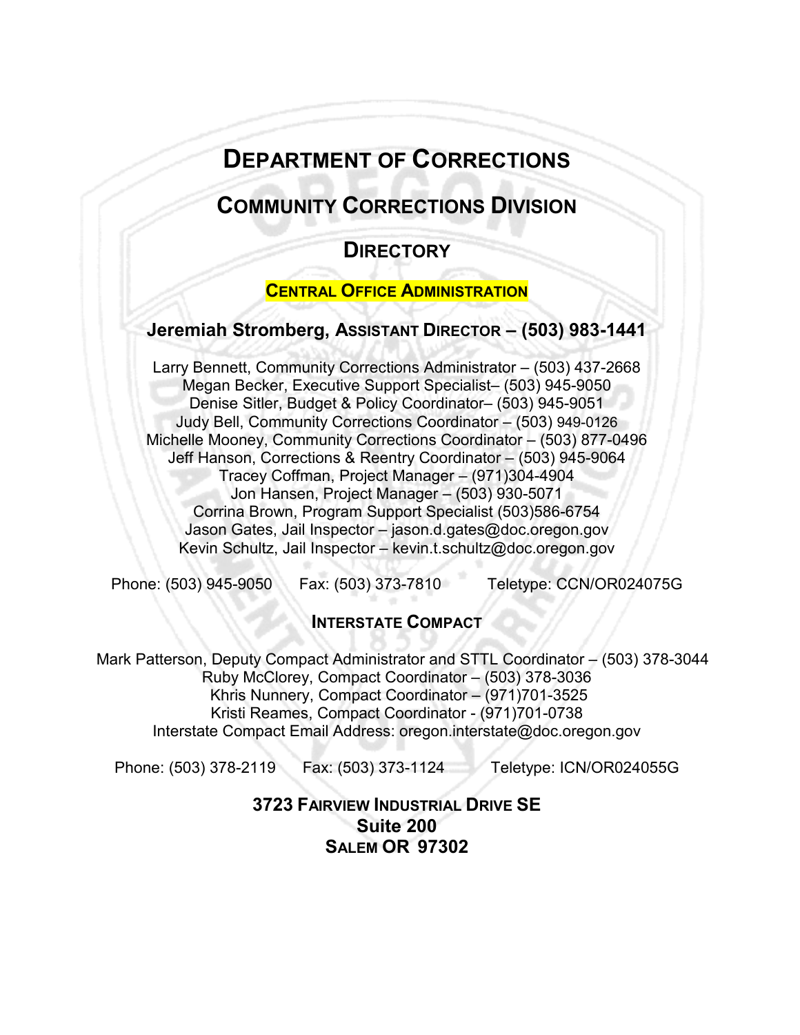# DEPARTMENT OF CORRECTIONS

## COMMUNITY CORRECTIONS DIVISION

## DIRECTORY

### CENTRAL OFFICE ADMINISTRATION

**Jeremiah Stromberg, ASSISTANT DIRECTOR – (503) 983-1441**

Larry Bennett, Community Corrections Administrator – (503) 437-2668
Megan Becker, Executive Support Specialist– (503) 945-9050
Denise Sitler, Budget & Policy Coordinator– (503) 945-9051
Judy Bell, Community Corrections Coordinator – (503) 949-0126
Michelle Mooney, Community Corrections Coordinator – (503) 877-0496
Jeff Hanson, Corrections & Reentry Coordinator – (503) 945-9064
Tracey Coffman, Project Manager – (971)304-4904
Jon Hansen, Project Manager – (503) 930-5071
Corrina Brown, Program Support Specialist (503)586-6754
Jason Gates, Jail Inspector – jason.d.gates@doc.oregon.gov
Kevin Schultz, Jail Inspector – kevin.t.schultz@doc.oregon.gov

Phone: (503) 945-9050 Fax: (503) 373-7810 Teletype: CCN/OR024075G

### INTERSTATE COMPACT

Mark Patterson, Deputy Compact Administrator and STTL Coordinator – (503) 378-3044
Ruby McClorey, Compact Coordinator – (503) 378-3036
Khris Nunnery, Compact Coordinator – (971)701-3525
Kristi Reames, Compact Coordinator - (971)701-0738
Interstate Compact Email Address: oregon.interstate@doc.oregon.gov

Phone: (503) 378-2119 Fax: (503) 373-1124 Teletype: ICN/OR024055G

**3723 FAIRVIEW INDUSTRIAL DRIVE SE**
**Suite 200**
**SALEM OR 97302**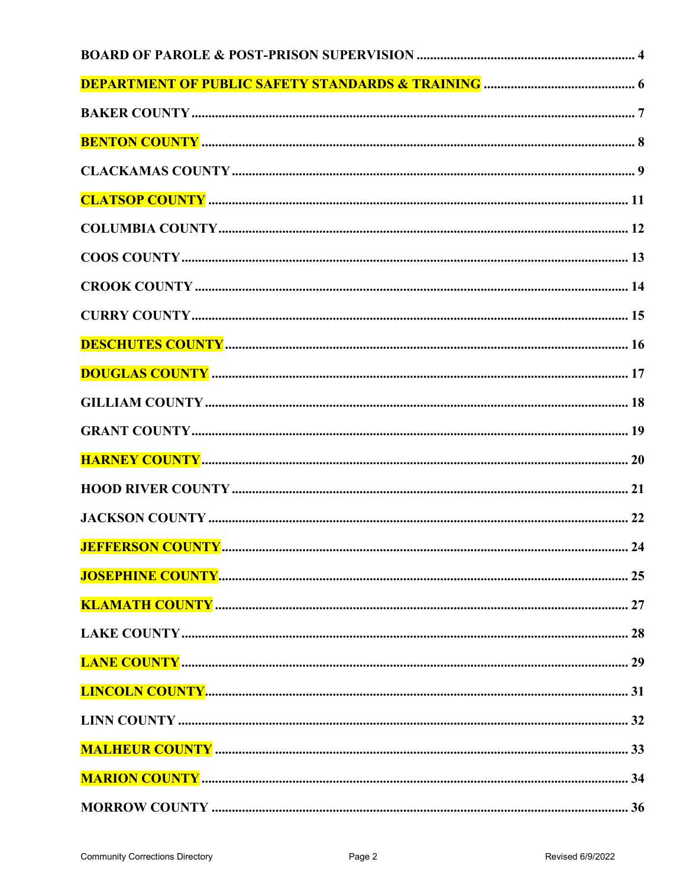BOARD OF PAROLE & POST-PRISON SUPERVISION ................................................................ 4

DEPARTMENT OF PUBLIC SAFETY STANDARDS & TRAINING ........................................... 6

BAKER COUNTY ........................................................................................................... 7

BENTON COUNTY ......................................................................................................... 8

CLACKAMAS COUNTY ................................................................................................. 9

CLATSOP COUNTY ....................................................................................................... 11

COLUMBIA COUNTY ..................................................................................................... 12

COOS COUNTY ............................................................................................................. 13

CROOK COUNTY .......................................................................................................... 14

CURRY COUNTY ........................................................................................................... 15

DESCHUTES COUNTY ................................................................................................... 16

DOUGLAS COUNTY ...................................................................................................... 17

GILLIAM COUNTY ......................................................................................................... 18

GRANT COUNTY ........................................................................................................... 19

HARNEY COUNTY ......................................................................................................... 20

HOOD RIVER COUNTY .................................................................................................. 21

JACKSON COUNTY ........................................................................................................ 22

JEFFERSON COUNTY .................................................................................................... 24

JOSEPHINE COUNTY ..................................................................................................... 25

KLAMATH COUNTY ....................................................................................................... 27

LAKE COUNTY .............................................................................................................. 28

LANE COUNTY .............................................................................................................. 29

LINCOLN COUNTY ........................................................................................................ 31

LINN COUNTY ............................................................................................................... 32

MALHEUR COUNTY ....................................................................................................... 33

MARION COUNTY ......................................................................................................... 34

MORROW COUNTY ....................................................................................................... 36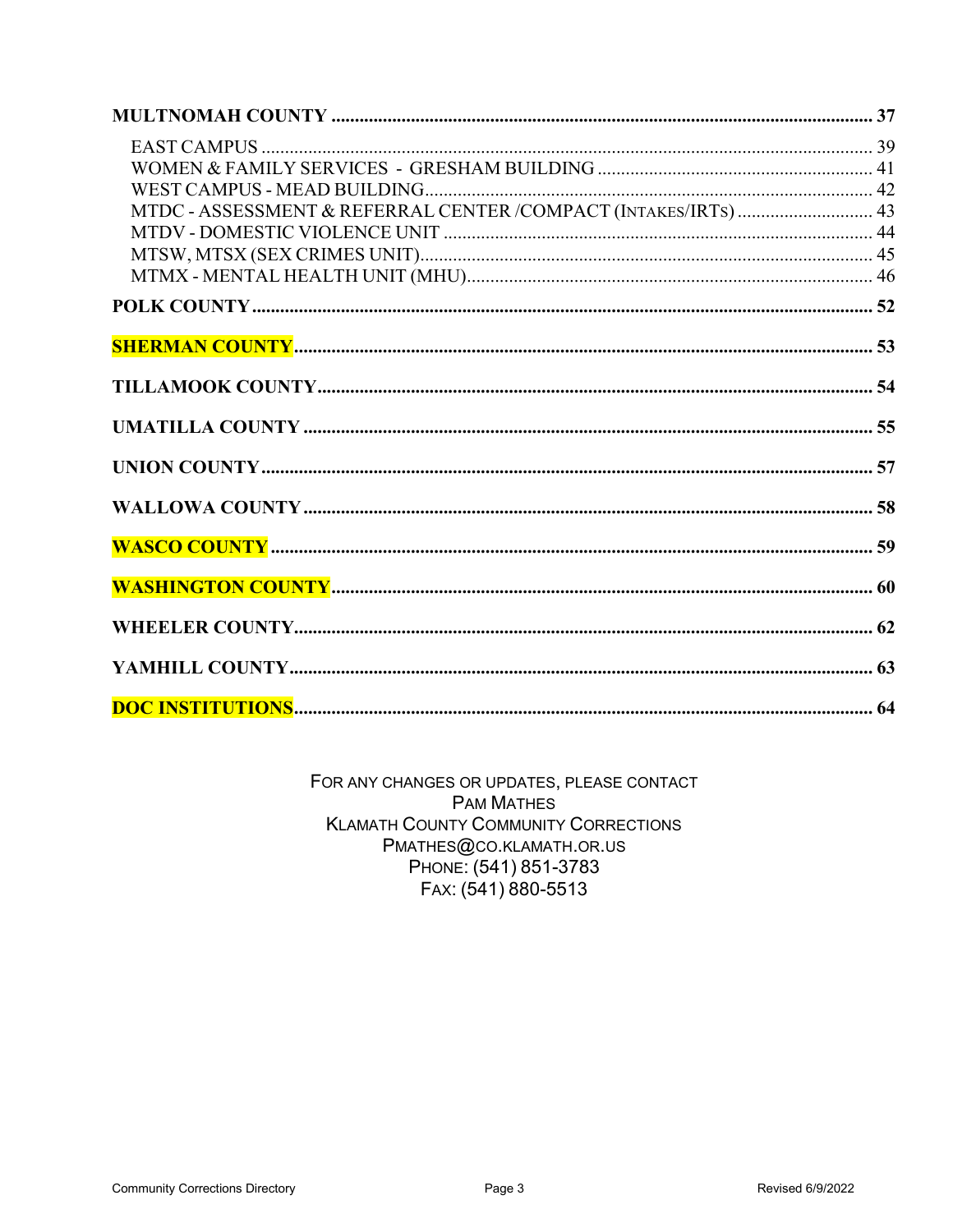**MULTNOMAH COUNTY** .................................................................................................... 37

EAST CAMPUS ................................................................................................................ 39
WOMEN & FAMILY SERVICES - GRESHAM BUILDING ............................................................ 41
WEST CAMPUS - MEAD BUILDING.............................................................................................. 42
MTDC - ASSESSMENT & REFERRAL CENTER /COMPACT (INTAKES/IRTS) ............................ 43
MTDV - DOMESTIC VIOLENCE UNIT ............................................................................................ 44
MTSW, MTSX (SEX CRIMES UNIT)................................................................................................ 45
MTMX - MENTAL HEALTH UNIT (MHU)...................................................................................... 46

**POLK COUNTY**.................................................................................................................. 52

**SHERMAN COUNTY**.......................................................................................................... 53

**TILLAMOOK COUNTY**...................................................................................................... 54

**UMATILLA COUNTY** ........................................................................................................ 55

**UNION COUNTY**................................................................................................................. 57

**WALLOWA COUNTY** ........................................................................................................ 58

**WASCO COUNTY** ................................................................................................................ 59

**WASHINGTON COUNTY**.................................................................................................... 60

**WHEELER COUNTY**............................................................................................................ 62

**YAMHILL COUNTY**.............................................................................................................. 63

**DOC INSTITUTIONS**............................................................................................................ 64

FOR ANY CHANGES OR UPDATES, PLEASE CONTACT
PAM MATHES
KLAMATH COUNTY COMMUNITY CORRECTIONS
PMATHES@CO.KLAMATH.OR.US
PHONE: (541) 851-3783
FAX: (541) 880-5513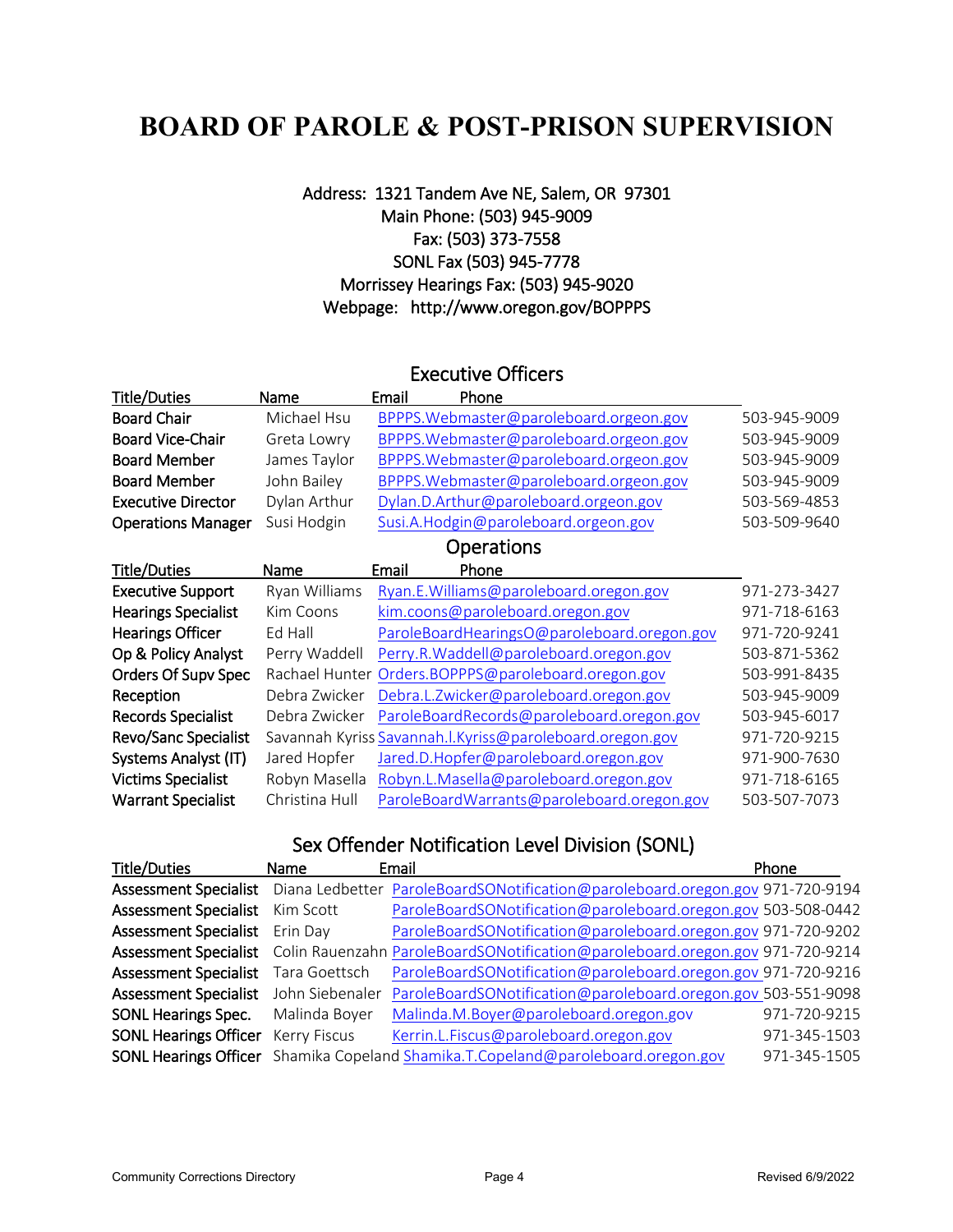# BOARD OF PAROLE & POST-PRISON SUPERVISION

Address: 1321 Tandem Ave NE, Salem, OR 97301
Main Phone: (503) 945-9009
Fax: (503) 373-7558
SONL Fax (503) 945-7778
Morrissey Hearings Fax: (503) 945-9020
Webpage: http://www.oregon.gov/BOPPPS

## Executive Officers

| Title/Duties | Name | Email | Phone |
|---|---|---|---|
| Board Chair | Michael Hsu | BPPPS.Webmaster@paroleboard.orgeon.gov | 503-945-9009 |
| Board Vice-Chair | Greta Lowry | BPPPS.Webmaster@paroleboard.orgeon.gov | 503-945-9009 |
| Board Member | James Taylor | BPPPS.Webmaster@paroleboard.orgeon.gov | 503-945-9009 |
| Board Member | John Bailey | BPPPS.Webmaster@paroleboard.orgeon.gov | 503-945-9009 |
| Executive Director | Dylan Arthur | Dylan.D.Arthur@paroleboard.orgeon.gov | 503-569-4853 |
| Operations Manager | Susi Hodgin | Susi.A.Hodgin@paroleboard.orgeon.gov | 503-509-9640 |

## Operations

| Title/Duties | Name | Email | Phone |
|---|---|---|---|
| Executive Support | Ryan Williams | Ryan.E.Williams@paroleboard.oregon.gov | 971-273-3427 |
| Hearings Specialist | Kim Coons | kim.coons@paroleboard.oregon.gov | 971-718-6163 |
| Hearings Officer | Ed Hall | ParoleBoardHearingsO@paroleboard.oregon.gov | 971-720-9241 |
| Op & Policy Analyst | Perry Waddell | Perry.R.Waddell@paroleboard.oregon.gov | 503-871-5362 |
| Orders Of Supv Spec | Rachael Hunter | Orders.BOPPPS@paroleboard.oregon.gov | 503-991-8435 |
| Reception | Debra Zwicker | Debra.L.Zwicker@paroleboard.oregon.gov | 503-945-9009 |
| Records Specialist | Debra Zwicker | ParoleBoardRecords@paroleboard.oregon.gov | 503-945-6017 |
| Revo/Sanc Specialist | Savannah Kyriss | Savannah.l.Kyriss@paroleboard.oregon.gov | 971-720-9215 |
| Systems Analyst (IT) | Jared Hopfer | Jared.D.Hopfer@paroleboard.oregon.gov | 971-900-7630 |
| Victims Specialist | Robyn Masella | Robyn.L.Masella@paroleboard.oregon.gov | 971-718-6165 |
| Warrant Specialist | Christina Hull | ParoleBoardWarrants@paroleboard.oregon.gov | 503-507-7073 |

## Sex Offender Notification Level Division (SONL)

| Title/Duties | Name | Email | Phone |
|---|---|---|---|
| Assessment Specialist | Diana Ledbetter | ParoleBoardSONotification@paroleboard.oregon.gov | 971-720-9194 |
| Assessment Specialist | Kim Scott | ParoleBoardSONotification@paroleboard.oregon.gov | 503-508-0442 |
| Assessment Specialist | Erin Day | ParoleBoardSONotification@paroleboard.oregon.gov | 971-720-9202 |
| Assessment Specialist | Colin Rauenzahn | ParoleBoardSONotification@paroleboard.oregon.gov | 971-720-9214 |
| Assessment Specialist | Tara Goettsch | ParoleBoardSONotification@paroleboard.oregon.gov | 971-720-9216 |
| Assessment Specialist | John Siebenaler | ParoleBoardSONotification@paroleboard.oregon.gov | 503-551-9098 |
| SONL Hearings Spec. | Malinda Boyer | Malinda.M.Boyer@paroleboard.oregon.gov | 971-720-9215 |
| SONL Hearings Officer | Kerry Fiscus | Kerrin.L.Fiscus@paroleboard.oregon.gov | 971-345-1503 |
| SONL Hearings Officer | Shamika Copeland | Shamika.T.Copeland@paroleboard.oregon.gov | 971-345-1505 |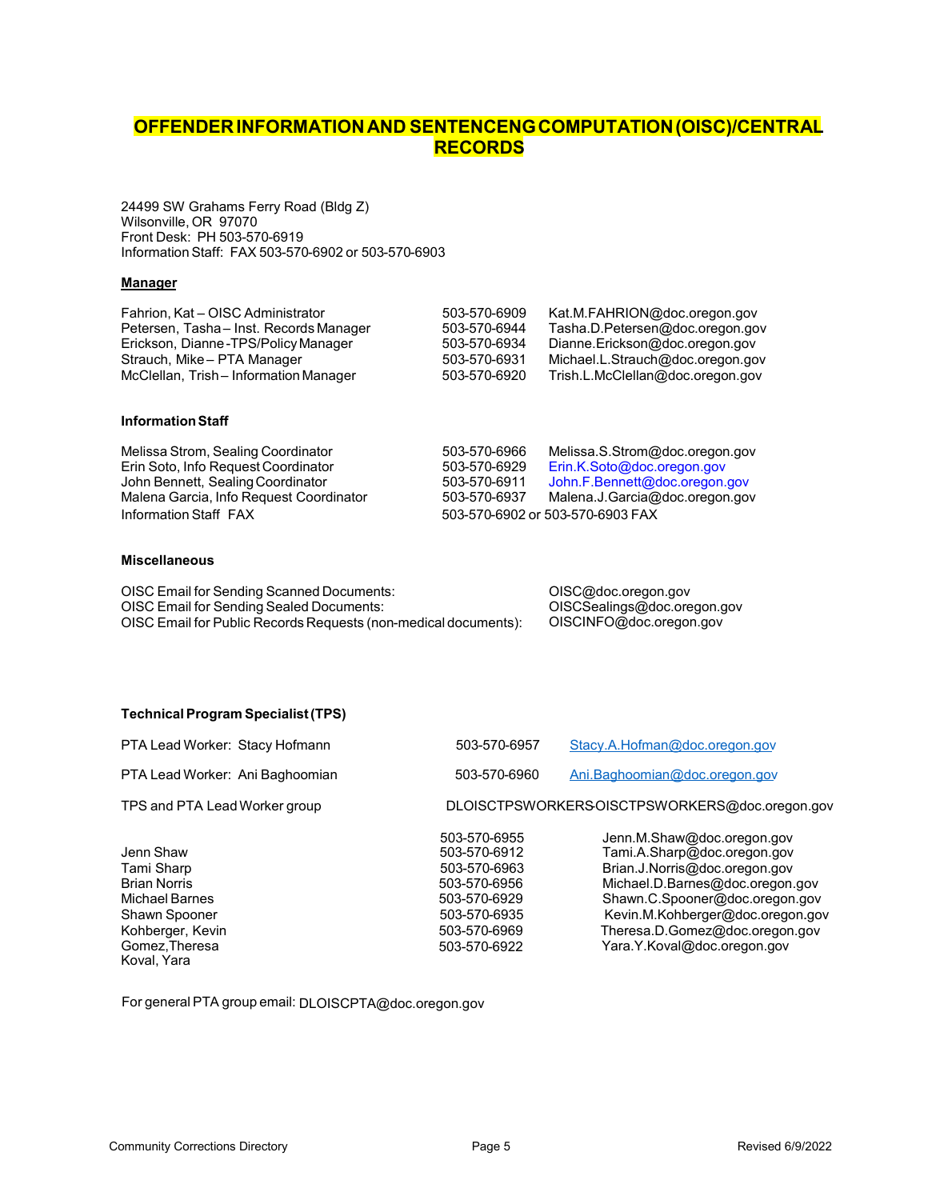# OFFENDER INFORMATION AND SENTENCENG COMPUTATION (OISC)/CENTRAL RECORDS

24499 SW Grahams Ferry Road (Bldg Z)
Wilsonville, OR 97070
Front Desk: PH 503-570-6919
Information Staff: FAX 503-570-6902 or 503-570-6903

**Manager**

| | | |
|---|---|---|
| Fahrion, Kat – OISC Administrator | 503-570-6909 | Kat.M.FAHRION@doc.oregon.gov |
| Petersen, Tasha – Inst. Records Manager | 503-570-6944 | Tasha.D.Petersen@doc.oregon.gov |
| Erickson, Dianne -TPS/Policy Manager | 503-570-6934 | Dianne.Erickson@doc.oregon.gov |
| Strauch, Mike – PTA Manager | 503-570-6931 | Michael.L.Strauch@doc.oregon.gov |
| McClellan, Trish – Information Manager | 503-570-6920 | Trish.L.McClellan@doc.oregon.gov |

**Information Staff**

| | | |
|---|---|---|
| Melissa Strom, Sealing Coordinator | 503-570-6966 | Melissa.S.Strom@doc.oregon.gov |
| Erin Soto, Info Request Coordinator | 503-570-6929 | Erin.K.Soto@doc.oregon.gov |
| John Bennett, Sealing Coordinator | 503-570-6911 | John.F.Bennett@doc.oregon.gov |
| Malena Garcia, Info Request Coordinator | 503-570-6937 | Malena.J.Garcia@doc.oregon.gov |
| Information Staff FAX | 503-570-6902 or 503-570-6903 FAX | |

**Miscellaneous**

| | |
|---|---|
| OISC Email for Sending Scanned Documents: | OISC@doc.oregon.gov |
| OISC Email for Sending Sealed Documents: | OISCSealings@doc.oregon.gov |
| OISC Email for Public Records Requests (non-medical documents): | OISCINFO@doc.oregon.gov |

**Technical Program Specialist (TPS)**

| | | |
|---|---|---|
| PTA Lead Worker: Stacy Hofmann | 503-570-6957 | Stacy.A.Hofman@doc.oregon.gov |
| PTA Lead Worker: Ani Baghoomian | 503-570-6960 | Ani.Baghoomian@doc.oregon.gov |
| TPS and PTA Lead Worker group | DLOISCTPSWORKERS-OISCTPSWORKERS@doc.oregon.gov | |
| Jenn Shaw | 503-570-6955 | Jenn.M.Shaw@doc.oregon.gov |
| Tami Sharp | 503-570-6912 | Tami.A.Sharp@doc.oregon.gov |
| Brian Norris | 503-570-6963 | Brian.J.Norris@doc.oregon.gov |
| Michael Barnes | 503-570-6956 | Michael.D.Barnes@doc.oregon.gov |
| Shawn Spooner | 503-570-6929 | Shawn.C.Spooner@doc.oregon.gov |
| Kohberger, Kevin | 503-570-6935 | Kevin.M.Kohberger@doc.oregon.gov |
| Gomez, Theresa | 503-570-6969 | Theresa.D.Gomez@doc.oregon.gov |
| Koval, Yara | 503-570-6922 | Yara.Y.Koval@doc.oregon.gov |

For general PTA group email: DLOISCPTA@doc.oregon.gov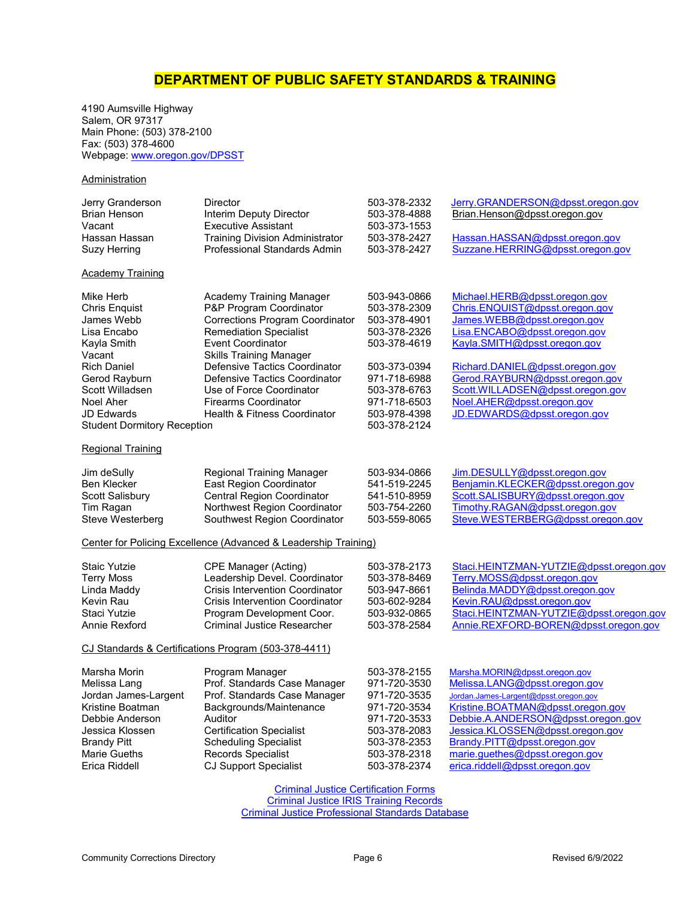# DEPARTMENT OF PUBLIC SAFETY STANDARDS & TRAINING

4190 Aumsville Highway
Salem, OR 97317
Main Phone: (503) 378-2100
Fax: (503) 378-4600
Webpage: [www.oregon.gov/DPSST](www.oregon.gov/DPSST)

## Administration

| | | | |
|---|---|---|---|
| Jerry Granderson | Director | 503-378-2332 | Jerry.GRANDERSON@dpsst.oregon.gov |
| Brian Henson | Interim Deputy Director | 503-378-4888 | Brian.Henson@dpsst.oregon.gov |
| Vacant | Executive Assistant | 503-373-1553 | |
| Hassan Hassan | Training Division Administrator | 503-378-2427 | Hassan.HASSAN@dpsst.oregon.gov |
| Suzy Herring | Professional Standards Admin | 503-378-2427 | Suzzane.HERRING@dpsst.oregon.gov |

## Academy Training

| | | | |
|---|---|---|---|
| Mike Herb | Academy Training Manager | 503-943-0866 | Michael.HERB@dpsst.oregon.gov |
| Chris Enquist | P&P Program Coordinator | 503-378-2309 | Chris.ENQUIST@dpsst.oregon.gov |
| James Webb | Corrections Program Coordinator | 503-378-4901 | James.WEBB@dpsst.oregon.gov |
| Lisa Encabo | Remediation Specialist | 503-378-2326 | Lisa.ENCABO@dpsst.oregon.gov |
| Kayla Smith | Event Coordinator | 503-378-4619 | Kayla.SMITH@dpsst.oregon.gov |
| Vacant | Skills Training Manager | | |
| Rich Daniel | Defensive Tactics Coordinator | 503-373-0394 | Richard.DANIEL@dpsst.oregon.gov |
| Gerod Rayburn | Defensive Tactics Coordinator | 971-718-6988 | Gerod.RAYBURN@dpsst.oregon.gov |
| Scott Willadsen | Use of Force Coordinator | 503-378-6763 | Scott.WILLADSEN@dpsst.oregon.gov |
| Noel Aher | Firearms Coordinator | 971-718-6503 | Noel.AHER@dpsst.oregon.gov |
| JD Edwards | Health & Fitness Coordinator | 503-978-4398 | JD.EDWARDS@dpsst.oregon.gov |
| Student Dormitory Reception | | 503-378-2124 | |

## Regional Training

| | | | |
|---|---|---|---|
| Jim deSully | Regional Training Manager | 503-934-0866 | Jim.DESULLY@dpsst.oregon.gov |
| Ben Klecker | East Region Coordinator | 541-519-2245 | Benjamin.KLECKER@dpsst.oregon.gov |
| Scott Salisbury | Central Region Coordinator | 541-510-8959 | Scott.SALISBURY@dpsst.oregon.gov |
| Tim Ragan | Northwest Region Coordinator | 503-754-2260 | Timothy.RAGAN@dpsst.oregon.gov |
| Steve Westerberg | Southwest Region Coordinator | 503-559-8065 | Steve.WESTERBERG@dpsst.oregon.gov |

## Center for Policing Excellence (Advanced & Leadership Training)

| | | | |
|---|---|---|---|
| Staic Yutzie | CPE Manager (Acting) | 503-378-2173 | Staci.HEINTZMAN-YUTZIE@dpsst.oregon.gov |
| Terry Moss | Leadership Devel. Coordinator | 503-378-8469 | Terry.MOSS@dpsst.oregon.gov |
| Linda Maddy | Crisis Intervention Coordinator | 503-947-8661 | Belinda.MADDY@dpsst.oregon.gov |
| Kevin Rau | Crisis Intervention Coordinator | 503-602-9284 | Kevin.RAU@dpsst.oregon.gov |
| Staci Yutzie | Program Development Coor. | 503-932-0865 | Staci.HEINTZMAN-YUTZIE@dpsst.oregon.gov |
| Annie Rexford | Criminal Justice Researcher | 503-378-2584 | Annie.REXFORD-BOREN@dpsst.oregon.gov |

## CJ Standards & Certifications Program (503-378-4411)

| | | | |
|---|---|---|---|
| Marsha Morin | Program Manager | 503-378-2155 | Marsha.MORIN@dpsst.oregon.gov |
| Melissa Lang | Prof. Standards Case Manager | 971-720-3530 | Melissa.LANG@dpsst.oregon.gov |
| Jordan James-Largent | Prof. Standards Case Manager | 971-720-3535 | Jordan.James-Largent@dpsst.oregon.gov |
| Kristine Boatman | Backgrounds/Maintenance | 971-720-3534 | Kristine.BOATMAN@dpsst.oregon.gov |
| Debbie Anderson | Auditor | 971-720-3533 | Debbie.A.ANDERSON@dpsst.oregon.gov |
| Jessica Klossen | Certification Specialist | 503-378-2083 | Jessica.KLOSSEN@dpsst.oregon.gov |
| Brandy Pitt | Scheduling Specialist | 503-378-2353 | Brandy.PITT@dpsst.oregon.gov |
| Marie Gueths | Records Specialist | 503-378-2318 | marie.guethes@dpsst.oregon.gov |
| Erica Riddell | CJ Support Specialist | 503-378-2374 | erica.riddell@dpsst.oregon.gov |

Criminal Justice Certification Forms
Criminal Justice IRIS Training Records
Criminal Justice Professional Standards Database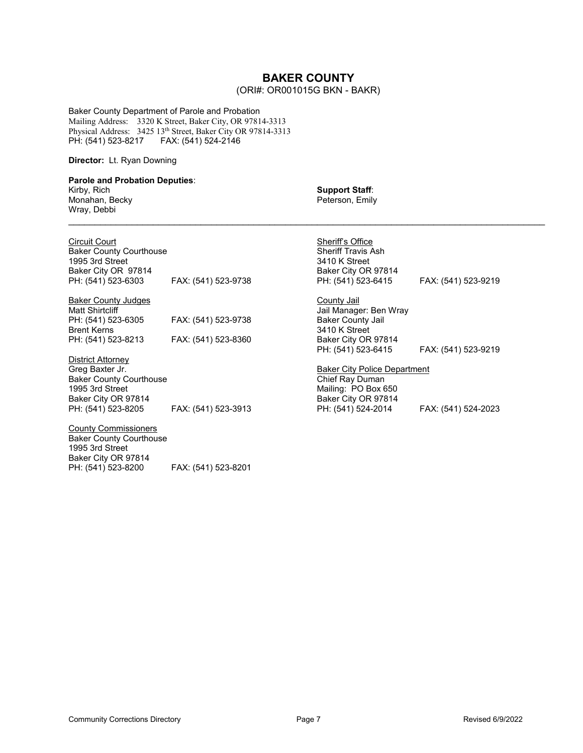# BAKER COUNTY

(ORI#: OR001015G BKN - BAKR)

Baker County Department of Parole and Probation
Mailing Address: 3320 K Street, Baker City, OR 97814-3313
Physical Address: 3425 13th Street, Baker City OR 97814-3313
PH: (541) 523-8217 FAX: (541) 524-2146

**Director:** Lt. Ryan Downing

**Parole and Probation Deputies**:
Kirby, Rich
Monahan, Becky
Wray, Debbi

**Support Staff**:
Peterson, Emily

---

Circuit Court
Baker County Courthouse
1995 3rd Street
Baker City OR 97814
PH: (541) 523-6303 FAX: (541) 523-9738

Baker County Judges
Matt Shirtcliff
PH: (541) 523-6305 FAX: (541) 523-9738
Brent Kerns
PH: (541) 523-8213 FAX: (541) 523-8360

District Attorney
Greg Baxter Jr.
Baker County Courthouse
1995 3rd Street
Baker City OR 97814
PH: (541) 523-8205 FAX: (541) 523-3913

County Commissioners
Baker County Courthouse
1995 3rd Street
Baker City OR 97814
PH: (541) 523-8200 FAX: (541) 523-8201

Sheriff's Office
Sheriff Travis Ash
3410 K Street
Baker City OR 97814
PH: (541) 523-6415 FAX: (541) 523-9219

County Jail
Jail Manager: Ben Wray
Baker County Jail
3410 K Street
Baker City OR 97814
PH: (541) 523-6415 FAX: (541) 523-9219

Baker City Police Department
Chief Ray Duman
Mailing: PO Box 650
Baker City OR 97814
PH: (541) 524-2014 FAX: (541) 524-2023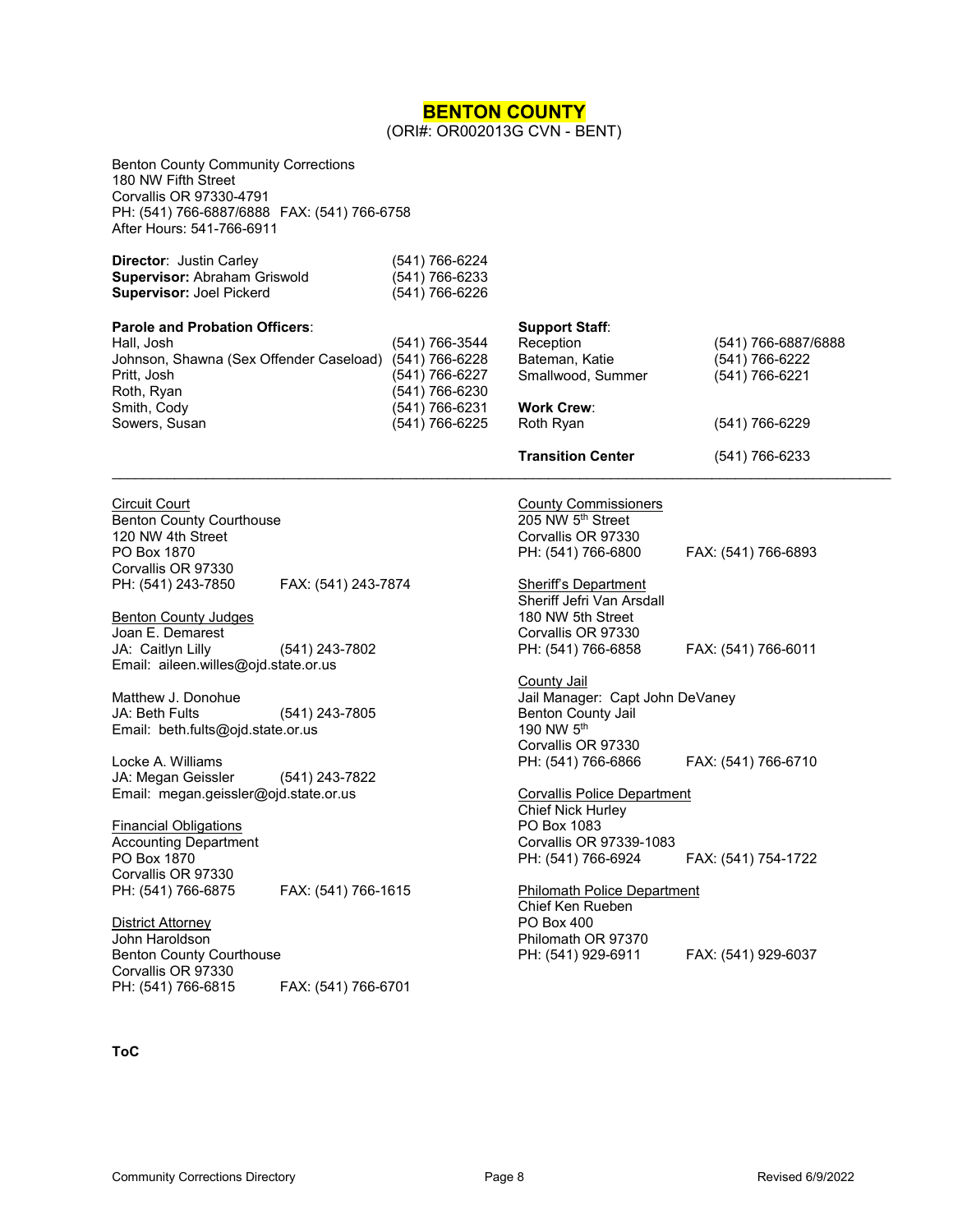# BENTON COUNTY

(ORI#: OR002013G CVN - BENT)

Benton County Community Corrections
180 NW Fifth Street
Corvallis OR 97330-4791
PH: (541) 766-6887/6888 FAX: (541) 766-6758
After Hours: 541-766-6911

| | |
|---|---|
| **Director**: Justin Carley | (541) 766-6224 |
| **Supervisor:** Abraham Griswold | (541) 766-6233 |
| **Supervisor:** Joel Pickerd | (541) 766-6226 |

**Parole and Probation Officers**:

| | |
|---|---|
| Hall, Josh | (541) 766-3544 |
| Johnson, Shawna (Sex Offender Caseload) | (541) 766-6228 |
| Pritt, Josh | (541) 766-6227 |
| Roth, Ryan | (541) 766-6230 |
| Smith, Cody | (541) 766-6231 |
| Sowers, Susan | (541) 766-6225 |

**Support Staff**:

| | |
|---|---|
| Reception | (541) 766-6887/6888 |
| Bateman, Katie | (541) 766-6222 |
| Smallwood, Summer | (541) 766-6221 |

**Work Crew**:

| | |
|---|---|
| Roth Ryan | (541) 766-6229 |

| | |
|---|---|
| **Transition Center** | (541) 766-6233 |

---

Circuit Court
Benton County Courthouse
120 NW 4th Street
PO Box 1870
Corvallis OR 97330
PH: (541) 243-7850 FAX: (541) 243-7874

Benton County Judges
Joan E. Demarest
JA: Caitlyn Lilly (541) 243-7802
Email: aileen.willes@ojd.state.or.us

Matthew J. Donohue
JA: Beth Fults (541) 243-7805
Email: beth.fults@ojd.state.or.us

Locke A. Williams
JA: Megan Geissler (541) 243-7822
Email: megan.geissler@ojd.state.or.us

Financial Obligations
Accounting Department
PO Box 1870
Corvallis OR 97330
PH: (541) 766-6875 FAX: (541) 766-1615

District Attorney
John Haroldson
Benton County Courthouse
Corvallis OR 97330
PH: (541) 766-6815 FAX: (541) 766-6701

County Commissioners
205 NW 5th Street
Corvallis OR 97330
PH: (541) 766-6800 FAX: (541) 766-6893

Sheriff's Department
Sheriff Jefri Van Arsdall
180 NW 5th Street
Corvallis OR 97330
PH: (541) 766-6858 FAX: (541) 766-6011

County Jail
Jail Manager: Capt John DeVaney
Benton County Jail
190 NW 5th
Corvallis OR 97330
PH: (541) 766-6866 FAX: (541) 766-6710

Corvallis Police Department
Chief Nick Hurley
PO Box 1083
Corvallis OR 97339-1083
PH: (541) 766-6924 FAX: (541) 754-1722

Philomath Police Department
Chief Ken Rueben
PO Box 400
Philomath OR 97370
PH: (541) 929-6911 FAX: (541) 929-6037

**ToC**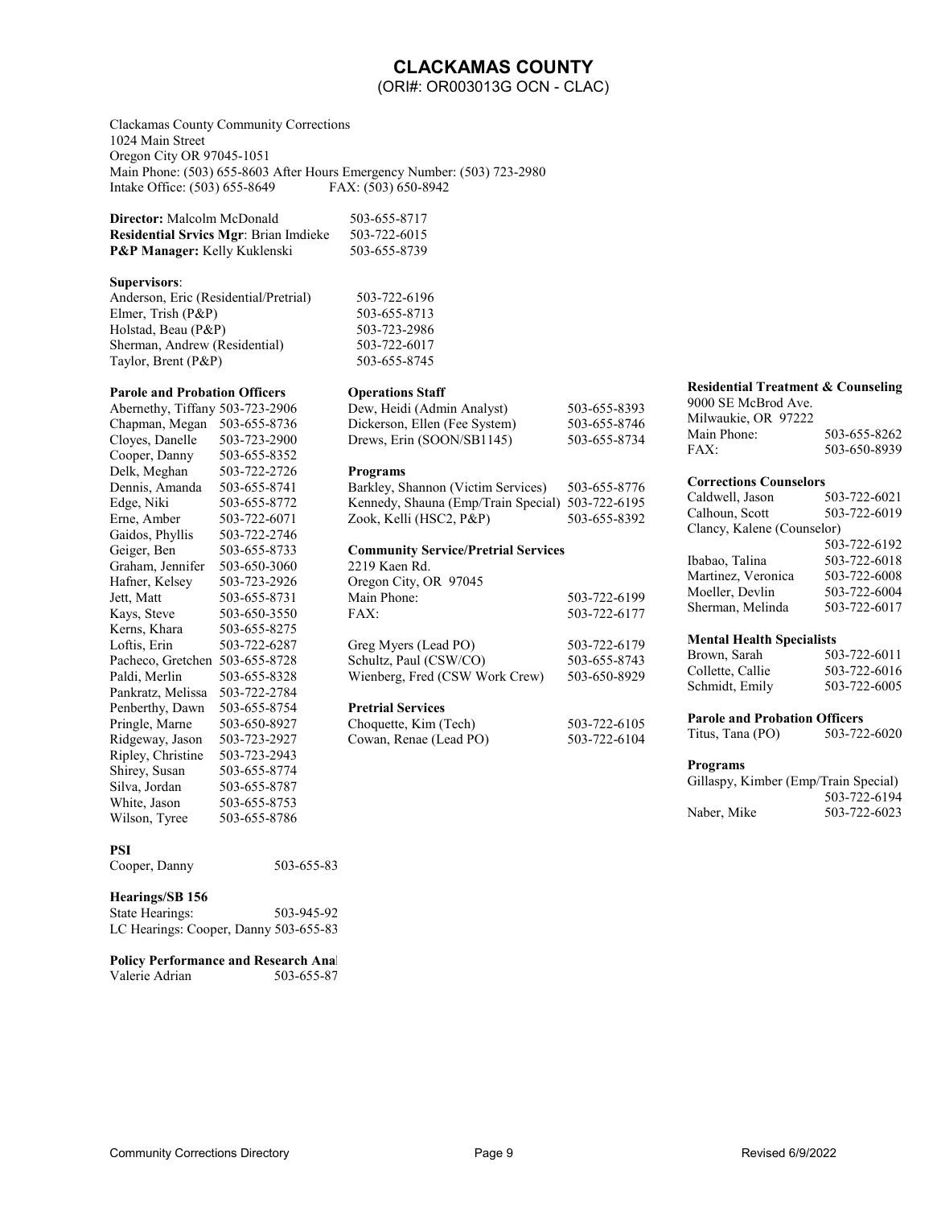# CLACKAMAS COUNTY

(ORI#: OR003013G OCN - CLAC)

Clackamas County Community Corrections
1024 Main Street
Oregon City OR 97045-1051
Main Phone: (503) 655-8603 After Hours Emergency Number: (503) 723-2980
Intake Office: (503) 655-8649 FAX: (503) 650-8942

**Director:** Malcolm McDonald 503-655-8717
**Residential Srvics Mgr**: Brian Imdieke 503-722-6015
**P&P Manager:** Kelly Kuklenski 503-655-8739

**Supervisors**:

| | |
|---|---|
| Anderson, Eric (Residential/Pretrial) | 503-722-6196 |
| Elmer, Trish (P&P) | 503-655-8713 |
| Holstad, Beau (P&P) | 503-723-2986 |
| Sherman, Andrew (Residential) | 503-722-6017 |
| Taylor, Brent (P&P) | 503-655-8745 |

**Parole and Probation Officers**

| | |
|---|---|
| Abernethy, Tiffany | 503-723-2906 |
| Chapman, Megan | 503-655-8736 |
| Cloyes, Danelle | 503-723-2900 |
| Cooper, Danny | 503-655-8352 |
| Delk, Meghan | 503-722-2726 |
| Dennis, Amanda | 503-655-8741 |
| Edge, Niki | 503-655-8772 |
| Erne, Amber | 503-722-6071 |
| Gaidos, Phyllis | 503-722-2746 |
| Geiger, Ben | 503-655-8733 |
| Graham, Jennifer | 503-650-3060 |
| Hafner, Kelsey | 503-723-2926 |
| Jett, Matt | 503-655-8731 |
| Kays, Steve | 503-650-3550 |
| Kerns, Khara | 503-655-8275 |
| Loftis, Erin | 503-722-6287 |
| Pacheco, Gretchen | 503-655-8728 |
| Paldi, Merlin | 503-655-8328 |
| Pankratz, Melissa | 503-722-2784 |
| Penberthy, Dawn | 503-655-8754 |
| Pringle, Marne | 503-650-8927 |
| Ridgeway, Jason | 503-723-2927 |
| Ripley, Christine | 503-723-2943 |
| Shirey, Susan | 503-655-8774 |
| Silva, Jordan | 503-655-8787 |
| White, Jason | 503-655-8753 |
| Wilson, Tyree | 503-655-8786 |

**PSI**

Cooper, Danny 503-655-83

**Hearings/SB 156**

State Hearings: 503-945-92
LC Hearings: Cooper, Danny 503-655-83

**Policy Performance and Research Anal**

Valerie Adrian 503-655-87

**Operations Staff**

| | |
|---|---|
| Dew, Heidi (Admin Analyst) | 503-655-8393 |
| Dickerson, Ellen (Fee System) | 503-655-8746 |
| Drews, Erin (SOON/SB1145) | 503-655-8734 |

**Programs**

| | |
|---|---|
| Barkley, Shannon (Victim Services) | 503-655-8776 |
| Kennedy, Shauna (Emp/Train Special) | 503-722-6195 |
| Zook, Kelli (HSC2, P&P) | 503-655-8392 |

**Community Service/Pretrial Services**

2219 Kaen Rd.
Oregon City, OR 97045
Main Phone: 503-722-6199
FAX: 503-722-6177

| | |
|---|---|
| Greg Myers (Lead PO) | 503-722-6179 |
| Schultz, Paul (CSW/CO) | 503-655-8743 |
| Wienberg, Fred (CSW Work Crew) | 503-650-8929 |

**Pretrial Services**

| | |
|---|---|
| Choquette, Kim (Tech) | 503-722-6105 |
| Cowan, Renae (Lead PO) | 503-722-6104 |

**Residential Treatment & Counseling**

9000 SE McBrod Ave.
Milwaukie, OR 97222
Main Phone: 503-655-8262
FAX: 503-650-8939

**Corrections Counselors**

| | |
|---|---|
| Caldwell, Jason | 503-722-6021 |
| Calhoun, Scott | 503-722-6019 |
| Clancy, Kalene (Counselor) | 503-722-6192 |
| Ibabao, Talina | 503-722-6018 |
| Martinez, Veronica | 503-722-6008 |
| Moeller, Devlin | 503-722-6004 |
| Sherman, Melinda | 503-722-6017 |

**Mental Health Specialists**

| | |
|---|---|
| Brown, Sarah | 503-722-6011 |
| Collette, Callie | 503-722-6016 |
| Schmidt, Emily | 503-722-6005 |

**Parole and Probation Officers**

Titus, Tana (PO) 503-722-6020

**Programs**

| | |
|---|---|
| Gillaspy, Kimber (Emp/Train Special) | 503-722-6194 |
| Naber, Mike | 503-722-6023 |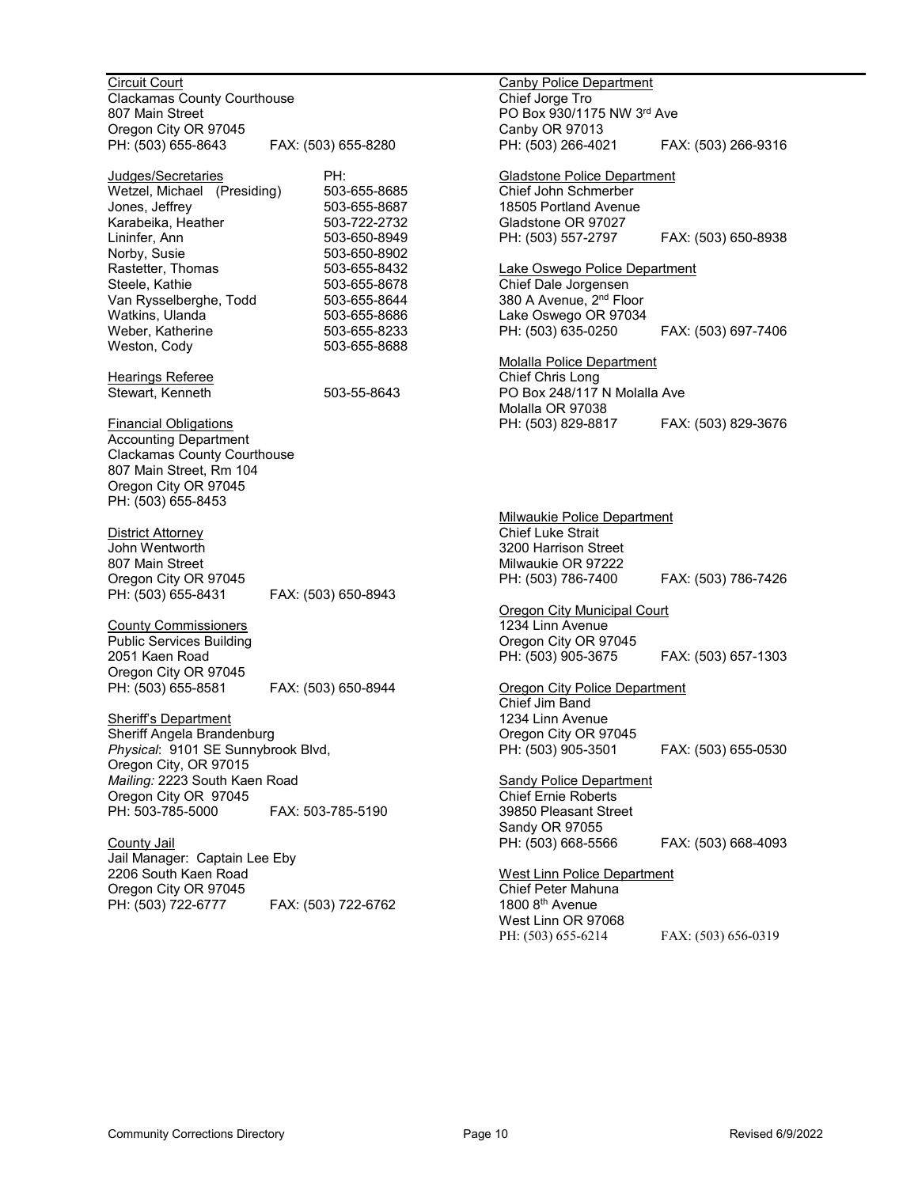<u>Circuit Court</u>
Clackamas County Courthouse
807 Main Street
Oregon City OR 97045
PH: (503) 655-8643 FAX: (503) 655-8280

| <u>Judges/Secretaries</u> | PH: |
|---|---|
| Wetzel, Michael (Presiding) | 503-655-8685 |
| Jones, Jeffrey | 503-655-8687 |
| Karabeika, Heather | 503-722-2732 |
| Lininfer, Ann | 503-650-8949 |
| Norby, Susie | 503-650-8902 |
| Rastetter, Thomas | 503-655-8432 |
| Steele, Kathie | 503-655-8678 |
| Van Rysselberghe, Todd | 503-655-8644 |
| Watkins, Ulanda | 503-655-8686 |
| Weber, Katherine | 503-655-8233 |
| Weston, Cody | 503-655-8688 |

<u>Hearings Referee</u>
Stewart, Kenneth 503-55-8643

<u>Financial Obligations</u>
Accounting Department
Clackamas County Courthouse
807 Main Street, Rm 104
Oregon City OR 97045
PH: (503) 655-8453

<u>District Attorney</u>
John Wentworth
807 Main Street
Oregon City OR 97045
PH: (503) 655-8431 FAX: (503) 650-8943

<u>County Commissioners</u>
Public Services Building
2051 Kaen Road
Oregon City OR 97045
PH: (503) 655-8581 FAX: (503) 650-8944

<u>Sheriff's Department</u>
Sheriff Angela Brandenburg
*Physical*: 9101 SE Sunnybrook Blvd,
Oregon City, OR 97015
*Mailing:* 2223 South Kaen Road
Oregon City OR 97045
PH: 503-785-5000 FAX: 503-785-5190

<u>County Jail</u>
Jail Manager: Captain Lee Eby
2206 South Kaen Road
Oregon City OR 97045
PH: (503) 722-6777 FAX: (503) 722-6762

<u>Canby Police Department</u>
Chief Jorge Tro
PO Box 930/1175 NW 3rd Ave
Canby OR 97013
PH: (503) 266-4021 FAX: (503) 266-9316

<u>Gladstone Police Department</u>
Chief John Schmerber
18505 Portland Avenue
Gladstone OR 97027
PH: (503) 557-2797 FAX: (503) 650-8938

<u>Lake Oswego Police Department</u>
Chief Dale Jorgensen
380 A Avenue, 2nd Floor
Lake Oswego OR 97034
PH: (503) 635-0250 FAX: (503) 697-7406

<u>Molalla Police Department</u>
Chief Chris Long
PO Box 248/117 N Molalla Ave
Molalla OR 97038
PH: (503) 829-8817 FAX: (503) 829-3676

<u>Milwaukie Police Department</u>
Chief Luke Strait
3200 Harrison Street
Milwaukie OR 97222
PH: (503) 786-7400 FAX: (503) 786-7426

<u>Oregon City Municipal Court</u>
1234 Linn Avenue
Oregon City OR 97045
PH: (503) 905-3675 FAX: (503) 657-1303

<u>Oregon City Police Department</u>
Chief Jim Band
1234 Linn Avenue
Oregon City OR 97045
PH: (503) 905-3501 FAX: (503) 655-0530

<u>Sandy Police Department</u>
Chief Ernie Roberts
39850 Pleasant Street
Sandy OR 97055
PH: (503) 668-5566 FAX: (503) 668-4093

<u>West Linn Police Department</u>
Chief Peter Mahuna
1800 8th Avenue
West Linn OR 97068
PH: (503) 655-6214 FAX: (503) 656-0319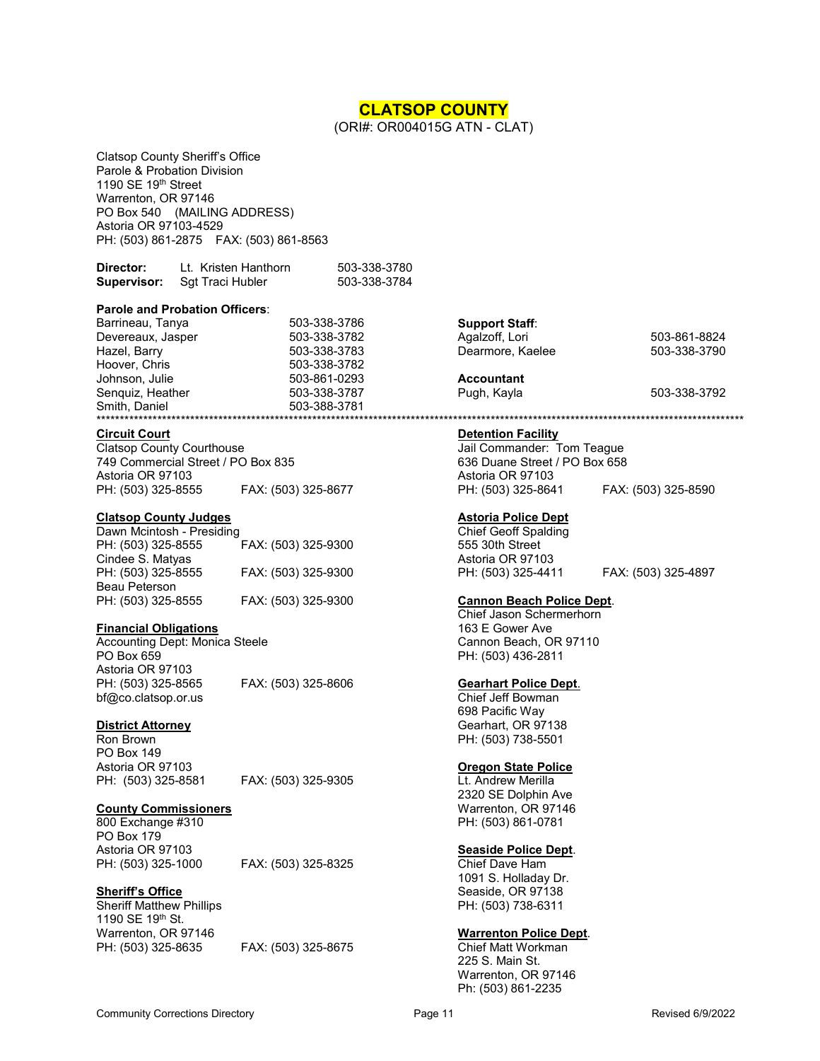# CLATSOP COUNTY

(ORI#: OR004015G ATN - CLAT)

Clatsop County Sheriff's Office
Parole & Probation Division
1190 SE 19th Street
Warrenton, OR 97146
PO Box 540 (MAILING ADDRESS)
Astoria OR 97103-4529
PH: (503) 861-2875 FAX: (503) 861-8563

| | | |
|---|---|---|
| **Director:** | Lt. Kristen Hanthorn | 503-338-3780 |
| **Supervisor:** | Sgt Traci Hubler | 503-338-3784 |

**Parole and Probation Officers**:

| | |
|---|---|
| Barrineau, Tanya | 503-338-3786 |
| Devereaux, Jasper | 503-338-3782 |
| Hazel, Barry | 503-338-3783 |
| Hoover, Chris | 503-338-3782 |
| Johnson, Julie | 503-861-0293 |
| Senquiz, Heather | 503-338-3787 |
| Smith, Daniel | 503-388-3781 |

**Support Staff**:

| | |
|---|---|
| Agalzoff, Lori | 503-861-8824 |
| Dearmore, Kaelee | 503-338-3790 |

**Accountant**

| | |
|---|---|
| Pugh, Kayla | 503-338-3792 |

***

**Circuit Court**
Clatsop County Courthouse
749 Commercial Street / PO Box 835
Astoria OR 97103
PH: (503) 325-8555 FAX: (503) 325-8677

**Clatsop County Judges**
Dawn Mcintosh - Presiding
PH: (503) 325-8555 FAX: (503) 325-9300
Cindee S. Matyas
PH: (503) 325-8555 FAX: (503) 325-9300
Beau Peterson
PH: (503) 325-8555 FAX: (503) 325-9300

**Financial Obligations**
Accounting Dept: Monica Steele
PO Box 659
Astoria OR 97103
PH: (503) 325-8565 FAX: (503) 325-8606
bf@co.clatsop.or.us

**District Attorney**
Ron Brown
PO Box 149
Astoria OR 97103
PH: (503) 325-8581 FAX: (503) 325-9305

**County Commissioners**
800 Exchange #310
PO Box 179
Astoria OR 97103
PH: (503) 325-1000 FAX: (503) 325-8325

**Sheriff's Office**
Sheriff Matthew Phillips
1190 SE 19th St.
Warrenton, OR 97146
PH: (503) 325-8635 FAX: (503) 325-8675

**Detention Facility**
Jail Commander: Tom Teague
636 Duane Street / PO Box 658
Astoria OR 97103
PH: (503) 325-8641 FAX: (503) 325-8590

**Astoria Police Dept**
Chief Geoff Spalding
555 30th Street
Astoria OR 97103
PH: (503) 325-4411 FAX: (503) 325-4897

**Cannon Beach Police Dept**.
Chief Jason Schermerhorn
163 E Gower Ave
Cannon Beach, OR 97110
PH: (503) 436-2811

**Gearhart Police Dept**.
Chief Jeff Bowman
698 Pacific Way
Gearhart, OR 97138
PH: (503) 738-5501

**Oregon State Police**
Lt. Andrew Merilla
2320 SE Dolphin Ave
Warrenton, OR 97146
PH: (503) 861-0781

**Seaside Police Dept**.
Chief Dave Ham
1091 S. Holladay Dr.
Seaside, OR 97138
PH: (503) 738-6311

**Warrenton Police Dept**.
Chief Matt Workman
225 S. Main St.
Warrenton, OR 97146
Ph: (503) 861-2235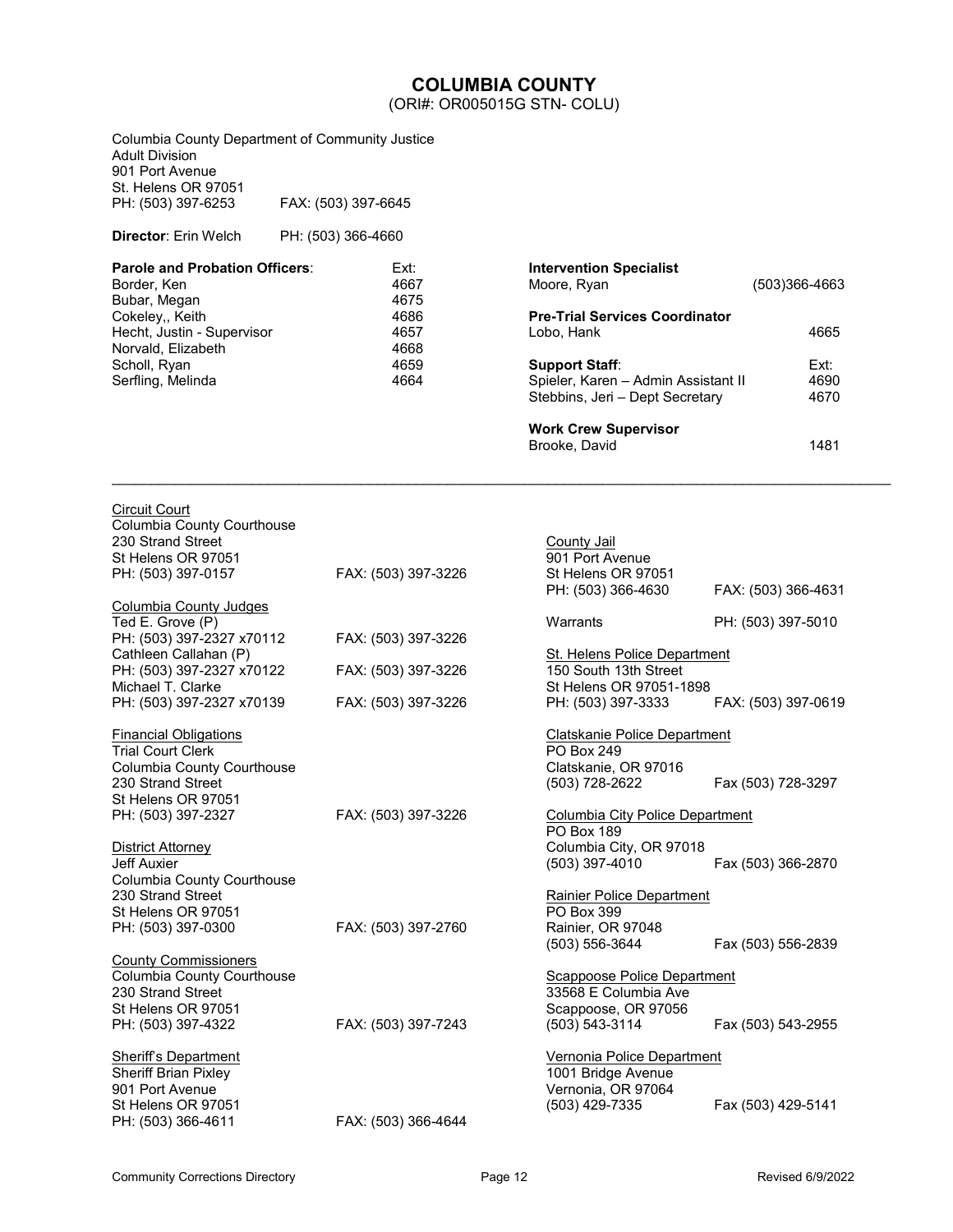# COLUMBIA COUNTY

(ORI#: OR005015G STN- COLU)

Columbia County Department of Community Justice
Adult Division
901 Port Avenue
St. Helens OR 97051
PH: (503) 397-6253 FAX: (503) 397-6645

**Director**: Erin Welch PH: (503) 366-4660

| **Parole and Probation Officers**: | Ext: |
| --- | --- |
| Border, Ken | 4667 |
| Bubar, Megan | 4675 |
| Cokeley,, Keith | 4686 |
| Hecht, Justin - Supervisor | 4657 |
| Norvald, Elizabeth | 4668 |
| Scholl, Ryan | 4659 |
| Serfling, Melinda | 4664 |

**Intervention Specialist**
Moore, Ryan (503)366-4663

**Pre-Trial Services Coordinator**
Lobo, Hank 4665

| **Support Staff**: | Ext: |
| --- | --- |
| Spieler, Karen – Admin Assistant II | 4690 |
| Stebbins, Jeri – Dept Secretary | 4670 |

**Work Crew Supervisor**
Brooke, David 1481

---

Circuit Court
Columbia County Courthouse
230 Strand Street
St Helens OR 97051
PH: (503) 397-0157 FAX: (503) 397-3226

Columbia County Judges
Ted E. Grove (P)
PH: (503) 397-2327 x70112 FAX: (503) 397-3226
Cathleen Callahan (P)
PH: (503) 397-2327 x70122 FAX: (503) 397-3226
Michael T. Clarke
PH: (503) 397-2327 x70139 FAX: (503) 397-3226

Financial Obligations
Trial Court Clerk
Columbia County Courthouse
230 Strand Street
St Helens OR 97051
PH: (503) 397-2327 FAX: (503) 397-3226

District Attorney
Jeff Auxier
Columbia County Courthouse
230 Strand Street
St Helens OR 97051
PH: (503) 397-0300 FAX: (503) 397-2760

County Commissioners
Columbia County Courthouse
230 Strand Street
St Helens OR 97051
PH: (503) 397-4322 FAX: (503) 397-7243

Sheriff's Department
Sheriff Brian Pixley
901 Port Avenue
St Helens OR 97051
PH: (503) 366-4611 FAX: (503) 366-4644

County Jail
901 Port Avenue
St Helens OR 97051
PH: (503) 366-4630 FAX: (503) 366-4631

Warrants PH: (503) 397-5010

St. Helens Police Department
150 South 13th Street
St Helens OR 97051-1898
PH: (503) 397-3333 FAX: (503) 397-0619

Clatskanie Police Department
PO Box 249
Clatskanie, OR 97016
(503) 728-2622 Fax (503) 728-3297

Columbia City Police Department
PO Box 189
Columbia City, OR 97018
(503) 397-4010 Fax (503) 366-2870

Rainier Police Department
PO Box 399
Rainier, OR 97048
(503) 556-3644 Fax (503) 556-2839

Scappoose Police Department
33568 E Columbia Ave
Scappoose, OR 97056
(503) 543-3114 Fax (503) 543-2955

Vernonia Police Department
1001 Bridge Avenue
Vernonia, OR 97064
(503) 429-7335 Fax (503) 429-5141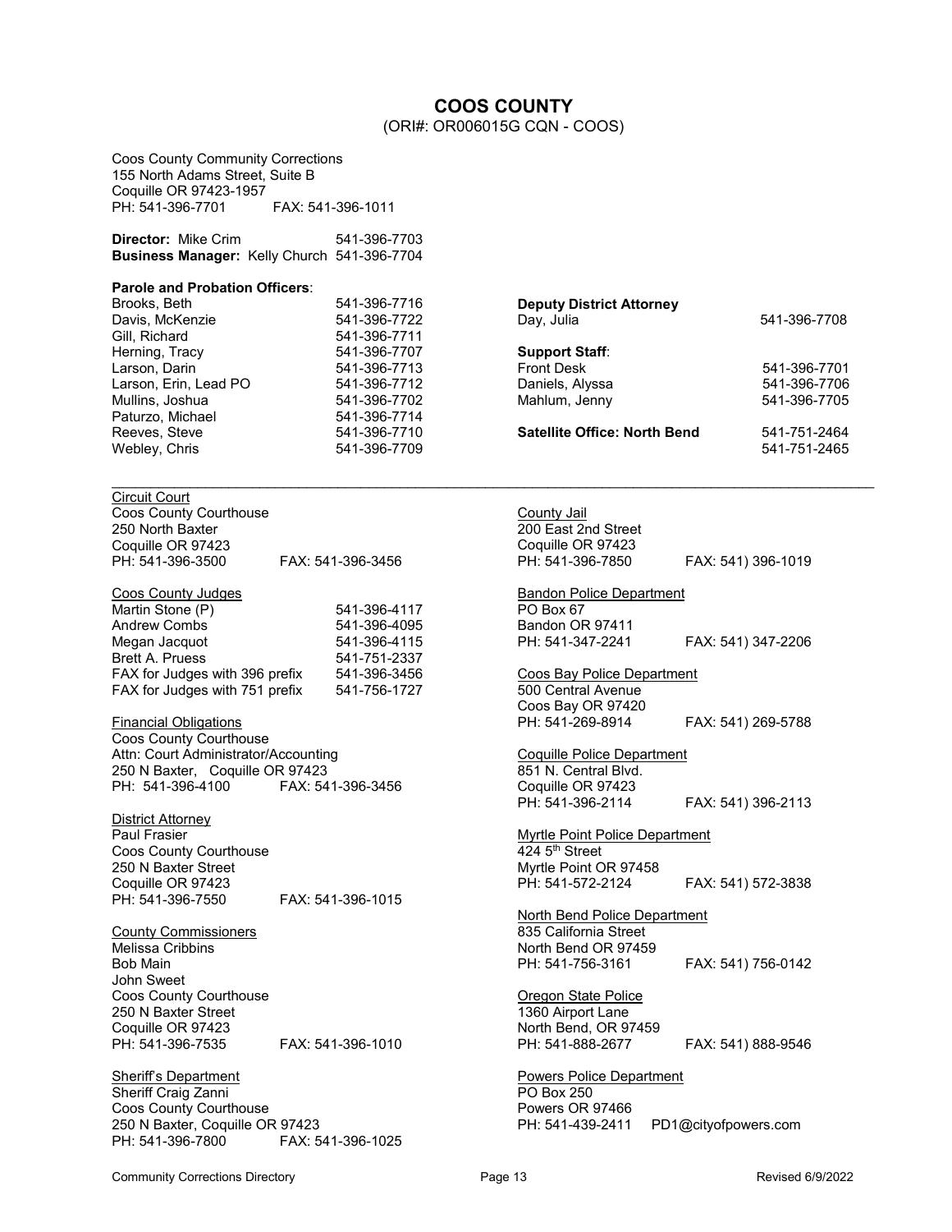# COOS COUNTY

(ORI#: OR006015G CQN - COOS)

Coos County Community Corrections
155 North Adams Street, Suite B
Coquille OR 97423-1957
PH: 541-396-7701 FAX: 541-396-1011

**Director:** Mike Crim 541-396-7703
**Business Manager:** Kelly Church 541-396-7704

**Parole and Probation Officers**:

| | |
|---|---|
| Brooks, Beth | 541-396-7716 |
| Davis, McKenzie | 541-396-7722 |
| Gill, Richard | 541-396-7711 |
| Herning, Tracy | 541-396-7707 |
| Larson, Darin | 541-396-7713 |
| Larson, Erin, Lead PO | 541-396-7712 |
| Mullins, Joshua | 541-396-7702 |
| Paturzo, Michael | 541-396-7714 |
| Reeves, Steve | 541-396-7710 |
| Webley, Chris | 541-396-7709 |

**Deputy District Attorney**
Day, Julia 541-396-7708

**Support Staff**:

| | |
|---|---|
| Front Desk | 541-396-7701 |
| Daniels, Alyssa | 541-396-7706 |
| Mahlum, Jenny | 541-396-7705 |

**Satellite Office: North Bend** 541-751-2464
541-751-2465

---

Circuit Court
Coos County Courthouse
250 North Baxter
Coquille OR 97423
PH: 541-396-3500 FAX: 541-396-3456

Coos County Judges

| | |
|---|---|
| Martin Stone (P) | 541-396-4117 |
| Andrew Combs | 541-396-4095 |
| Megan Jacquot | 541-396-4115 |
| Brett A. Pruess | 541-751-2337 |
| FAX for Judges with 396 prefix | 541-396-3456 |
| FAX for Judges with 751 prefix | 541-756-1727 |

Financial Obligations
Coos County Courthouse
Attn: Court Administrator/Accounting
250 N Baxter, Coquille OR 97423
PH: 541-396-4100 FAX: 541-396-3456

District Attorney
Paul Frasier
Coos County Courthouse
250 N Baxter Street
Coquille OR 97423
PH: 541-396-7550 FAX: 541-396-1015

County Commissioners
Melissa Cribbins
Bob Main
John Sweet
Coos County Courthouse
250 N Baxter Street
Coquille OR 97423
PH: 541-396-7535 FAX: 541-396-1010

Sheriff's Department
Sheriff Craig Zanni
Coos County Courthouse
250 N Baxter, Coquille OR 97423
PH: 541-396-7800 FAX: 541-396-1025

County Jail
200 East 2nd Street
Coquille OR 97423
PH: 541-396-7850 FAX: 541) 396-1019

Bandon Police Department
PO Box 67
Bandon OR 97411
PH: 541-347-2241 FAX: 541) 347-2206

Coos Bay Police Department
500 Central Avenue
Coos Bay OR 97420
PH: 541-269-8914 FAX: 541) 269-5788

Coquille Police Department
851 N. Central Blvd.
Coquille OR 97423
PH: 541-396-2114 FAX: 541) 396-2113

Myrtle Point Police Department
424 5th Street
Myrtle Point OR 97458
PH: 541-572-2124 FAX: 541) 572-3838

North Bend Police Department
835 California Street
North Bend OR 97459
PH: 541-756-3161 FAX: 541) 756-0142

Oregon State Police
1360 Airport Lane
North Bend, OR 97459
PH: 541-888-2677 FAX: 541) 888-9546

Powers Police Department
PO Box 250
Powers OR 97466
PH: 541-439-2411 PD1@cityofpowers.com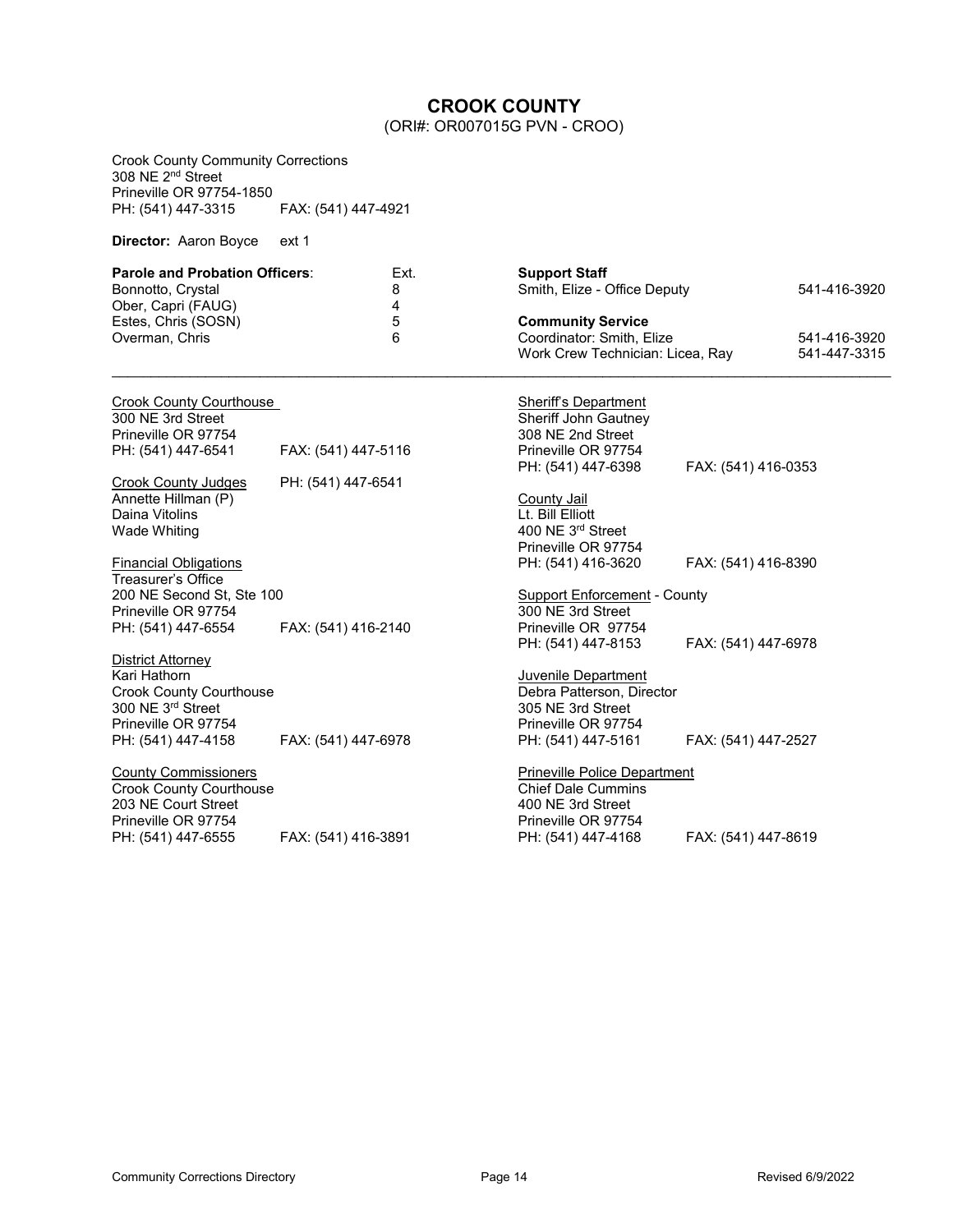# CROOK COUNTY

(ORI#: OR007015G PVN - CROO)

Crook County Community Corrections
308 NE 2nd Street
Prineville OR 97754-1850
PH: (541) 447-3315 FAX: (541) 447-4921

**Director:** Aaron Boyce ext 1

| **Parole and Probation Officers**: | Ext. |
|---|---|
| Bonnotto, Crystal | 8 |
| Ober, Capri (FAUG) | 4 |
| Estes, Chris (SOSN) | 5 |
| Overman, Chris | 6 |

**Support Staff**

| | |
|---|---|
| Smith, Elize - Office Deputy | 541-416-3920 |

**Community Service**

| | |
|---|---|
| Coordinator: Smith, Elize | 541-416-3920 |
| Work Crew Technician: Licea, Ray | 541-447-3315 |

---

Crook County Courthouse
300 NE 3rd Street
Prineville OR 97754
PH: (541) 447-6541 FAX: (541) 447-5116

Crook County Judges PH: (541) 447-6541
Annette Hillman (P)
Daina Vitolins
Wade Whiting

Financial Obligations
Treasurer's Office
200 NE Second St, Ste 100
Prineville OR 97754
PH: (541) 447-6554 FAX: (541) 416-2140

District Attorney
Kari Hathorn
Crook County Courthouse
300 NE 3rd Street
Prineville OR 97754
PH: (541) 447-4158 FAX: (541) 447-6978

County Commissioners
Crook County Courthouse
203 NE Court Street
Prineville OR 97754
PH: (541) 447-6555 FAX: (541) 416-3891

Sheriff's Department
Sheriff John Gautney
308 NE 2nd Street
Prineville OR 97754
PH: (541) 447-6398 FAX: (541) 416-0353

County Jail
Lt. Bill Elliott
400 NE 3rd Street
Prineville OR 97754
PH: (541) 416-3620 FAX: (541) 416-8390

Support Enforcement - County
300 NE 3rd Street
Prineville OR 97754
PH: (541) 447-8153 FAX: (541) 447-6978

Juvenile Department
Debra Patterson, Director
305 NE 3rd Street
Prineville OR 97754
PH: (541) 447-5161 FAX: (541) 447-2527

Prineville Police Department
Chief Dale Cummins
400 NE 3rd Street
Prineville OR 97754
PH: (541) 447-4168 FAX: (541) 447-8619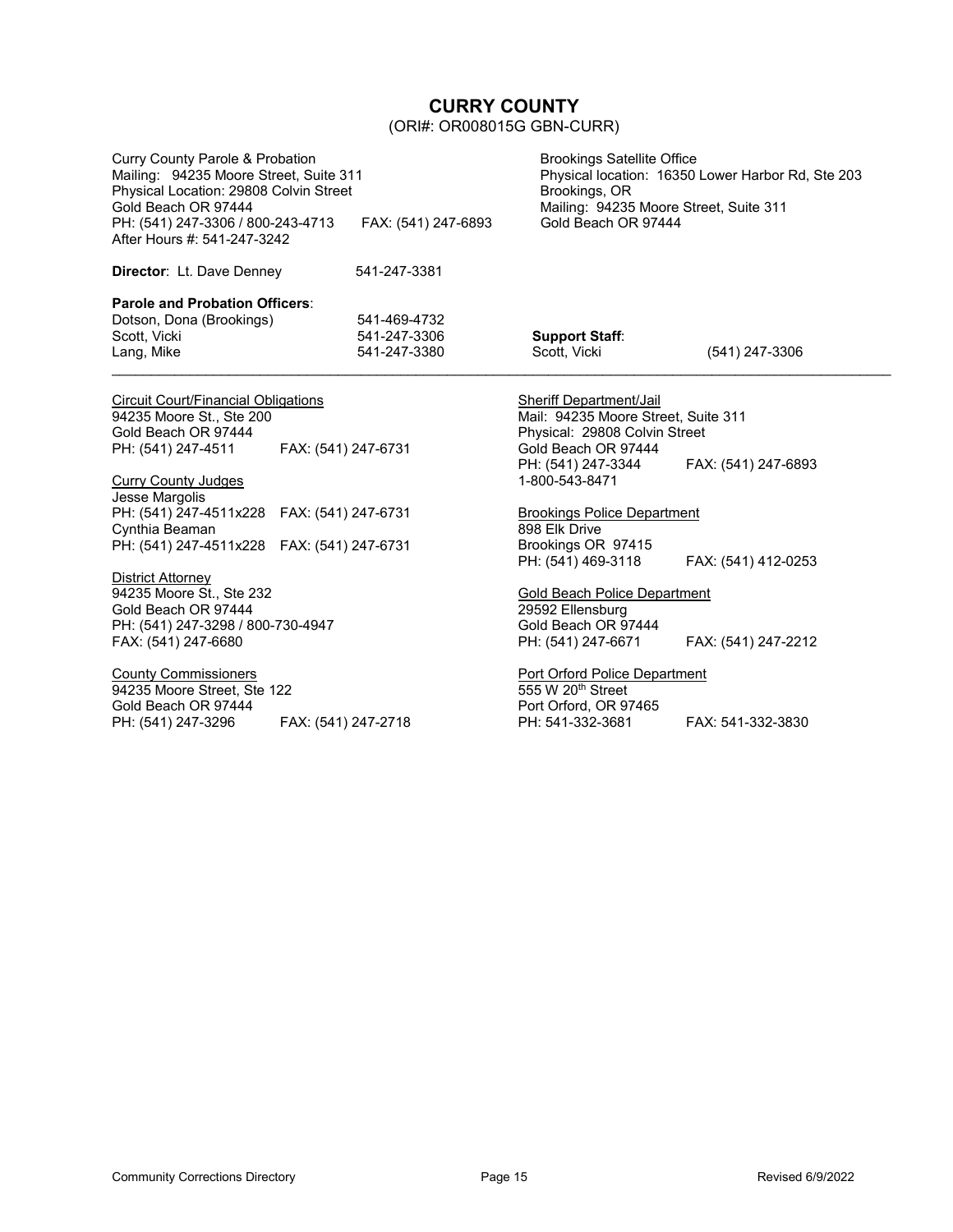# CURRY COUNTY

(ORI#: OR008015G GBN-CURR)

Curry County Parole & Probation
Mailing: 94235 Moore Street, Suite 311
Physical Location: 29808 Colvin Street
Gold Beach OR 97444
PH: (541) 247-3306 / 800-243-4713 FAX: (541) 247-6893
After Hours #: 541-247-3242

Brookings Satellite Office
Physical location: 16350 Lower Harbor Rd, Ste 203
Brookings, OR
Mailing: 94235 Moore Street, Suite 311
Gold Beach OR 97444

**Director**: Lt. Dave Denney 541-247-3381

**Parole and Probation Officers**:

| | |
|---|---|
| Dotson, Dona (Brookings) | 541-469-4732 |
| Scott, Vicki | 541-247-3306 |
| Lang, Mike | 541-247-3380 |

**Support Staff**:

| | |
|---|---|
| Scott, Vicki | (541) 247-3306 |

---

Circuit Court/Financial Obligations
94235 Moore St., Ste 200
Gold Beach OR 97444
PH: (541) 247-4511 FAX: (541) 247-6731

Curry County Judges
Jesse Margolis
PH: (541) 247-4511x228 FAX: (541) 247-6731
Cynthia Beaman
PH: (541) 247-4511x228 FAX: (541) 247-6731

District Attorney
94235 Moore St., Ste 232
Gold Beach OR 97444
PH: (541) 247-3298 / 800-730-4947
FAX: (541) 247-6680

County Commissioners
94235 Moore Street, Ste 122
Gold Beach OR 97444
PH: (541) 247-3296 FAX: (541) 247-2718

Sheriff Department/Jail
Mail: 94235 Moore Street, Suite 311
Physical: 29808 Colvin Street
Gold Beach OR 97444
PH: (541) 247-3344 FAX: (541) 247-6893
1-800-543-8471

Brookings Police Department
898 Elk Drive
Brookings OR 97415
PH: (541) 469-3118 FAX: (541) 412-0253

Gold Beach Police Department
29592 Ellensburg
Gold Beach OR 97444
PH: (541) 247-6671 FAX: (541) 247-2212

Port Orford Police Department
555 W 20th Street
Port Orford, OR 97465
PH: 541-332-3681 FAX: 541-332-3830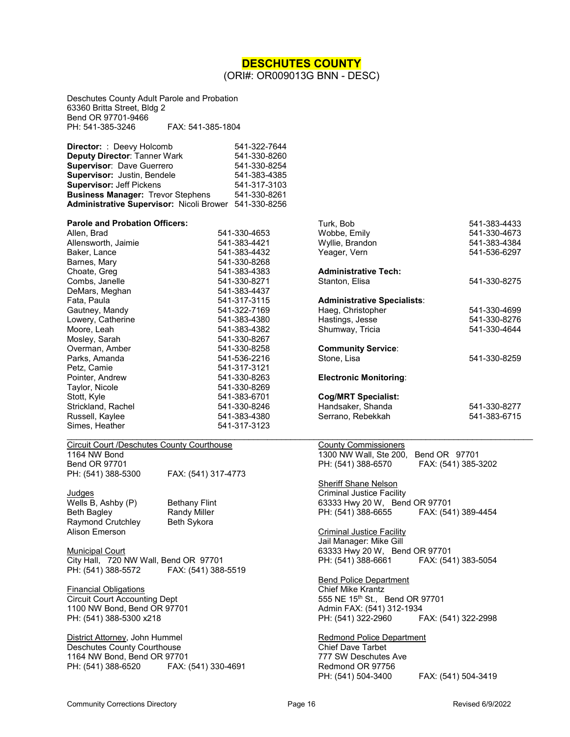# DESCHUTES COUNTY

(ORI#: OR009013G BNN - DESC)

Deschutes County Adult Parole and Probation
63360 Britta Street, Bldg 2
Bend OR 97701-9466
PH: 541-385-3246 FAX: 541-385-1804

**Director:** : Deevy Holcomb 541-322-7644
**Deputy Director**: Tanner Wark 541-330-8260
**Supervisor**: Dave Guerrero 541-330-8254
**Supervisor:** Justin, Bendele 541-383-4385
**Supervisor:** Jeff Pickens 541-317-3103
**Business Manager:** Trevor Stephens 541-330-8261
**Administrative Supervisor:** Nicoli Brower 541-330-8256

**Parole and Probation Officers:**

| Name | Phone |
|---|---|
| Allen, Brad | 541-330-4653 |
| Allensworth, Jaimie | 541-383-4421 |
| Baker, Lance | 541-383-4432 |
| Barnes, Mary | 541-330-8268 |
| Choate, Greg | 541-383-4383 |
| Combs, Janelle | 541-330-8271 |
| DeMars, Meghan | 541-383-4437 |
| Fata, Paula | 541-317-3115 |
| Gautney, Mandy | 541-322-7169 |
| Lowery, Catherine | 541-383-4380 |
| Moore, Leah | 541-383-4382 |
| Mosley, Sarah | 541-330-8267 |
| Overman, Amber | 541-330-8258 |
| Parks, Amanda | 541-536-2216 |
| Petz, Camie | 541-317-3121 |
| Pointer, Andrew | 541-330-8263 |
| Taylor, Nicole | 541-330-8269 |
| Stott, Kyle | 541-383-6701 |
| Strickland, Rachel | 541-330-8246 |
| Russell, Kaylee | 541-383-4380 |
| Simes, Heather | 541-317-3123 |
| Turk, Bob | 541-383-4433 |
| Wobbe, Emily | 541-330-4673 |
| Wyllie, Brandon | 541-383-4384 |
| Yeager, Vern | 541-536-6297 |

**Administrative Tech:**
Stanton, Elisa 541-330-8275

**Administrative Specialists**:
Haeg, Christopher 541-330-4699
Hastings, Jesse 541-330-8276
Shumway, Tricia 541-330-4644

**Community Service**:
Stone, Lisa 541-330-8259

**Electronic Monitoring**:

**Cog/MRT Specialist:**
Handsaker, Shanda 541-330-8277
Serrano, Rebekkah 541-383-6715

---

Circuit Court /Deschutes County Courthouse
1164 NW Bond
Bend OR 97701
PH: (541) 388-5300 FAX: (541) 317-4773

Judges
Wells B, Ashby (P) Bethany Flint
Beth Bagley Randy Miller
Raymond Crutchley Beth Sykora
Alison Emerson

Municipal Court
City Hall, 720 NW Wall, Bend OR 97701
PH: (541) 388-5572 FAX: (541) 388-5519

Financial Obligations
Circuit Court Accounting Dept
1100 NW Bond, Bend OR 97701
PH: (541) 388-5300 x218

District Attorney, John Hummel
Deschutes County Courthouse
1164 NW Bond, Bend OR 97701
PH: (541) 388-6520 FAX: (541) 330-4691

County Commissioners
1300 NW Wall, Ste 200, Bend OR 97701
PH: (541) 388-6570 FAX: (541) 385-3202

Sheriff Shane Nelson
Criminal Justice Facility
63333 Hwy 20 W, Bend OR 97701
PH: (541) 388-6655 FAX: (541) 389-4454

Criminal Justice Facility
Jail Manager: Mike Gill
63333 Hwy 20 W, Bend OR 97701
PH: (541) 388-6661 FAX: (541) 383-5054

Bend Police Department
Chief Mike Krantz
555 NE 15th St., Bend OR 97701
Admin FAX: (541) 312-1934
PH: (541) 322-2960 FAX: (541) 322-2998

Redmond Police Department
Chief Dave Tarbet
777 SW Deschutes Ave
Redmond OR 97756
PH: (541) 504-3400 FAX: (541) 504-3419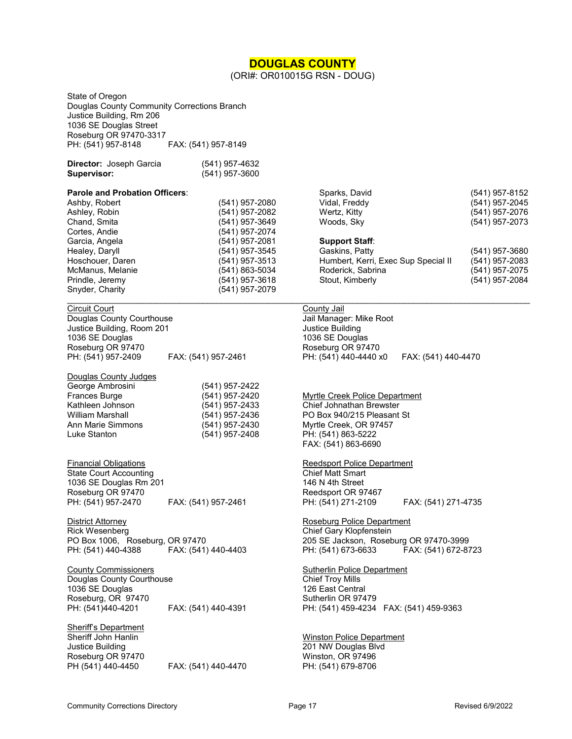# DOUGLAS COUNTY

(ORI#: OR010015G RSN - DOUG)

State of Oregon
Douglas County Community Corrections Branch
Justice Building, Rm 206
1036 SE Douglas Street
Roseburg OR 97470-3317
PH: (541) 957-8148 FAX: (541) 957-8149

**Director:** Joseph Garcia (541) 957-4632
**Supervisor:** (541) 957-3600

**Parole and Probation Officers**:

| Name | Phone |
|---|---|
| Ashby, Robert | (541) 957-2080 |
| Ashley, Robin | (541) 957-2082 |
| Chand, Smita | (541) 957-3649 |
| Cortes, Andie | (541) 957-2074 |
| Garcia, Angela | (541) 957-2081 |
| Healey, Daryll | (541) 957-3545 |
| Hoschouer, Daren | (541) 957-3513 |
| McManus, Melanie | (541) 863-5034 |
| Prindle, Jeremy | (541) 957-3618 |
| Snyder, Charity | (541) 957-2079 |
| Sparks, David | (541) 957-8152 |
| Vidal, Freddy | (541) 957-2045 |
| Wertz, Kitty | (541) 957-2076 |
| Woods, Sky | (541) 957-2073 |

**Support Staff**:

| Name | Phone |
|---|---|
| Gaskins, Patty | (541) 957-3680 |
| Humbert, Kerri, Exec Sup Special II | (541) 957-2083 |
| Roderick, Sabrina | (541) 957-2075 |
| Stout, Kimberly | (541) 957-2084 |

---

Circuit Court
Douglas County Courthouse
Justice Building, Room 201
1036 SE Douglas
Roseburg OR 97470
PH: (541) 957-2409 FAX: (541) 957-2461

Douglas County Judges

| Name | Phone |
|---|---|
| George Ambrosini | (541) 957-2422 |
| Frances Burge | (541) 957-2420 |
| Kathleen Johnson | (541) 957-2433 |
| William Marshall | (541) 957-2436 |
| Ann Marie Simmons | (541) 957-2430 |
| Luke Stanton | (541) 957-2408 |

Financial Obligations
State Court Accounting
1036 SE Douglas Rm 201
Roseburg OR 97470
PH: (541) 957-2470 FAX: (541) 957-2461

District Attorney
Rick Wesenberg
PO Box 1006, Roseburg, OR 97470
PH: (541) 440-4388 FAX: (541) 440-4403

County Commissioners
Douglas County Courthouse
1036 SE Douglas
Roseburg, OR 97470
PH: (541)440-4201 FAX: (541) 440-4391

Sheriff's Department
Sheriff John Hanlin
Justice Building
Roseburg OR 97470
PH (541) 440-4450 FAX: (541) 440-4470

County Jail
Jail Manager: Mike Root
Justice Building
1036 SE Douglas
Roseburg OR 97470
PH: (541) 440-4440 x0 FAX: (541) 440-4470

Myrtle Creek Police Department
Chief Johnathan Brewster
PO Box 940/215 Pleasant St
Myrtle Creek, OR 97457
PH: (541) 863-5222
FAX: (541) 863-6690

Reedsport Police Department
Chief Matt Smart
146 N 4th Street
Reedsport OR 97467
PH: (541) 271-2109 FAX: (541) 271-4735

Roseburg Police Department
Chief Gary Klopfenstein
205 SE Jackson, Roseburg OR 97470-3999
PH: (541) 673-6633 FAX: (541) 672-8723

Sutherlin Police Department
Chief Troy Mills
126 East Central
Sutherlin OR 97479
PH: (541) 459-4234 FAX: (541) 459-9363

Winston Police Department
201 NW Douglas Blvd
Winston, OR 97496
PH: (541) 679-8706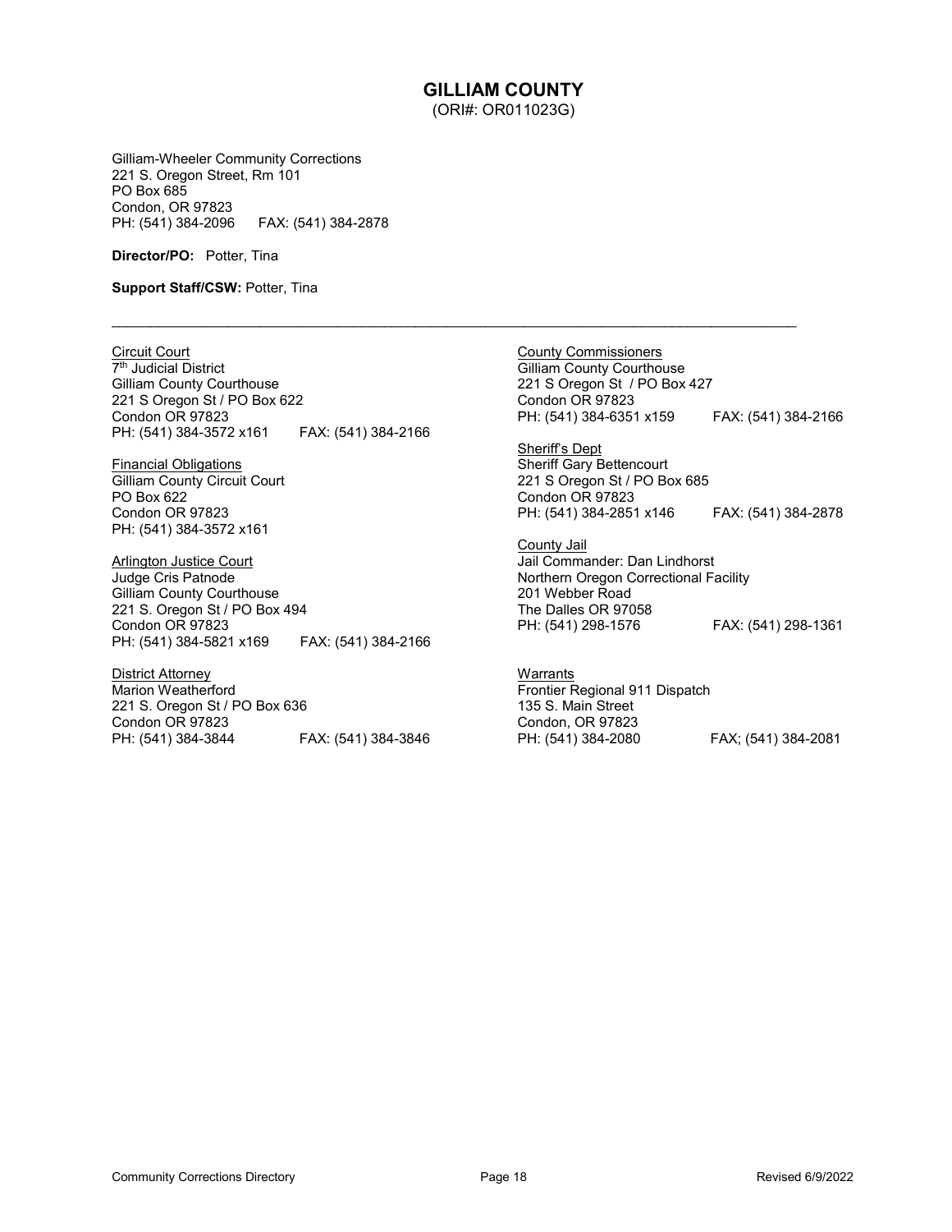# GILLIAM COUNTY

(ORI#: OR011023G)

Gilliam-Wheeler Community Corrections
221 S. Oregon Street, Rm 101
PO Box 685
Condon, OR 97823
PH: (541) 384-2096 FAX: (541) 384-2878

**Director/PO:** Potter, Tina

**Support Staff/CSW:** Potter, Tina

---

Circuit Court
7th Judicial District
Gilliam County Courthouse
221 S Oregon St / PO Box 622
Condon OR 97823
PH: (541) 384-3572 x161 FAX: (541) 384-2166

Financial Obligations
Gilliam County Circuit Court
PO Box 622
Condon OR 97823
PH: (541) 384-3572 x161

Arlington Justice Court
Judge Cris Patnode
Gilliam County Courthouse
221 S. Oregon St / PO Box 494
Condon OR 97823
PH: (541) 384-5821 x169 FAX: (541) 384-2166

District Attorney
Marion Weatherford
221 S. Oregon St / PO Box 636
Condon OR 97823
PH: (541) 384-3844 FAX: (541) 384-3846

County Commissioners
Gilliam County Courthouse
221 S Oregon St / PO Box 427
Condon OR 97823
PH: (541) 384-6351 x159 FAX: (541) 384-2166

Sheriff's Dept
Sheriff Gary Bettencourt
221 S Oregon St / PO Box 685
Condon OR 97823
PH: (541) 384-2851 x146 FAX: (541) 384-2878

County Jail
Jail Commander: Dan Lindhorst
Northern Oregon Correctional Facility
201 Webber Road
The Dalles OR 97058
PH: (541) 298-1576 FAX: (541) 298-1361

Warrants
Frontier Regional 911 Dispatch
135 S. Main Street
Condon, OR 97823
PH: (541) 384-2080 FAX; (541) 384-2081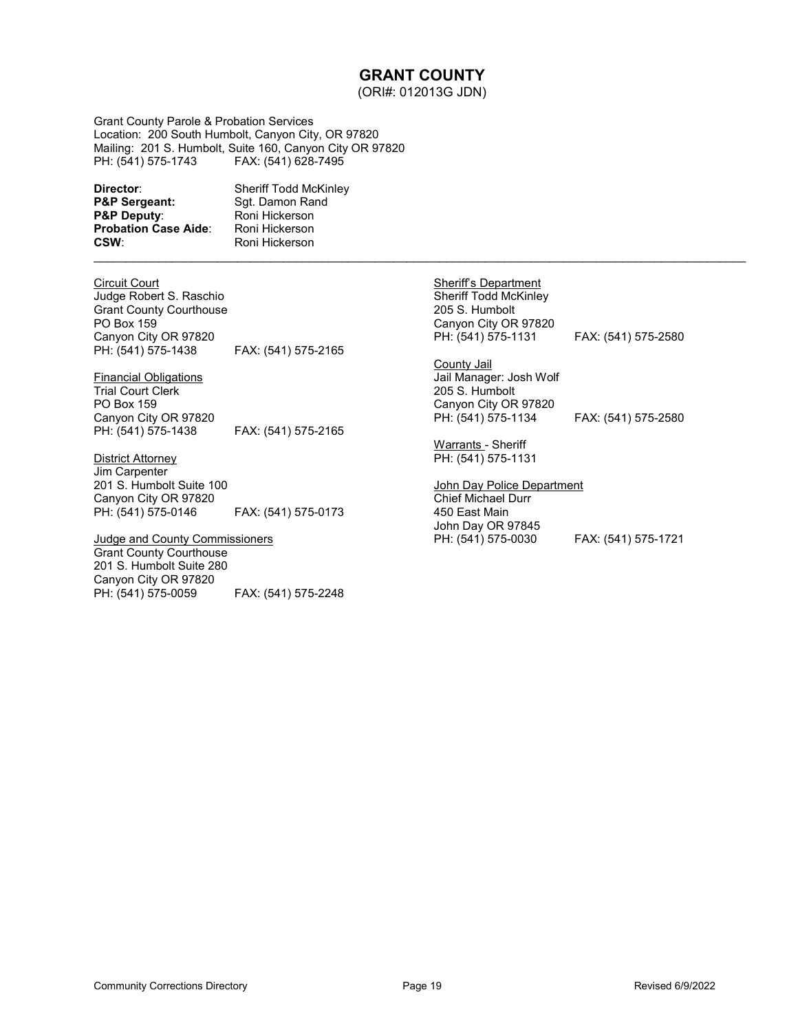# GRANT COUNTY

(ORI#: 012013G JDN)

Grant County Parole & Probation Services
Location: 200 South Humbolt, Canyon City, OR 97820
Mailing: 201 S. Humbolt, Suite 160, Canyon City OR 97820
PH: (541) 575-1743 FAX: (541) 628-7495

**Director**: Sheriff Todd McKinley
**P&P Sergeant:** Sgt. Damon Rand
**P&P Deputy**: Roni Hickerson
**Probation Case Aide**: Roni Hickerson
**CSW**: Roni Hickerson

---

<u>Circuit Court</u>
Judge Robert S. Raschio
Grant County Courthouse
PO Box 159
Canyon City OR 97820
PH: (541) 575-1438 FAX: (541) 575-2165

<u>Financial Obligations</u>
Trial Court Clerk
PO Box 159
Canyon City OR 97820
PH: (541) 575-1438 FAX: (541) 575-2165

<u>District Attorney</u>
Jim Carpenter
201 S. Humbolt Suite 100
Canyon City OR 97820
PH: (541) 575-0146 FAX: (541) 575-0173

<u>Judge and County Commissioners</u>
Grant County Courthouse
201 S. Humbolt Suite 280
Canyon City OR 97820
PH: (541) 575-0059 FAX: (541) 575-2248

<u>Sheriff's Department</u>
Sheriff Todd McKinley
205 S. Humbolt
Canyon City OR 97820
PH: (541) 575-1131 FAX: (541) 575-2580

<u>County Jail</u>
Jail Manager: Josh Wolf
205 S. Humbolt
Canyon City OR 97820
PH: (541) 575-1134 FAX: (541) 575-2580

<u>Warrants</u> - Sheriff
PH: (541) 575-1131

<u>John Day Police Department</u>
Chief Michael Durr
450 East Main
John Day OR 97845
PH: (541) 575-0030 FAX: (541) 575-1721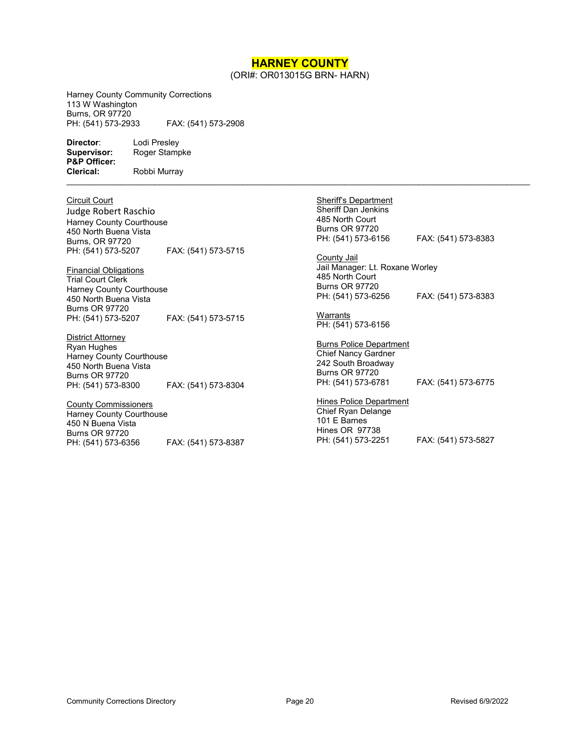# HARNEY COUNTY

(ORI#: OR013015G BRN- HARN)

Harney County Community Corrections
113 W Washington
Burns, OR 97720
PH: (541) 573-2933 FAX: (541) 573-2908

**Director**: Lodi Presley
**Supervisor:** Roger Stampke
**P&P Officer:**
**Clerical:** Robbi Murray

---

<u>Circuit Court</u>
Judge Robert Raschio
Harney County Courthouse
450 North Buena Vista
Burns, OR 97720
PH: (541) 573-5207 FAX: (541) 573-5715

<u>Financial Obligations</u>
Trial Court Clerk
Harney County Courthouse
450 North Buena Vista
Burns OR 97720
PH: (541) 573-5207 FAX: (541) 573-5715

<u>District Attorney</u>
Ryan Hughes
Harney County Courthouse
450 North Buena Vista
Burns OR 97720
PH: (541) 573-8300 FAX: (541) 573-8304

<u>County Commissioners</u>
Harney County Courthouse
450 N Buena Vista
Burns OR 97720
PH: (541) 573-6356 FAX: (541) 573-8387

<u>Sheriff's Department</u>
Sheriff Dan Jenkins
485 North Court
Burns OR 97720
PH: (541) 573-6156 FAX: (541) 573-8383

<u>County Jail</u>
Jail Manager: Lt. Roxane Worley
485 North Court
Burns OR 97720
PH: (541) 573-6256 FAX: (541) 573-8383

<u>Warrants</u>
PH: (541) 573-6156

<u>Burns Police Department</u>
Chief Nancy Gardner
242 South Broadway
Burns OR 97720
PH: (541) 573-6781 FAX: (541) 573-6775

<u>Hines Police Department</u>
Chief Ryan Delange
101 E Barnes
Hines OR 97738
PH: (541) 573-2251 FAX: (541) 573-5827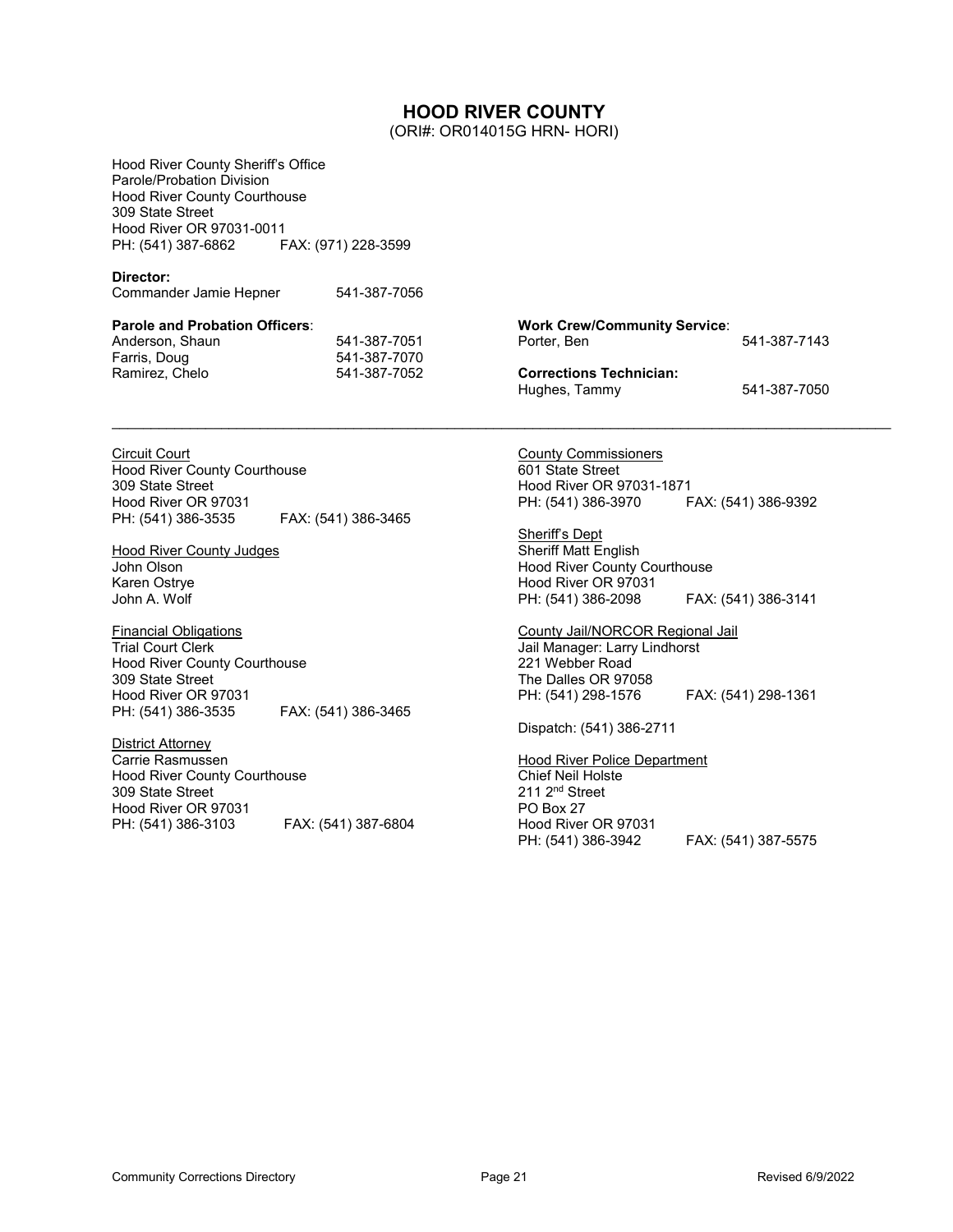# HOOD RIVER COUNTY

(ORI#: OR014015G HRN- HORI)

Hood River County Sheriff's Office
Parole/Probation Division
Hood River County Courthouse
309 State Street
Hood River OR 97031-0011
PH: (541) 387-6862 FAX: (971) 228-3599

**Director:**
Commander Jamie Hepner 541-387-7056

**Parole and Probation Officers**:
Anderson, Shaun 541-387-7051
Farris, Doug 541-387-7070
Ramirez, Chelo 541-387-7052

**Work Crew/Community Service**:
Porter, Ben 541-387-7143

**Corrections Technician:**
Hughes, Tammy 541-387-7050

---

Circuit Court
Hood River County Courthouse
309 State Street
Hood River OR 97031
PH: (541) 386-3535 FAX: (541) 386-3465

Hood River County Judges
John Olson
Karen Ostrye
John A. Wolf

Financial Obligations
Trial Court Clerk
Hood River County Courthouse
309 State Street
Hood River OR 97031
PH: (541) 386-3535 FAX: (541) 386-3465

District Attorney
Carrie Rasmussen
Hood River County Courthouse
309 State Street
Hood River OR 97031
PH: (541) 386-3103 FAX: (541) 387-6804

County Commissioners
601 State Street
Hood River OR 97031-1871
PH: (541) 386-3970 FAX: (541) 386-9392

Sheriff's Dept
Sheriff Matt English
Hood River County Courthouse
Hood River OR 97031
PH: (541) 386-2098 FAX: (541) 386-3141

County Jail/NORCOR Regional Jail
Jail Manager: Larry Lindhorst
221 Webber Road
The Dalles OR 97058
PH: (541) 298-1576 FAX: (541) 298-1361

Dispatch: (541) 386-2711

Hood River Police Department
Chief Neil Holste
211 2nd Street
PO Box 27
Hood River OR 97031
PH: (541) 386-3942 FAX: (541) 387-5575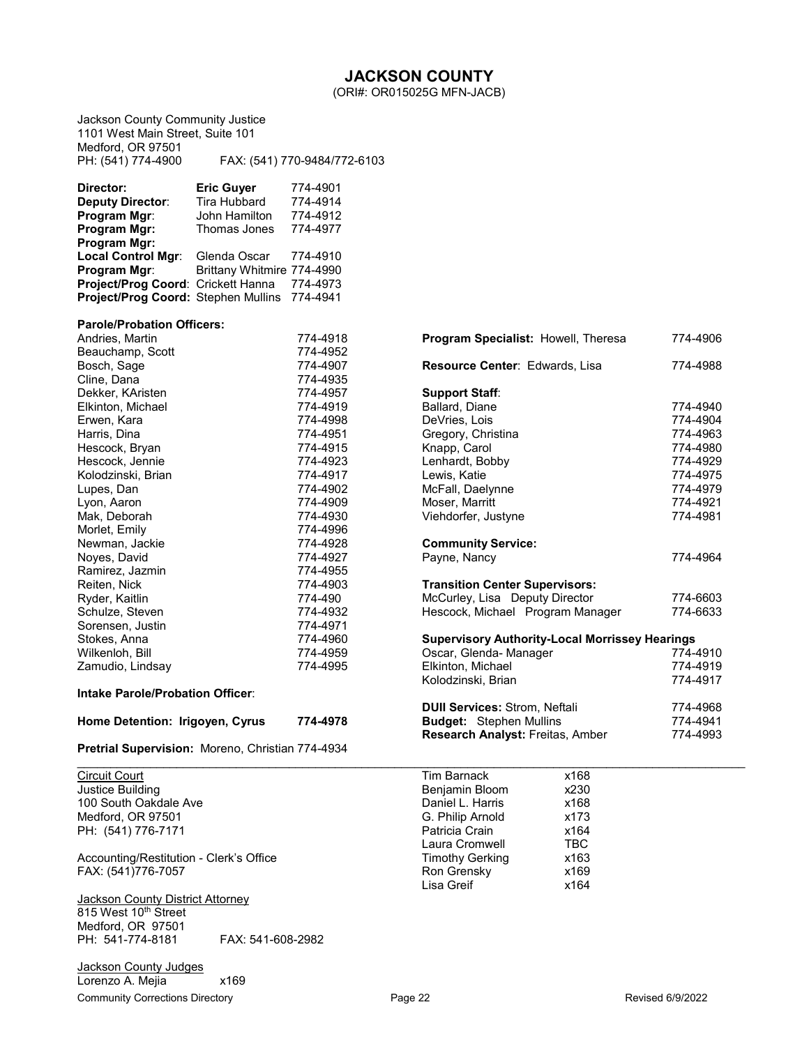## JACKSON COUNTY

(ORI#: OR015025G MFN-JACB)

Jackson County Community Justice
1101 West Main Street, Suite 101
Medford, OR 97501
PH: (541) 774-4900 FAX: (541) 770-9484/772-6103

| | | |
|---|---|---|
| **Director:** | **Eric Guyer** | 774-4901 |
| **Deputy Director**: | Tira Hubbard | 774-4914 |
| **Program Mgr**: | John Hamilton | 774-4912 |
| **Program Mgr:** | Thomas Jones | 774-4977 |
| **Program Mgr:** | | |
| **Local Control Mgr**: | Glenda Oscar | 774-4910 |
| **Program Mgr**: | Brittany Whitmire | 774-4990 |
| **Project/Prog Coord**: | Crickett Hanna | 774-4973 |
| **Project/Prog Coord:** | Stephen Mullins | 774-4941 |

**Parole/Probation Officers:**

| | |
|---|---|
| Andries, Martin | 774-4918 |
| Beauchamp, Scott | 774-4952 |
| Bosch, Sage | 774-4907 |
| Cline, Dana | 774-4935 |
| Dekker, KAristen | 774-4957 |
| Elkinton, Michael | 774-4919 |
| Erwen, Kara | 774-4998 |
| Harris, Dina | 774-4951 |
| Hescock, Bryan | 774-4915 |
| Hescock, Jennie | 774-4923 |
| Kolodzinski, Brian | 774-4917 |
| Lupes, Dan | 774-4902 |
| Lyon, Aaron | 774-4909 |
| Mak, Deborah | 774-4930 |
| Morlet, Emily | 774-4996 |
| Newman, Jackie | 774-4928 |
| Noyes, David | 774-4927 |
| Ramirez, Jazmin | 774-4955 |
| Reiten, Nick | 774-4903 |
| Ryder, Kaitlin | 774-490 |
| Schulze, Steven | 774-4932 |
| Sorensen, Justin | 774-4971 |
| Stokes, Anna | 774-4960 |
| Wilkenloh, Bill | 774-4959 |
| Zamudio, Lindsay | 774-4995 |

**Intake Parole/Probation Officer**:

**Home Detention: Irigoyen, Cyrus 774-4978**

**Pretrial Supervision:** Moreno, Christian 774-4934

**Program Specialist:** Howell, Theresa 774-4906

**Resource Center**: Edwards, Lisa 774-4988

**Support Staff**:

| | |
|---|---|
| Ballard, Diane | 774-4940 |
| DeVries, Lois | 774-4904 |
| Gregory, Christina | 774-4963 |
| Knapp, Carol | 774-4980 |
| Lenhardt, Bobby | 774-4929 |
| Lewis, Katie | 774-4975 |
| McFall, Daelynne | 774-4979 |
| Moser, Marritt | 774-4921 |
| Viehdorfer, Justyne | 774-4981 |

**Community Service:**
Payne, Nancy 774-4964

**Transition Center Supervisors:**
McCurley, Lisa Deputy Director 774-6603
Hescock, Michael Program Manager 774-6633

**Supervisory Authority-Local Morrissey Hearings**
Oscar, Glenda- Manager 774-4910
Elkinton, Michael 774-4919
Kolodzinski, Brian 774-4917

**DUII Services:** Strom, Neftali 774-4968
**Budget:** Stephen Mullins 774-4941
**Research Analyst:** Freitas, Amber 774-4993

---

Circuit Court
Justice Building
100 South Oakdale Ave
Medford, OR 97501
PH: (541) 776-7171

Accounting/Restitution - Clerk's Office
FAX: (541)776-7057

Jackson County District Attorney
815 West 10th Street
Medford, OR 97501
PH: 541-774-8181 FAX: 541-608-2982

Jackson County Judges

| | |
|---|---|
| Lorenzo A. Mejia | x169 |
| Tim Barnack | x168 |
| Benjamin Bloom | x230 |
| Daniel L. Harris | x168 |
| G. Philip Arnold | x173 |
| Patricia Crain | x164 |
| Laura Cromwell | TBC |
| Timothy Gerking | x163 |
| Ron Grensky | x169 |
| Lisa Greif | x164 |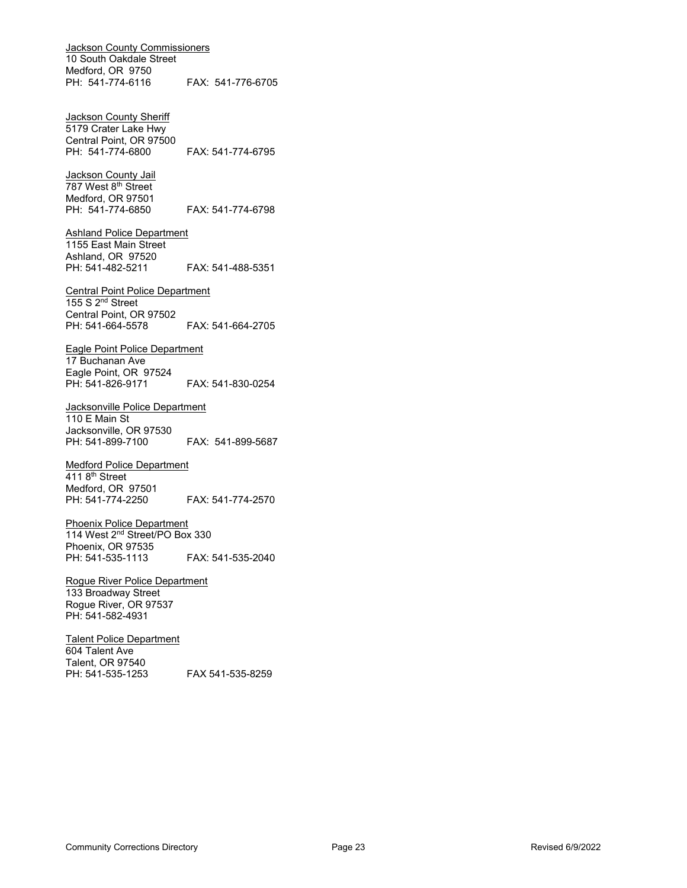Jackson County Commissioners
10 South Oakdale Street
Medford, OR  9750
PH:  541-774-6116  FAX:  541-776-6705

Jackson County Sheriff
5179 Crater Lake Hwy
Central Point, OR 97500
PH:  541-774-6800  FAX: 541-774-6795

Jackson County Jail
787 West 8th Street
Medford, OR 97501
PH:  541-774-6850  FAX: 541-774-6798

Ashland Police Department
1155 East Main Street
Ashland, OR  97520
PH: 541-482-5211  FAX: 541-488-5351

Central Point Police Department
155 S 2nd Street
Central Point, OR 97502
PH: 541-664-5578  FAX: 541-664-2705

Eagle Point Police Department
17 Buchanan Ave
Eagle Point, OR  97524
PH: 541-826-9171  FAX: 541-830-0254

Jacksonville Police Department
110 E Main St
Jacksonville, OR 97530
PH: 541-899-7100  FAX:  541-899-5687

Medford Police Department
411 8th Street
Medford, OR  97501
PH: 541-774-2250  FAX: 541-774-2570

Phoenix Police Department
114 West 2nd Street/PO Box 330
Phoenix, OR 97535
PH: 541-535-1113  FAX: 541-535-2040

Rogue River Police Department
133 Broadway Street
Rogue River, OR 97537
PH: 541-582-4931

Talent Police Department
604 Talent Ave
Talent, OR 97540
PH: 541-535-1253  FAX 541-535-8259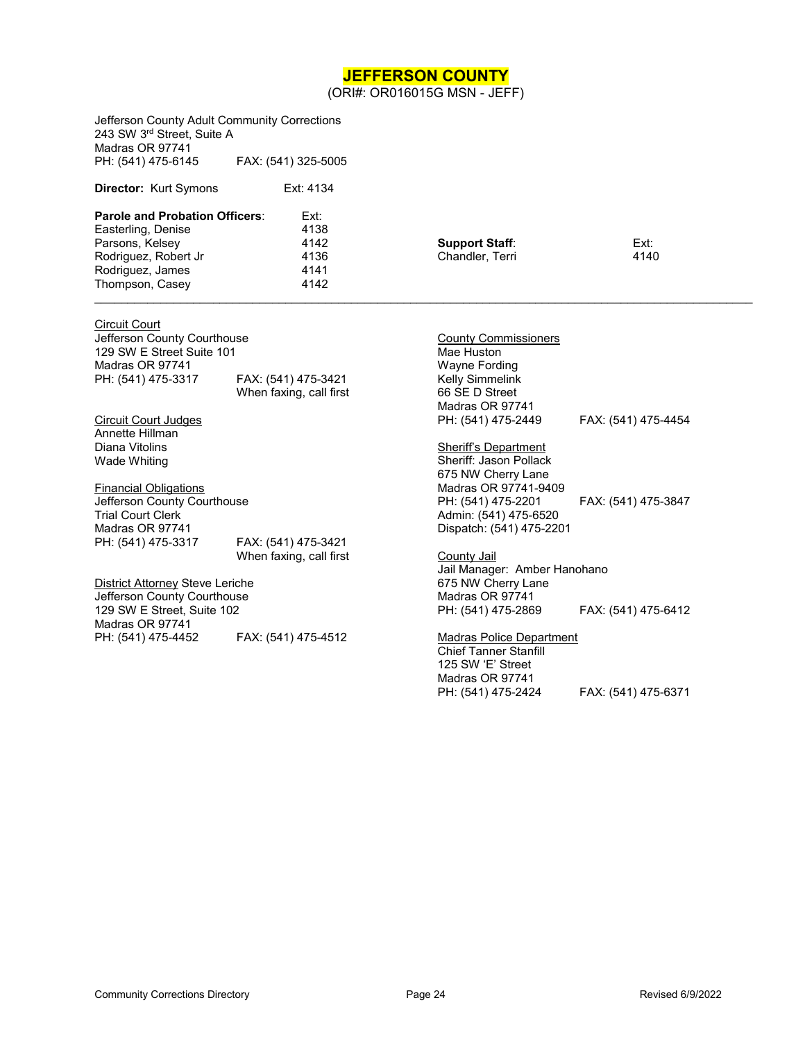# JEFFERSON COUNTY

(ORI#: OR016015G MSN - JEFF)

Jefferson County Adult Community Corrections
243 SW 3rd Street, Suite A
Madras OR 97741
PH: (541) 475-6145 FAX: (541) 325-5005

**Director:** Kurt Symons Ext: 4134

| **Parole and Probation Officers**: | Ext: |
|---|---|
| Easterling, Denise | 4138 |
| Parsons, Kelsey | 4142 |
| Rodriguez, Robert Jr | 4136 |
| Rodriguez, James | 4141 |
| Thompson, Casey | 4142 |

| **Support Staff**: | Ext: |
|---|---|
| Chandler, Terri | 4140 |

---

Circuit Court
Jefferson County Courthouse
129 SW E Street Suite 101
Madras OR 97741
PH: (541) 475-3317 FAX: (541) 475-3421
When faxing, call first

Circuit Court Judges
Annette Hillman
Diana Vitolins
Wade Whiting

Financial Obligations
Jefferson County Courthouse
Trial Court Clerk
Madras OR 97741
PH: (541) 475-3317 FAX: (541) 475-3421
When faxing, call first

District Attorney Steve Leriche
Jefferson County Courthouse
129 SW E Street, Suite 102
Madras OR 97741
PH: (541) 475-4452 FAX: (541) 475-4512

County Commissioners
Mae Huston
Wayne Fording
Kelly Simmelink
66 SE D Street
Madras OR 97741
PH: (541) 475-2449 FAX: (541) 475-4454

Sheriff's Department
Sheriff: Jason Pollack
675 NW Cherry Lane
Madras OR 97741-9409
PH: (541) 475-2201 FAX: (541) 475-3847
Admin: (541) 475-6520
Dispatch: (541) 475-2201

County Jail
Jail Manager: Amber Hanohano
675 NW Cherry Lane
Madras OR 97741
PH: (541) 475-2869 FAX: (541) 475-6412

Madras Police Department
Chief Tanner Stanfill
125 SW 'E' Street
Madras OR 97741
PH: (541) 475-2424 FAX: (541) 475-6371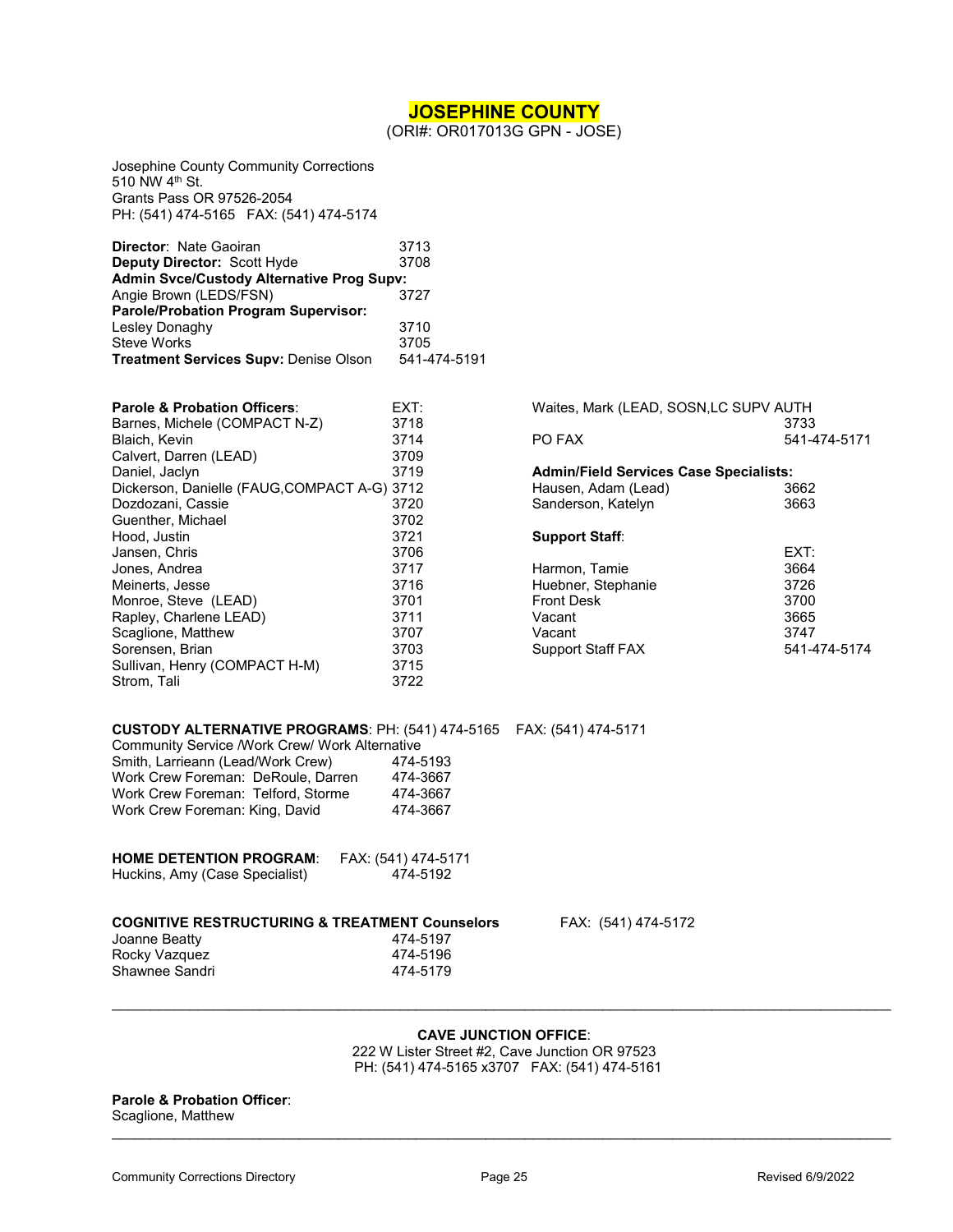# JOSEPHINE COUNTY

(ORI#: OR017013G GPN - JOSE)

Josephine County Community Corrections
510 NW 4th St.
Grants Pass OR 97526-2054
PH: (541) 474-5165 FAX: (541) 474-5174

**Director**: Nate Gaoiran 3713
**Deputy Director:** Scott Hyde 3708
**Admin Svce/Custody Alternative Prog Supv:**
Angie Brown (LEDS/FSN) 3727
**Parole/Probation Program Supervisor:**
Lesley Donaghy 3710
Steve Works 3705
**Treatment Services Supv:** Denise Olson 541-474-5191

| **Parole & Probation Officers**: | EXT: |
|---|---|
| Barnes, Michele (COMPACT N-Z) | 3718 |
| Blaich, Kevin | 3714 |
| Calvert, Darren (LEAD) | 3709 |
| Daniel, Jaclyn | 3719 |
| Dickerson, Danielle (FAUG,COMPACT A-G) | 3712 |
| Dozdozani, Cassie | 3720 |
| Guenther, Michael | 3702 |
| Hood, Justin | 3721 |
| Jansen, Chris | 3706 |
| Jones, Andrea | 3717 |
| Meinerts, Jesse | 3716 |
| Monroe, Steve (LEAD) | 3701 |
| Rapley, Charlene LEAD) | 3711 |
| Scaglione, Matthew | 3707 |
| Sorensen, Brian | 3703 |
| Sullivan, Henry (COMPACT H-M) | 3715 |
| Strom, Tali | 3722 |
| Waites, Mark (LEAD, SOSN,LC SUPV AUTH | 3733 |
| PO FAX | 541-474-5171 |

**Admin/Field Services Case Specialists:**

| | |
|---|---|
| Hausen, Adam (Lead) | 3662 |
| Sanderson, Katelyn | 3663 |

**Support Staff**:

| | EXT: |
|---|---|
| Harmon, Tamie | 3664 |
| Huebner, Stephanie | 3726 |
| Front Desk | 3700 |
| Vacant | 3665 |
| Vacant | 3747 |
| Support Staff FAX | 541-474-5174 |

**CUSTODY ALTERNATIVE PROGRAMS**: PH: (541) 474-5165 FAX: (541) 474-5171
Community Service /Work Crew/ Work Alternative

| | |
|---|---|
| Smith, Larrieann (Lead/Work Crew) | 474-5193 |
| Work Crew Foreman: DeRoule, Darren | 474-3667 |
| Work Crew Foreman: Telford, Storme | 474-3667 |
| Work Crew Foreman: King, David | 474-3667 |

**HOME DETENTION PROGRAM**: FAX: (541) 474-5171
Huckins, Amy (Case Specialist) 474-5192

**COGNITIVE RESTRUCTURING & TREATMENT Counselors** FAX: (541) 474-5172

| | |
|---|---|
| Joanne Beatty | 474-5197 |
| Rocky Vazquez | 474-5196 |
| Shawnee Sandri | 474-5179 |

---

**CAVE JUNCTION OFFICE**:
222 W Lister Street #2, Cave Junction OR 97523
PH: (541) 474-5165 x3707 FAX: (541) 474-5161

**Parole & Probation Officer**:
Scaglione, Matthew

---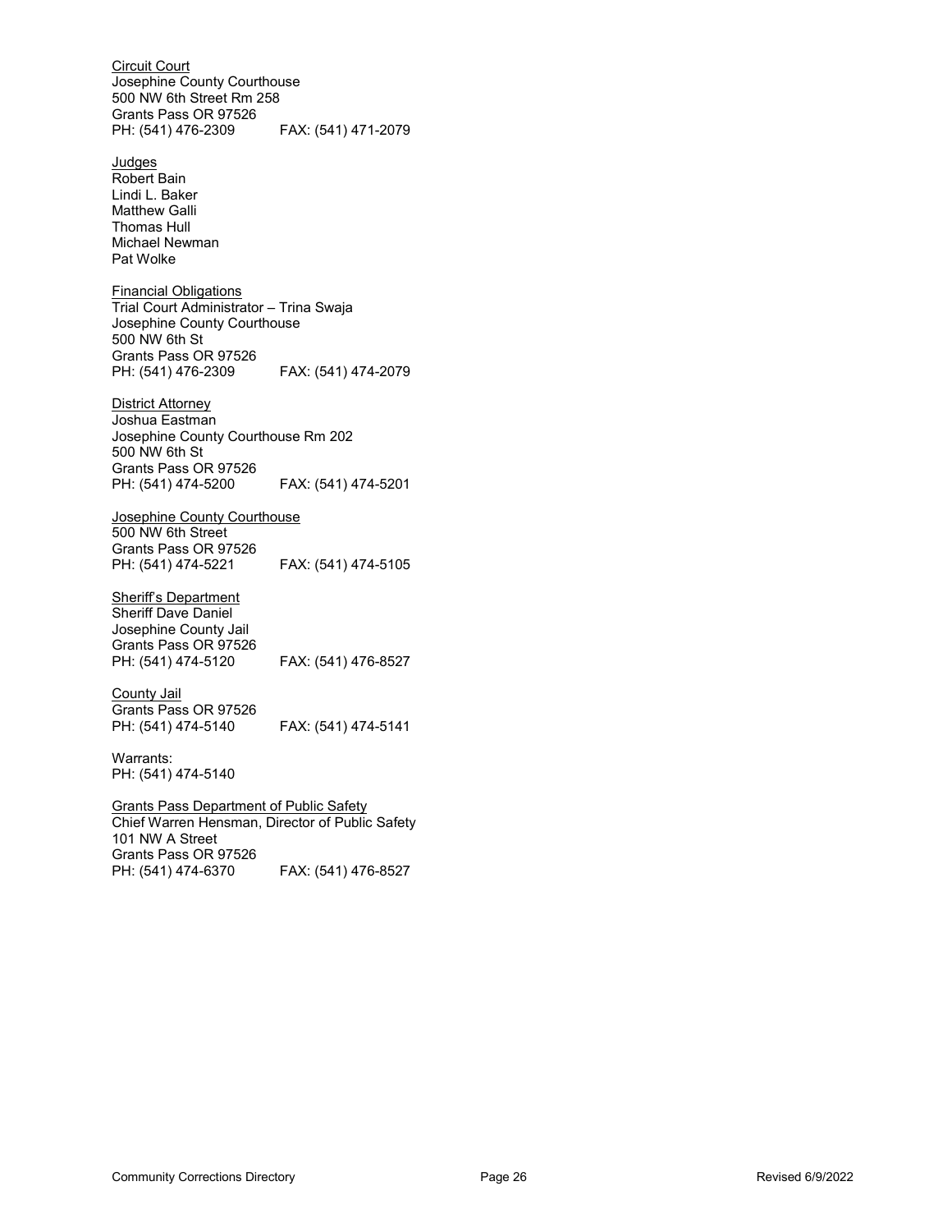<u>Circuit Court</u>
Josephine County Courthouse
500 NW 6th Street Rm 258
Grants Pass OR 97526
PH: (541) 476-2309    FAX: (541) 471-2079

<u>Judges</u>
Robert Bain
Lindi L. Baker
Matthew Galli
Thomas Hull
Michael Newman
Pat Wolke

<u>Financial Obligations</u>
Trial Court Administrator – Trina Swaja
Josephine County Courthouse
500 NW 6th St
Grants Pass OR 97526
PH: (541) 476-2309    FAX: (541) 474-2079

<u>District Attorney</u>
Joshua Eastman
Josephine County Courthouse Rm 202
500 NW 6th St
Grants Pass OR 97526
PH: (541) 474-5200    FAX: (541) 474-5201

<u>Josephine County Courthouse</u>
500 NW 6th Street
Grants Pass OR 97526
PH: (541) 474-5221    FAX: (541) 474-5105

<u>Sheriff's Department</u>
Sheriff Dave Daniel
Josephine County Jail
Grants Pass OR 97526
PH: (541) 474-5120    FAX: (541) 476-8527

<u>County Jail</u>
Grants Pass OR 97526
PH: (541) 474-5140    FAX: (541) 474-5141

Warrants:
PH: (541) 474-5140

<u>Grants Pass Department of Public Safety</u>
Chief Warren Hensman, Director of Public Safety
101 NW A Street
Grants Pass OR 97526
PH: (541) 474-6370    FAX: (541) 476-8527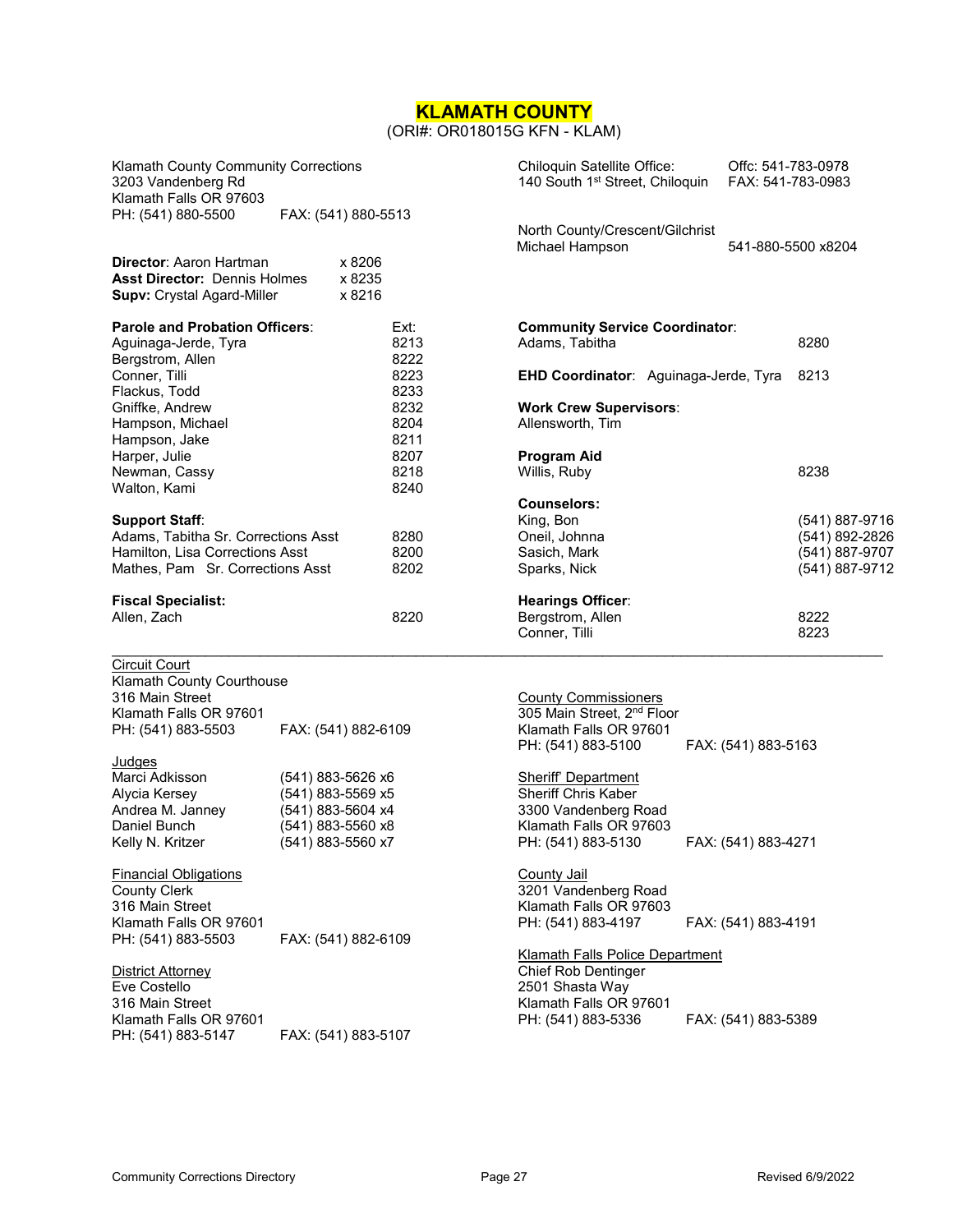# KLAMATH COUNTY

(ORI#: OR018015G KFN - KLAM)

Klamath County Community Corrections
3203 Vandenberg Rd
Klamath Falls OR 97603
PH: (541) 880-5500 FAX: (541) 880-5513

**Director**: Aaron Hartman x 8206
**Asst Director:** Dennis Holmes x 8235
**Supv:** Crystal Agard-Miller x 8216

**Parole and Probation Officers**:

| Name | Ext: |
|---|---|
| Aguinaga-Jerde, Tyra | 8213 |
| Bergstrom, Allen | 8222 |
| Conner, Tilli | 8223 |
| Flackus, Todd | 8233 |
| Gniffke, Andrew | 8232 |
| Hampson, Michael | 8204 |
| Hampson, Jake | 8211 |
| Harper, Julie | 8207 |
| Newman, Cassy | 8218 |
| Walton, Kami | 8240 |

**Support Staff**:

| Name | Ext |
|---|---|
| Adams, Tabitha Sr. Corrections Asst | 8280 |
| Hamilton, Lisa Corrections Asst | 8200 |
| Mathes, Pam Sr. Corrections Asst | 8202 |

**Fiscal Specialist:**
Allen, Zach 8220

Chiloquin Satellite Office: Offc: 541-783-0978
140 South 1st Street, Chiloquin FAX: 541-783-0983

North County/Crescent/Gilchrist
Michael Hampson 541-880-5500 x8204

**Community Service Coordinator**:
Adams, Tabitha 8280

**EHD Coordinator**: Aguinaga-Jerde, Tyra 8213

**Work Crew Supervisors**:
Allensworth, Tim

**Program Aid**
Willis, Ruby 8238

**Counselors:**

| Name | Phone |
|---|---|
| King, Bon | (541) 887-9716 |
| Oneil, Johnna | (541) 892-2826 |
| Sasich, Mark | (541) 887-9707 |
| Sparks, Nick | (541) 887-9712 |

**Hearings Officer**:
Bergstrom, Allen 8222
Conner, Tilli 8223

---

Circuit Court
Klamath County Courthouse
316 Main Street
Klamath Falls OR 97601
PH: (541) 883-5503 FAX: (541) 882-6109

Judges

| Name | Phone |
|---|---|
| Marci Adkisson | (541) 883-5626 x6 |
| Alycia Kersey | (541) 883-5569 x5 |
| Andrea M. Janney | (541) 883-5604 x4 |
| Daniel Bunch | (541) 883-5560 x8 |
| Kelly N. Kritzer | (541) 883-5560 x7 |

Financial Obligations
County Clerk
316 Main Street
Klamath Falls OR 97601
PH: (541) 883-5503 FAX: (541) 882-6109

District Attorney
Eve Costello
316 Main Street
Klamath Falls OR 97601
PH: (541) 883-5147 FAX: (541) 883-5107

County Commissioners
305 Main Street, 2nd Floor
Klamath Falls OR 97601
PH: (541) 883-5100 FAX: (541) 883-5163

Sheriff' Department
Sheriff Chris Kaber
3300 Vandenberg Road
Klamath Falls OR 97603
PH: (541) 883-5130 FAX: (541) 883-4271

County Jail
3201 Vandenberg Road
Klamath Falls OR 97603
PH: (541) 883-4197 FAX: (541) 883-4191

Klamath Falls Police Department
Chief Rob Dentinger
2501 Shasta Way
Klamath Falls OR 97601
PH: (541) 883-5336 FAX: (541) 883-5389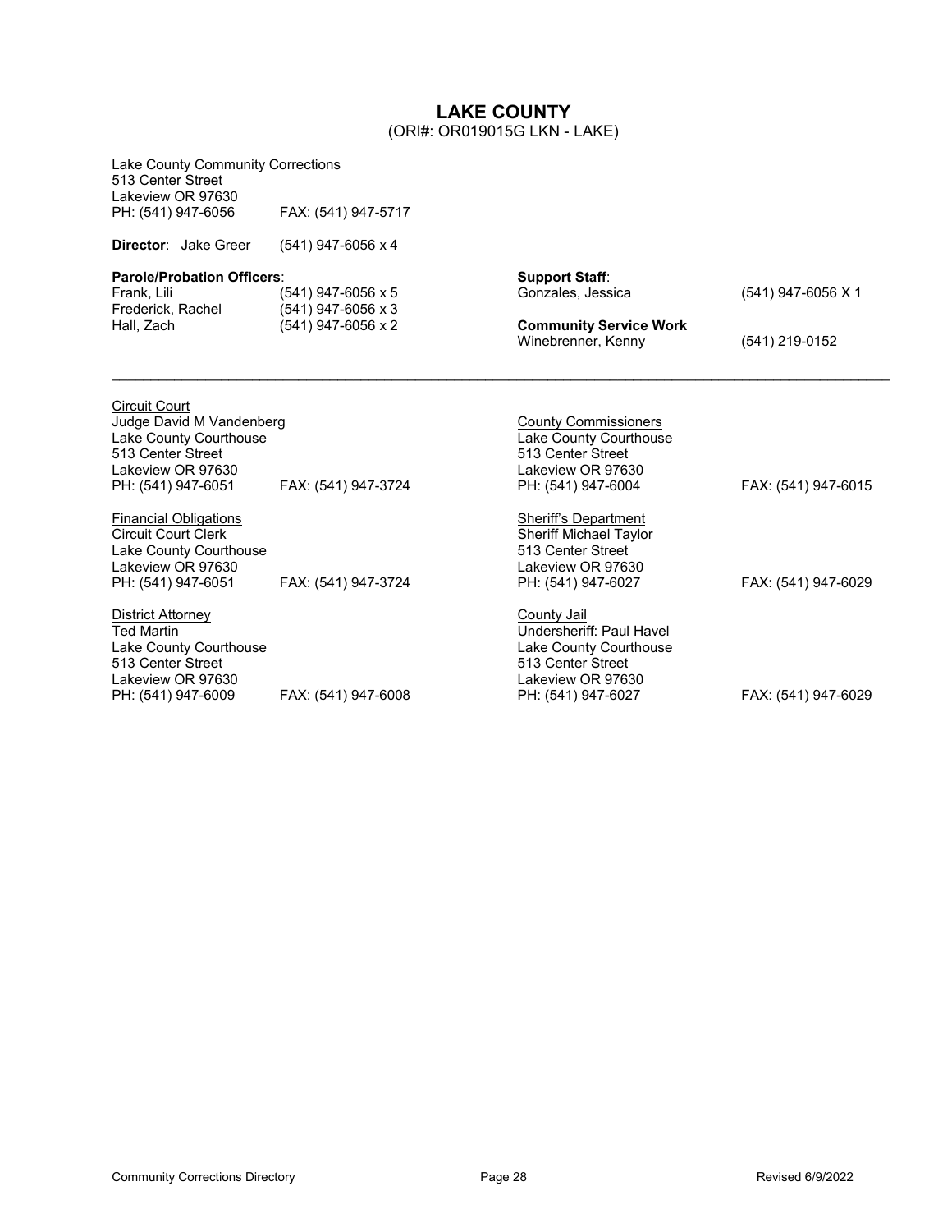# LAKE COUNTY

(ORI#: OR019015G LKN - LAKE)

Lake County Community Corrections
513 Center Street
Lakeview OR 97630
PH: (541) 947-6056 FAX: (541) 947-5717

**Director**: Jake Greer (541) 947-6056 x 4

**Parole/Probation Officers**:

Frank, Lili (541) 947-6056 x 5
Frederick, Rachel (541) 947-6056 x 3
Hall, Zach (541) 947-6056 x 2

**Support Staff**:

Gonzales, Jessica (541) 947-6056 X 1

**Community Service Work**

Winebrenner, Kenny (541) 219-0152

---

Circuit Court
Judge David M Vandenberg
Lake County Courthouse
513 Center Street
Lakeview OR 97630
PH: (541) 947-6051 FAX: (541) 947-3724

Financial Obligations
Circuit Court Clerk
Lake County Courthouse
Lakeview OR 97630
PH: (541) 947-6051 FAX: (541) 947-3724

District Attorney
Ted Martin
Lake County Courthouse
513 Center Street
Lakeview OR 97630
PH: (541) 947-6009 FAX: (541) 947-6008

County Commissioners
Lake County Courthouse
513 Center Street
Lakeview OR 97630
PH: (541) 947-6004 FAX: (541) 947-6015

Sheriff's Department
Sheriff Michael Taylor
513 Center Street
Lakeview OR 97630
PH: (541) 947-6027 FAX: (541) 947-6029

County Jail
Undersheriff: Paul Havel
Lake County Courthouse
513 Center Street
Lakeview OR 97630
PH: (541) 947-6027 FAX: (541) 947-6029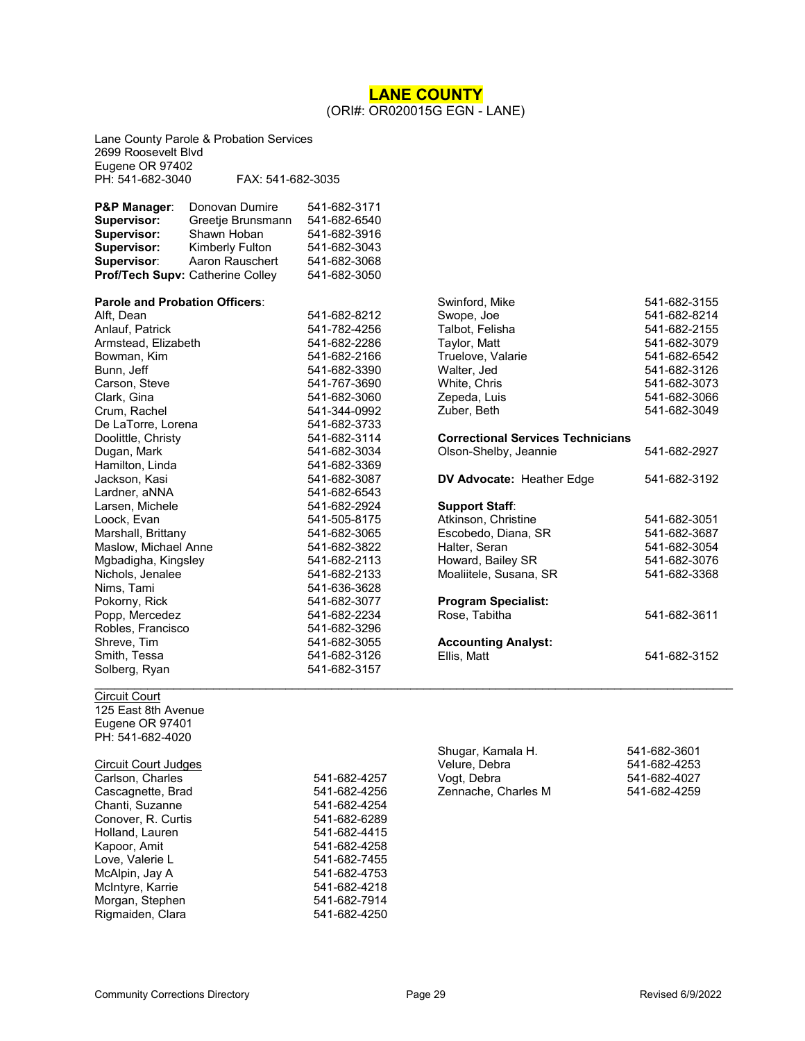# LANE COUNTY

(ORI#: OR020015G EGN - LANE)

Lane County Parole & Probation Services
2699 Roosevelt Blvd
Eugene OR 97402
PH: 541-682-3040 FAX: 541-682-3035

| | | |
|---|---|---|
| **P&P Manager**: | Donovan Dumire | 541-682-3171 |
| **Supervisor:** | Greetje Brunsmann | 541-682-6540 |
| **Supervisor:** | Shawn Hoban | 541-682-3916 |
| **Supervisor:** | Kimberly Fulton | 541-682-3043 |
| **Supervisor**: | Aaron Rauschert | 541-682-3068 |
| **Prof/Tech Supv:** | Catherine Colley | 541-682-3050 |

**Parole and Probation Officers**:

| | |
|---|---|
| Alft, Dean | 541-682-8212 |
| Anlauf, Patrick | 541-782-4256 |
| Armstead, Elizabeth | 541-682-2286 |
| Bowman, Kim | 541-682-2166 |
| Bunn, Jeff | 541-682-3390 |
| Carson, Steve | 541-767-3690 |
| Clark, Gina | 541-682-3060 |
| Crum, Rachel | 541-344-0992 |
| De LaTorre, Lorena | 541-682-3733 |
| Doolittle, Christy | 541-682-3114 |
| Dugan, Mark | 541-682-3034 |
| Hamilton, Linda | 541-682-3369 |
| Jackson, Kasi | 541-682-3087 |
| Lardner, aNNA | 541-682-6543 |
| Larsen, Michele | 541-682-2924 |
| Loock, Evan | 541-505-8175 |
| Marshall, Brittany | 541-682-3065 |
| Maslow, Michael Anne | 541-682-3822 |
| Mgbadigha, Kingsley | 541-682-2113 |
| Nichols, Jenalee | 541-682-2133 |
| Nims, Tami | 541-636-3628 |
| Pokorny, Rick | 541-682-3077 |
| Popp, Mercedez | 541-682-2234 |
| Robles, Francisco | 541-682-3296 |
| Shreve, Tim | 541-682-3055 |
| Smith, Tessa | 541-682-3126 |
| Solberg, Ryan | 541-682-3157 |
| Swinford, Mike | 541-682-3155 |
| Swope, Joe | 541-682-8214 |
| Talbot, Felisha | 541-682-2155 |
| Taylor, Matt | 541-682-3079 |
| Truelove, Valarie | 541-682-6542 |
| Walter, Jed | 541-682-3126 |
| White, Chris | 541-682-3073 |
| Zepeda, Luis | 541-682-3066 |
| Zuber, Beth | 541-682-3049 |

**Correctional Services Technicians**

| | |
|---|---|
| Olson-Shelby, Jeannie | 541-682-2927 |

**DV Advocate:** Heather Edge 541-682-3192

**Support Staff**:

| | |
|---|---|
| Atkinson, Christine | 541-682-3051 |
| Escobedo, Diana, SR | 541-682-3687 |
| Halter, Seran | 541-682-3054 |
| Howard, Bailey SR | 541-682-3076 |
| Moaliitele, Susana, SR | 541-682-3368 |

**Program Specialist:**

| | |
|---|---|
| Rose, Tabitha | 541-682-3611 |

**Accounting Analyst:**

| | |
|---|---|
| Ellis, Matt | 541-682-3152 |

---

Circuit Court
125 East 8th Avenue
Eugene OR 97401
PH: 541-682-4020

Circuit Court Judges

| | |
|---|---|
| Carlson, Charles | 541-682-4257 |
| Cascagnette, Brad | 541-682-4256 |
| Chanti, Suzanne | 541-682-4254 |
| Conover, R. Curtis | 541-682-6289 |
| Holland, Lauren | 541-682-4415 |
| Kapoor, Amit | 541-682-4258 |
| Love, Valerie L | 541-682-7455 |
| McAlpin, Jay A | 541-682-4753 |
| McIntyre, Karrie | 541-682-4218 |
| Morgan, Stephen | 541-682-7914 |
| Rigmaiden, Clara | 541-682-4250 |
| Shugar, Kamala H. | 541-682-3601 |
| Velure, Debra | 541-682-4253 |
| Vogt, Debra | 541-682-4027 |
| Zennache, Charles M | 541-682-4259 |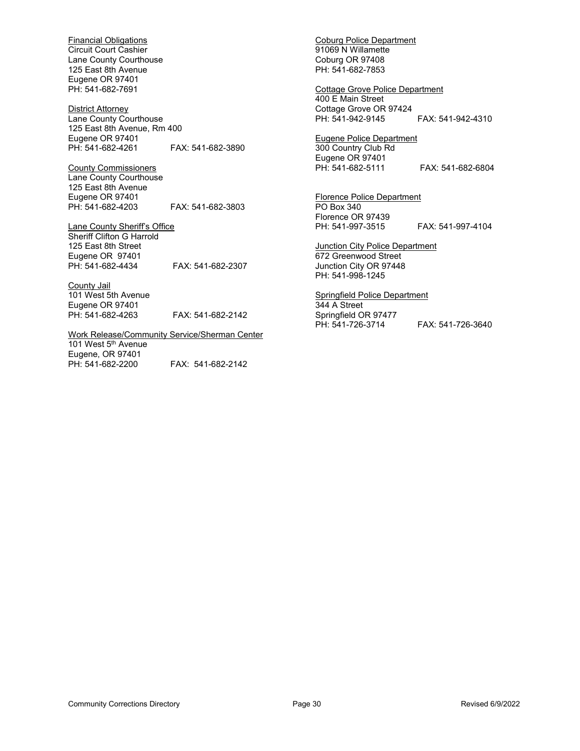Financial Obligations
Circuit Court Cashier
Lane County Courthouse
125 East 8th Avenue
Eugene OR 97401
PH: 541-682-7691

District Attorney
Lane County Courthouse
125 East 8th Avenue, Rm 400
Eugene OR 97401
PH: 541-682-4261 FAX: 541-682-3890

County Commissioners
Lane County Courthouse
125 East 8th Avenue
Eugene OR 97401
PH: 541-682-4203 FAX: 541-682-3803

Lane County Sheriff's Office
Sheriff Clifton G Harrold
125 East 8th Street
Eugene OR 97401
PH: 541-682-4434 FAX: 541-682-2307

County Jail
101 West 5th Avenue
Eugene OR 97401
PH: 541-682-4263 FAX: 541-682-2142

Work Release/Community Service/Sherman Center
101 West 5th Avenue
Eugene, OR 97401
PH: 541-682-2200 FAX: 541-682-2142

Coburg Police Department
91069 N Willamette
Coburg OR 97408
PH: 541-682-7853

Cottage Grove Police Department
400 E Main Street
Cottage Grove OR 97424
PH: 541-942-9145 FAX: 541-942-4310

Eugene Police Department
300 Country Club Rd
Eugene OR 97401
PH: 541-682-5111 FAX: 541-682-6804

Florence Police Department
PO Box 340
Florence OR 97439
PH: 541-997-3515 FAX: 541-997-4104

Junction City Police Department
672 Greenwood Street
Junction City OR 97448
PH: 541-998-1245

Springfield Police Department
344 A Street
Springfield OR 97477
PH: 541-726-3714 FAX: 541-726-3640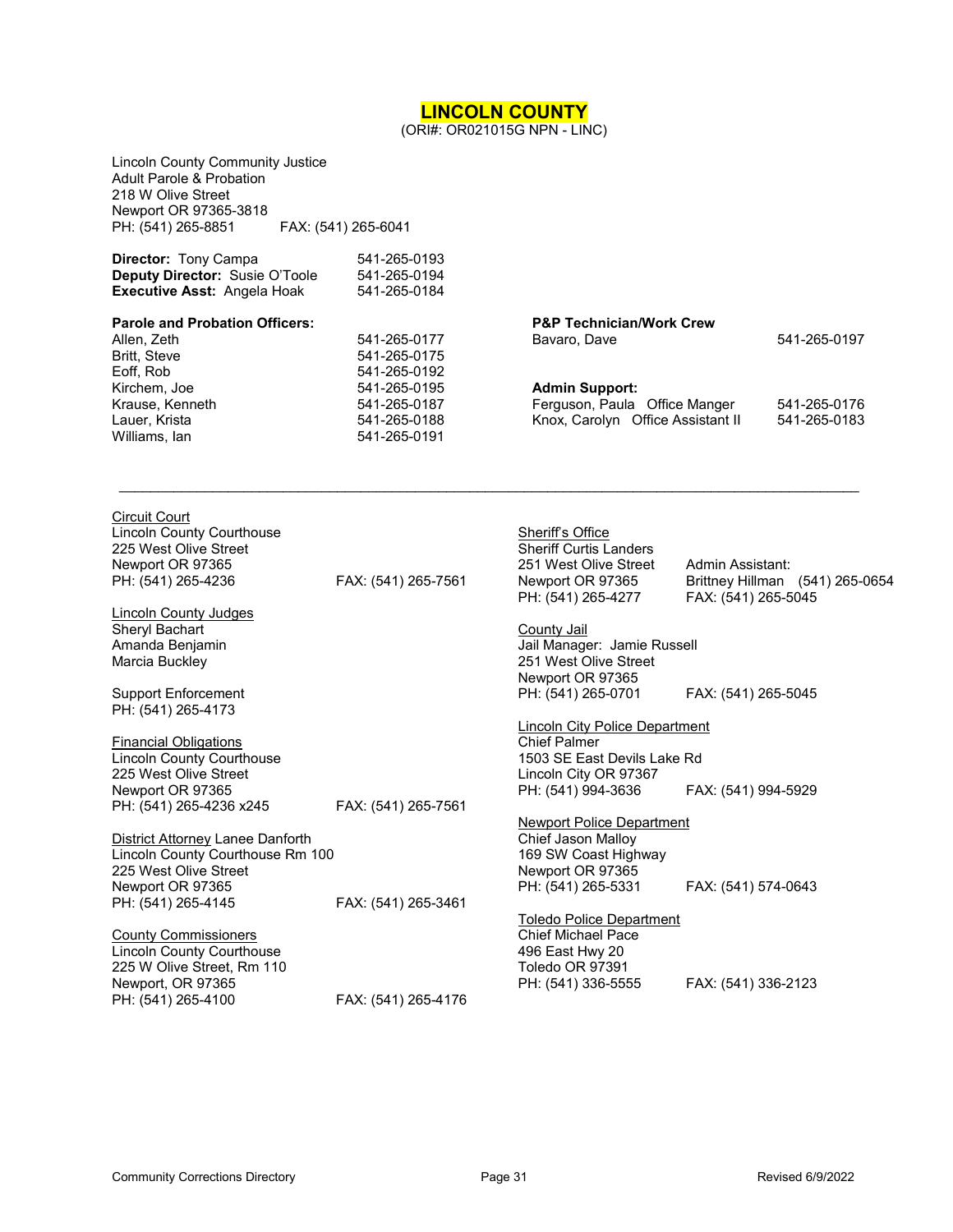# LINCOLN COUNTY

(ORI#: OR021015G NPN - LINC)

Lincoln County Community Justice
Adult Parole & Probation
218 W Olive Street
Newport OR 97365-3818
PH: (541) 265-8851 FAX: (541) 265-6041

| | |
|---|---|
| **Director:** Tony Campa | 541-265-0193 |
| **Deputy Director:** Susie O'Toole | 541-265-0194 |
| **Executive Asst:** Angela Hoak | 541-265-0184 |

**Parole and Probation Officers:**

| | |
|---|---|
| Allen, Zeth | 541-265-0177 |
| Britt, Steve | 541-265-0175 |
| Eoff, Rob | 541-265-0192 |
| Kirchem, Joe | 541-265-0195 |
| Krause, Kenneth | 541-265-0187 |
| Lauer, Krista | 541-265-0188 |
| Williams, Ian | 541-265-0191 |

**P&P Technician/Work Crew**

| | |
|---|---|
| Bavaro, Dave | 541-265-0197 |

**Admin Support:**

| | | |
|---|---|---|
| Ferguson, Paula | Office Manger | 541-265-0176 |
| Knox, Carolyn | Office Assistant II | 541-265-0183 |

---

Circuit Court
Lincoln County Courthouse
225 West Olive Street
Newport OR 97365
PH: (541) 265-4236 FAX: (541) 265-7561

Lincoln County Judges
Sheryl Bachart
Amanda Benjamin
Marcia Buckley

Support Enforcement
PH: (541) 265-4173

Financial Obligations
Lincoln County Courthouse
225 West Olive Street
Newport OR 97365
PH: (541) 265-4236 x245 FAX: (541) 265-7561

District Attorney Lanee Danforth
Lincoln County Courthouse Rm 100
225 West Olive Street
Newport OR 97365
PH: (541) 265-4145 FAX: (541) 265-3461

County Commissioners
Lincoln County Courthouse
225 W Olive Street, Rm 110
Newport, OR 97365
PH: (541) 265-4100 FAX: (541) 265-4176

Sheriff's Office
Sheriff Curtis Landers
251 West Olive Street
Newport OR 97365
PH: (541) 265-4277
Admin Assistant:
Brittney Hillman (541) 265-0654
FAX: (541) 265-5045

County Jail
Jail Manager: Jamie Russell
251 West Olive Street
Newport OR 97365
PH: (541) 265-0701 FAX: (541) 265-5045

Lincoln City Police Department
Chief Palmer
1503 SE East Devils Lake Rd
Lincoln City OR 97367
PH: (541) 994-3636 FAX: (541) 994-5929

Newport Police Department
Chief Jason Malloy
169 SW Coast Highway
Newport OR 97365
PH: (541) 265-5331 FAX: (541) 574-0643

Toledo Police Department
Chief Michael Pace
496 East Hwy 20
Toledo OR 97391
PH: (541) 336-5555 FAX: (541) 336-2123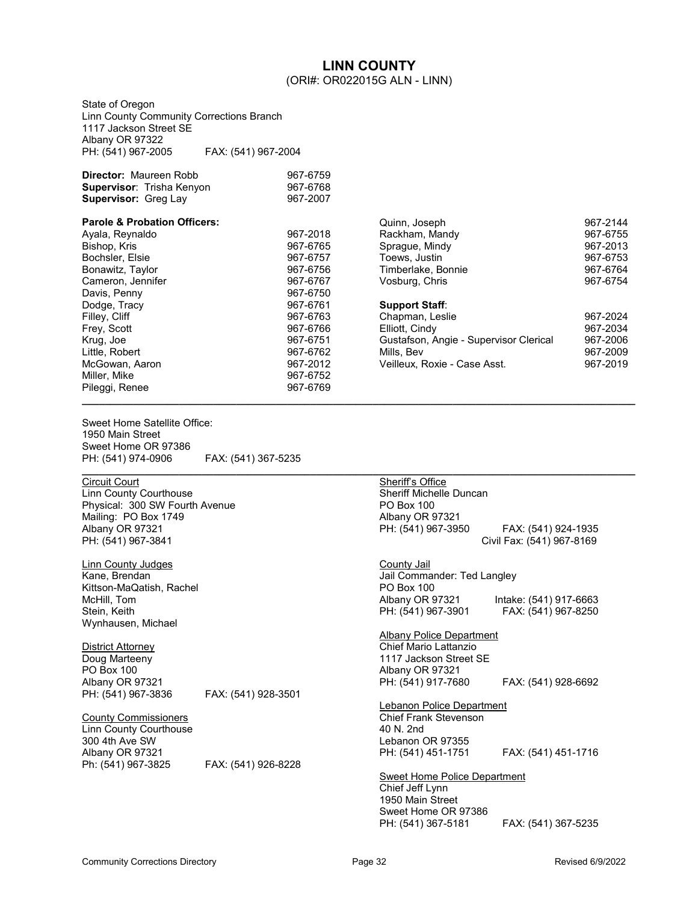# LINN COUNTY

(ORI#: OR022015G ALN - LINN)

State of Oregon
Linn County Community Corrections Branch
1117 Jackson Street SE
Albany OR 97322
PH: (541) 967-2005 FAX: (541) 967-2004

**Director:** Maureen Robb 967-6759
**Supervisor**: Trisha Kenyon 967-6768
**Supervisor:** Greg Lay 967-2007

**Parole & Probation Officers:**

| Name | Phone |
|---|---|
| Ayala, Reynaldo | 967-2018 |
| Bishop, Kris | 967-6765 |
| Bochsler, Elsie | 967-6757 |
| Bonawitz, Taylor | 967-6756 |
| Cameron, Jennifer | 967-6767 |
| Davis, Penny | 967-6750 |
| Dodge, Tracy | 967-6761 |
| Filley, Cliff | 967-6763 |
| Frey, Scott | 967-6766 |
| Krug, Joe | 967-6751 |
| Little, Robert | 967-6762 |
| McGowan, Aaron | 967-2012 |
| Miller, Mike | 967-6752 |
| Pileggi, Renee | 967-6769 |
| Quinn, Joseph | 967-2144 |
| Rackham, Mandy | 967-6755 |
| Sprague, Mindy | 967-2013 |
| Toews, Justin | 967-6753 |
| Timberlake, Bonnie | 967-6764 |
| Vosburg, Chris | 967-6754 |

**Support Staff**:

| Name | Phone |
|---|---|
| Chapman, Leslie | 967-2024 |
| Elliott, Cindy | 967-2034 |
| Gustafson, Angie - Supervisor Clerical | 967-2006 |
| Mills, Bev | 967-2009 |
| Veilleux, Roxie - Case Asst. | 967-2019 |

---

Sweet Home Satellite Office:
1950 Main Street
Sweet Home OR 97386
PH: (541) 974-0906 FAX: (541) 367-5235

---

Circuit Court
Linn County Courthouse
Physical: 300 SW Fourth Avenue
Mailing: PO Box 1749
Albany OR 97321
PH: (541) 967-3841

Linn County Judges
Kane, Brendan
Kittson-MaQatish, Rachel
McHill, Tom
Stein, Keith
Wynhausen, Michael

District Attorney
Doug Marteeny
PO Box 100
Albany OR 97321
PH: (541) 967-3836 FAX: (541) 928-3501

County Commissioners
Linn County Courthouse
300 4th Ave SW
Albany OR 97321
Ph: (541) 967-3825 FAX: (541) 926-8228

Sheriff's Office
Sheriff Michelle Duncan
PO Box 100
Albany OR 97321
PH: (541) 967-3950 FAX: (541) 924-1935
Civil Fax: (541) 967-8169

County Jail
Jail Commander: Ted Langley
PO Box 100
Albany OR 97321 Intake: (541) 917-6663
PH: (541) 967-3901 FAX: (541) 967-8250

Albany Police Department
Chief Mario Lattanzio
1117 Jackson Street SE
Albany OR 97321
PH: (541) 917-7680 FAX: (541) 928-6692

Lebanon Police Department
Chief Frank Stevenson
40 N. 2nd
Lebanon OR 97355
PH: (541) 451-1751 FAX: (541) 451-1716

Sweet Home Police Department
Chief Jeff Lynn
1950 Main Street
Sweet Home OR 97386
PH: (541) 367-5181 FAX: (541) 367-5235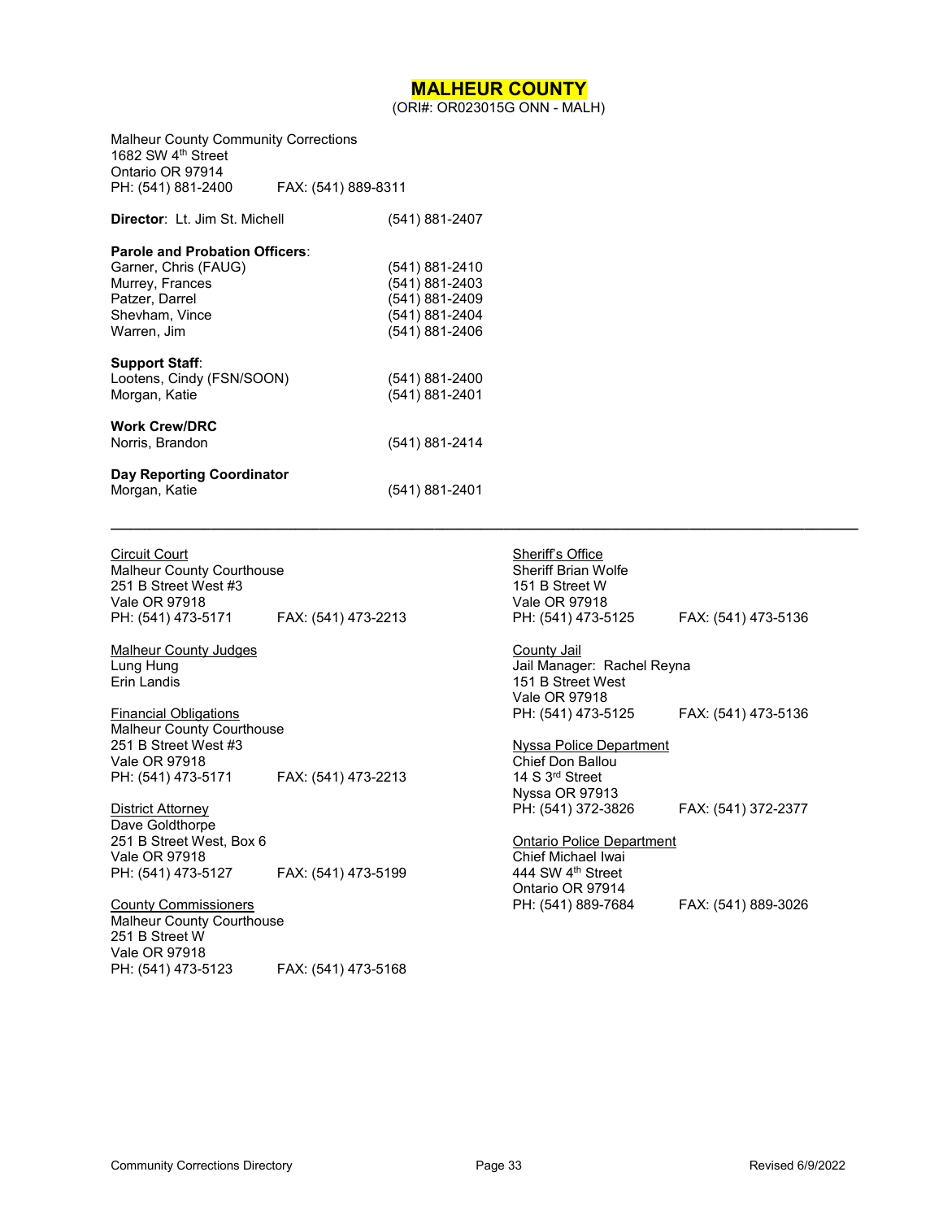# MALHEUR COUNTY

(ORI#: OR023015G ONN - MALH)

Malheur County Community Corrections
1682 SW 4th Street
Ontario OR 97914
PH: (541) 881-2400 FAX: (541) 889-8311

**Director**: Lt. Jim St. Michell (541) 881-2407

**Parole and Probation Officers**:

| | |
|---|---|
| Garner, Chris (FAUG) | (541) 881-2410 |
| Murrey, Frances | (541) 881-2403 |
| Patzer, Darrel | (541) 881-2409 |
| Shevham, Vince | (541) 881-2404 |
| Warren, Jim | (541) 881-2406 |

**Support Staff**:

| | |
|---|---|
| Lootens, Cindy (FSN/SOON) | (541) 881-2400 |
| Morgan, Katie | (541) 881-2401 |

**Work Crew/DRC**

Norris, Brandon (541) 881-2414

**Day Reporting Coordinator**

Morgan, Katie (541) 881-2401

---

Circuit Court
Malheur County Courthouse
251 B Street West #3
Vale OR 97918
PH: (541) 473-5171 FAX: (541) 473-2213

Malheur County Judges
Lung Hung
Erin Landis

Financial Obligations
Malheur County Courthouse
251 B Street West #3
Vale OR 97918
PH: (541) 473-5171 FAX: (541) 473-2213

District Attorney
Dave Goldthorpe
251 B Street West, Box 6
Vale OR 97918
PH: (541) 473-5127 FAX: (541) 473-5199

County Commissioners
Malheur County Courthouse
251 B Street W
Vale OR 97918
PH: (541) 473-5123 FAX: (541) 473-5168

Sheriff's Office
Sheriff Brian Wolfe
151 B Street W
Vale OR 97918
PH: (541) 473-5125 FAX: (541) 473-5136

County Jail
Jail Manager: Rachel Reyna
151 B Street West
Vale OR 97918
PH: (541) 473-5125 FAX: (541) 473-5136

Nyssa Police Department
Chief Don Ballou
14 S 3rd Street
Nyssa OR 97913
PH: (541) 372-3826 FAX: (541) 372-2377

Ontario Police Department
Chief Michael Iwai
444 SW 4th Street
Ontario OR 97914
PH: (541) 889-7684 FAX: (541) 889-3026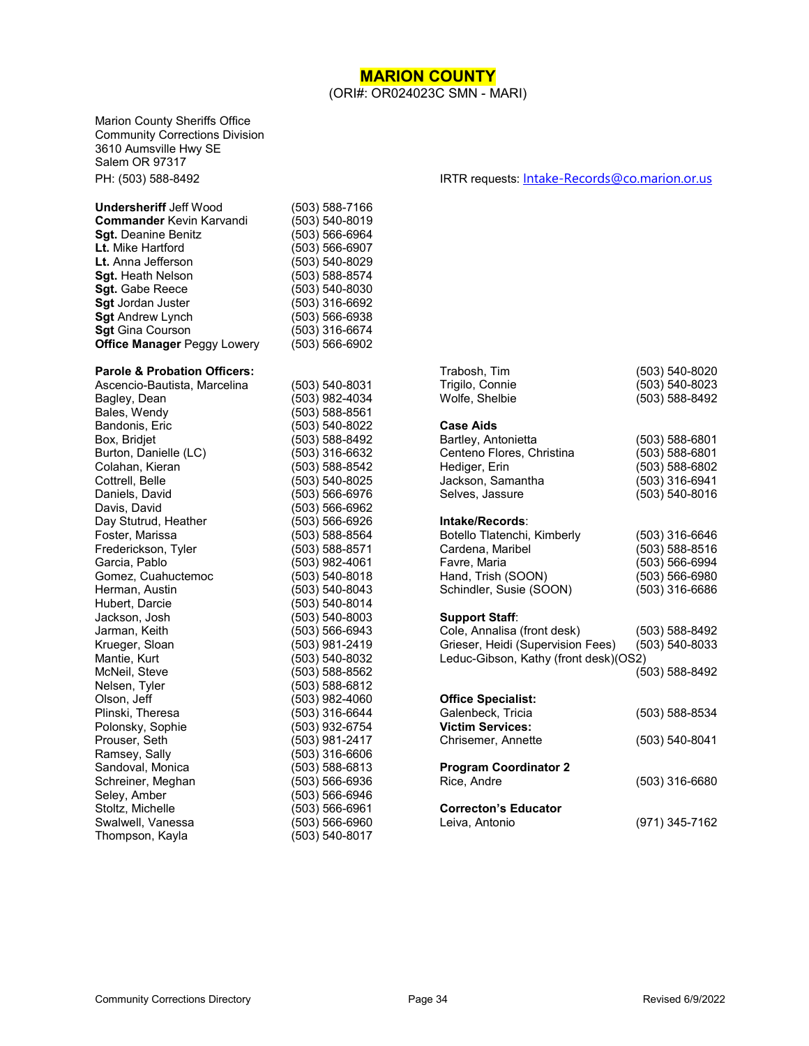# MARION COUNTY

(ORI#: OR024023C SMN - MARI)

Marion County Sheriffs Office
Community Corrections Division
3610 Aumsville Hwy SE
Salem OR 97317
PH: (503) 588-8492

IRTR requests: Intake-Records@co.marion.or.us

| | |
|---|---|
| **Undersheriff** Jeff Wood | (503) 588-7166 |
| **Commander** Kevin Karvandi | (503) 540-8019 |
| **Sgt.** Deanine Benitz | (503) 566-6964 |
| **Lt.** Mike Hartford | (503) 566-6907 |
| **Lt.** Anna Jefferson | (503) 540-8029 |
| **Sgt.** Heath Nelson | (503) 588-8574 |
| **Sgt.** Gabe Reece | (503) 540-8030 |
| **Sgt** Jordan Juster | (503) 316-6692 |
| **Sgt** Andrew Lynch | (503) 566-6938 |
| **Sgt** Gina Courson | (503) 316-6674 |
| **Office Manager** Peggy Lowery | (503) 566-6902 |

**Parole & Probation Officers:**

| | |
|---|---|
| Ascencio-Bautista, Marcelina | (503) 540-8031 |
| Bagley, Dean | (503) 982-4034 |
| Bales, Wendy | (503) 588-8561 |
| Bandonis, Eric | (503) 540-8022 |
| Box, Bridjet | (503) 588-8492 |
| Burton, Danielle (LC) | (503) 316-6632 |
| Colahan, Kieran | (503) 588-8542 |
| Cottrell, Belle | (503) 540-8025 |
| Daniels, David | (503) 566-6976 |
| Davis, David | (503) 566-6962 |
| Day Stutrud, Heather | (503) 566-6926 |
| Foster, Marissa | (503) 588-8564 |
| Frederickson, Tyler | (503) 588-8571 |
| Garcia, Pablo | (503) 982-4061 |
| Gomez, Cuahuctemoc | (503) 540-8018 |
| Herman, Austin | (503) 540-8043 |
| Hubert, Darcie | (503) 540-8014 |
| Jackson, Josh | (503) 540-8003 |
| Jarman, Keith | (503) 566-6943 |
| Krueger, Sloan | (503) 981-2419 |
| Mantie, Kurt | (503) 540-8032 |
| McNeil, Steve | (503) 588-8562 |
| Nelsen, Tyler | (503) 588-6812 |
| Olson, Jeff | (503) 982-4060 |
| Plinski, Theresa | (503) 316-6644 |
| Polonsky, Sophie | (503) 932-6754 |
| Prouser, Seth | (503) 981-2417 |
| Ramsey, Sally | (503) 316-6606 |
| Sandoval, Monica | (503) 588-6813 |
| Schreiner, Meghan | (503) 566-6936 |
| Seley, Amber | (503) 566-6946 |
| Stoltz, Michelle | (503) 566-6961 |
| Swalwell, Vanessa | (503) 566-6960 |
| Thompson, Kayla | (503) 540-8017 |
| Trabosh, Tim | (503) 540-8020 |
| Trigilo, Connie | (503) 540-8023 |
| Wolfe, Shelbie | (503) 588-8492 |

**Case Aids**

| | |
|---|---|
| Bartley, Antonietta | (503) 588-6801 |
| Centeno Flores, Christina | (503) 588-6801 |
| Hediger, Erin | (503) 588-6802 |
| Jackson, Samantha | (503) 316-6941 |
| Selves, Jassure | (503) 540-8016 |

**Intake/Records**:

| | |
|---|---|
| Botello Tlatenchi, Kimberly | (503) 316-6646 |
| Cardena, Maribel | (503) 588-8516 |
| Favre, Maria | (503) 566-6994 |
| Hand, Trish (SOON) | (503) 566-6980 |
| Schindler, Susie (SOON) | (503) 316-6686 |

**Support Staff**:

| | |
|---|---|
| Cole, Annalisa (front desk) | (503) 588-8492 |
| Grieser, Heidi (Supervision Fees) | (503) 540-8033 |
| Leduc-Gibson, Kathy (front desk)(OS2) | (503) 588-8492 |

**Office Specialist:**

| | |
|---|---|
| Galenbeck, Tricia | (503) 588-8534 |

**Victim Services:**

| | |
|---|---|
| Chrisemer, Annette | (503) 540-8041 |

**Program Coordinator 2**

| | |
|---|---|
| Rice, Andre | (503) 316-6680 |

**Correcton's Educator**

| | |
|---|---|
| Leiva, Antonio | (971) 345-7162 |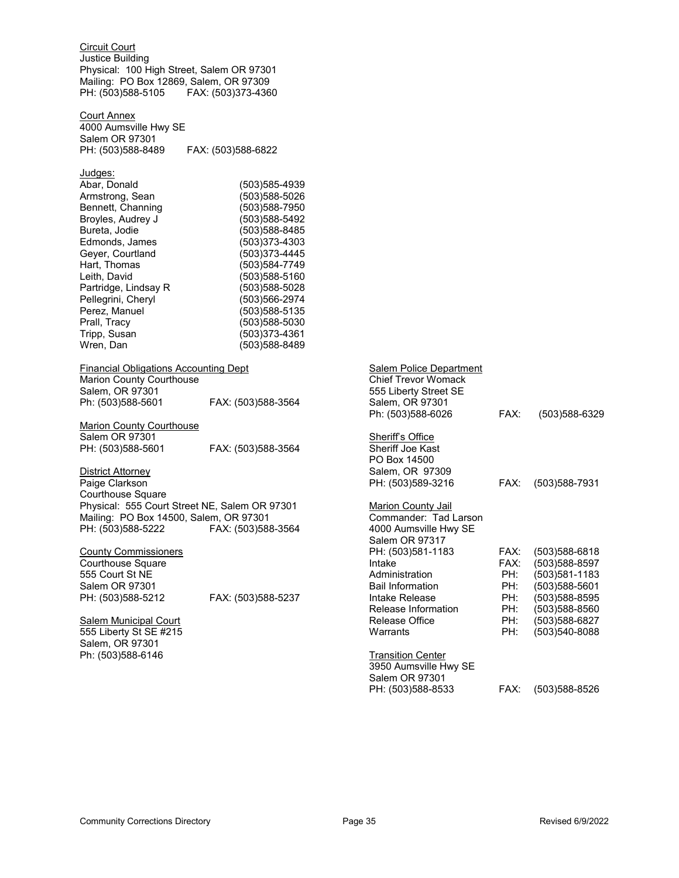<u>Circuit Court</u>
Justice Building
Physical: 100 High Street, Salem OR 97301
Mailing: PO Box 12869, Salem, OR 97309
PH: (503)588-5105 FAX: (503)373-4360

<u>Court Annex</u>
4000 Aumsville Hwy SE
Salem OR 97301
PH: (503)588-8489 FAX: (503)588-6822

<u>Judges:</u>

| | |
|---|---|
| Abar, Donald | (503)585-4939 |
| Armstrong, Sean | (503)588-5026 |
| Bennett, Channing | (503)588-7950 |
| Broyles, Audrey J | (503)588-5492 |
| Bureta, Jodie | (503)588-8485 |
| Edmonds, James | (503)373-4303 |
| Geyer, Courtland | (503)373-4445 |
| Hart, Thomas | (503)584-7749 |
| Leith, David | (503)588-5160 |
| Partridge, Lindsay R | (503)588-5028 |
| Pellegrini, Cheryl | (503)566-2974 |
| Perez, Manuel | (503)588-5135 |
| Prall, Tracy | (503)588-5030 |
| Tripp, Susan | (503)373-4361 |
| Wren, Dan | (503)588-8489 |

<u>Financial Obligations Accounting Dept</u>
Marion County Courthouse
Salem, OR 97301
Ph: (503)588-5601 FAX: (503)588-3564

<u>Marion County Courthouse</u>
Salem OR 97301
PH: (503)588-5601 FAX: (503)588-3564

<u>District Attorney</u>
Paige Clarkson
Courthouse Square
Physical: 555 Court Street NE, Salem OR 97301
Mailing: PO Box 14500, Salem, OR 97301
PH: (503)588-5222 FAX: (503)588-3564

<u>County Commissioners</u>
Courthouse Square
555 Court St NE
Salem OR 97301
PH: (503)588-5212 FAX: (503)588-5237

<u>Salem Municipal Court</u>
555 Liberty St SE #215
Salem, OR 97301
Ph: (503)588-6146

<u>Salem Police Department</u>
Chief Trevor Womack
555 Liberty Street SE
Salem, OR 97301
Ph: (503)588-6026 FAX: (503)588-6329

<u>Sheriff's Office</u>
Sheriff Joe Kast
PO Box 14500
Salem, OR 97309
PH: (503)589-3216 FAX: (503)588-7931

<u>Marion County Jail</u>
Commander: Tad Larson
4000 Aumsville Hwy SE
Salem OR 97317

| | | |
|---|---|---|
| PH: (503)581-1183 | FAX: | (503)588-6818 |
| Intake | FAX: | (503)588-8597 |
| Administration | PH: | (503)581-1183 |
| Bail Information | PH: | (503)588-5601 |
| Intake Release | PH: | (503)588-8595 |
| Release Information | PH: | (503)588-8560 |
| Release Office | PH: | (503)588-6827 |
| Warrants | PH: | (503)540-8088 |

<u>Transition Center</u>
3950 Aumsville Hwy SE
Salem OR 97301
PH: (503)588-8533 FAX: (503)588-8526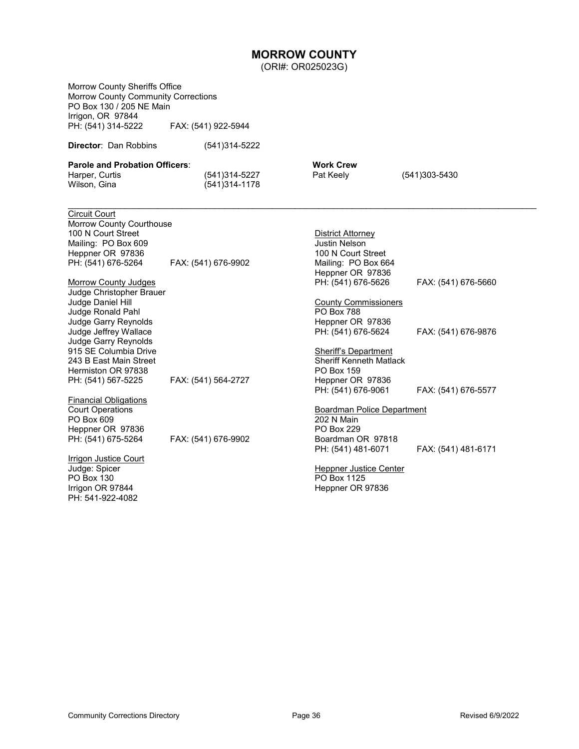# MORROW COUNTY

(ORI#: OR025023G)

Morrow County Sheriffs Office
Morrow County Community Corrections
PO Box 130 / 205 NE Main
Irrigon, OR 97844
PH: (541) 314-5222 FAX: (541) 922-5944

**Director**: Dan Robbins (541)314-5222

**Parole and Probation Officers**:
Harper, Curtis (541)314-5227
Wilson, Gina (541)314-1178

**Work Crew**
Pat Keely (541)303-5430

---

Circuit Court
Morrow County Courthouse
100 N Court Street
Mailing: PO Box 609
Heppner OR 97836
PH: (541) 676-5264 FAX: (541) 676-9902

Morrow County Judges
Judge Christopher Brauer
Judge Daniel Hill
Judge Ronald Pahl
Judge Garry Reynolds
Judge Jeffrey Wallace
Judge Garry Reynolds
915 SE Columbia Drive
243 B East Main Street
Hermiston OR 97838
PH: (541) 567-5225 FAX: (541) 564-2727

Financial Obligations
Court Operations
PO Box 609
Heppner OR 97836
PH: (541) 675-5264 FAX: (541) 676-9902

Irrigon Justice Court
Judge: Spicer
PO Box 130
Irrigon OR 97844
PH: 541-922-4082

District Attorney
Justin Nelson
100 N Court Street
Mailing: PO Box 664
Heppner OR 97836
PH: (541) 676-5626 FAX: (541) 676-5660

County Commissioners
PO Box 788
Heppner OR 97836
PH: (541) 676-5624 FAX: (541) 676-9876

Sheriff's Department
Sheriff Kenneth Matlack
PO Box 159
Heppner OR 97836
PH: (541) 676-9061 FAX: (541) 676-5577

Boardman Police Department
202 N Main
PO Box 229
Boardman OR 97818
PH: (541) 481-6071 FAX: (541) 481-6171

Heppner Justice Center
PO Box 1125
Heppner OR 97836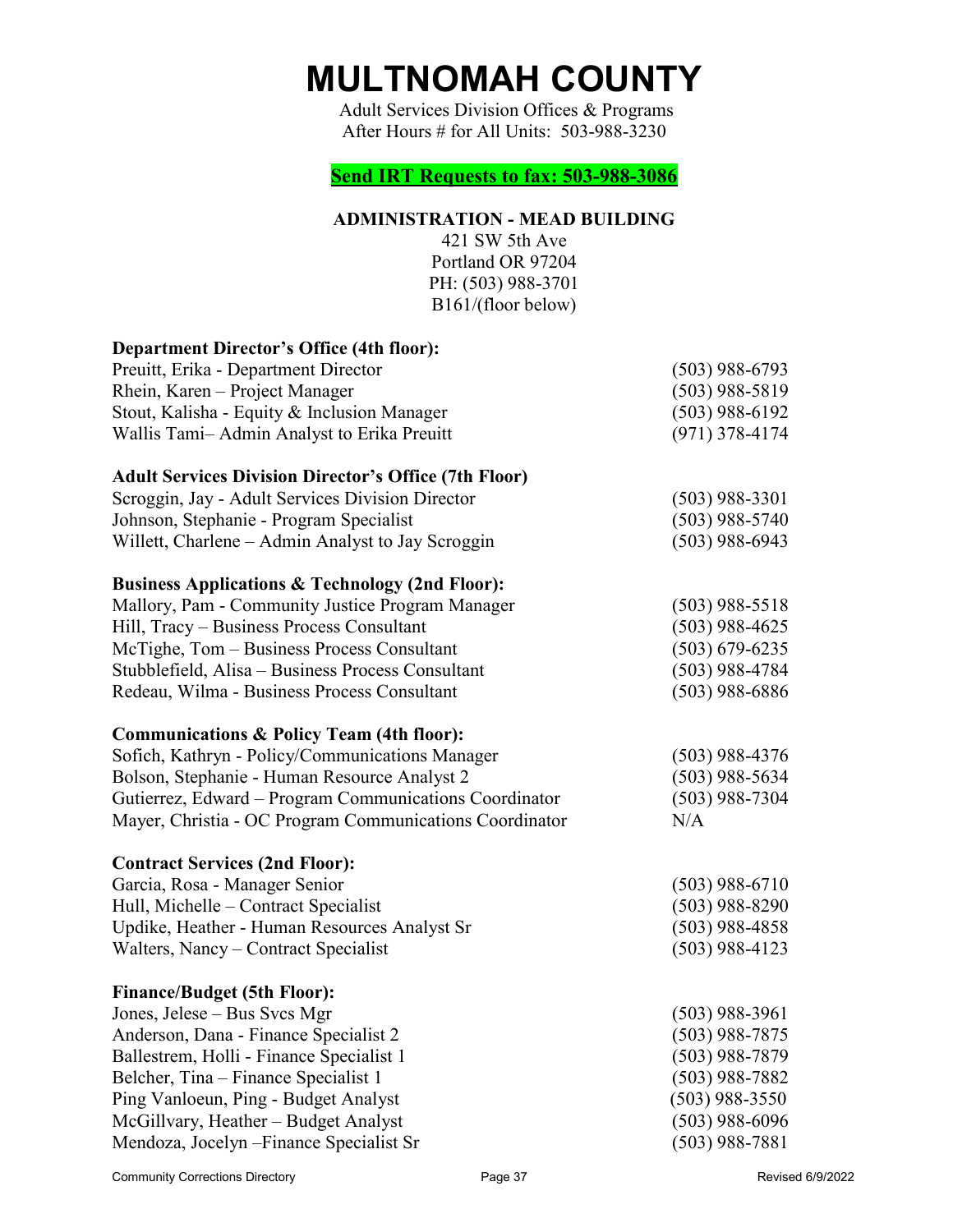# MULTNOMAH COUNTY

Adult Services Division Offices & Programs
After Hours # for All Units: 503-988-3230

**Send IRT Requests to fax: 503-988-3086**

## ADMINISTRATION - MEAD BUILDING

421 SW 5th Ave
Portland OR 97204
PH: (503) 988-3701
B161/(floor below)

### Department Director's Office (4th floor):

| | |
|---|---|
| Preuitt, Erika - Department Director | (503) 988-6793 |
| Rhein, Karen – Project Manager | (503) 988-5819 |
| Stout, Kalisha - Equity & Inclusion Manager | (503) 988-6192 |
| Wallis Tami– Admin Analyst to Erika Preuitt | (971) 378-4174 |

### Adult Services Division Director's Office (7th Floor)

| | |
|---|---|
| Scroggin, Jay - Adult Services Division Director | (503) 988-3301 |
| Johnson, Stephanie - Program Specialist | (503) 988-5740 |
| Willett, Charlene – Admin Analyst to Jay Scroggin | (503) 988-6943 |

### Business Applications & Technology (2nd Floor):

| | |
|---|---|
| Mallory, Pam - Community Justice Program Manager | (503) 988-5518 |
| Hill, Tracy – Business Process Consultant | (503) 988-4625 |
| McTighe, Tom – Business Process Consultant | (503) 679-6235 |
| Stubblefield, Alisa – Business Process Consultant | (503) 988-4784 |
| Redeau, Wilma - Business Process Consultant | (503) 988-6886 |

### Communications & Policy Team (4th floor):

| | |
|---|---|
| Sofich, Kathryn - Policy/Communications Manager | (503) 988-4376 |
| Bolson, Stephanie - Human Resource Analyst 2 | (503) 988-5634 |
| Gutierrez, Edward – Program Communications Coordinator | (503) 988-7304 |
| Mayer, Christia - OC Program Communications Coordinator | N/A |

### Contract Services (2nd Floor):

| | |
|---|---|
| Garcia, Rosa - Manager Senior | (503) 988-6710 |
| Hull, Michelle – Contract Specialist | (503) 988-8290 |
| Updike, Heather - Human Resources Analyst Sr | (503) 988-4858 |
| Walters, Nancy – Contract Specialist | (503) 988-4123 |

### Finance/Budget (5th Floor):

| | |
|---|---|
| Jones, Jelese – Bus Svcs Mgr | (503) 988-3961 |
| Anderson, Dana - Finance Specialist 2 | (503) 988-7875 |
| Ballestrem, Holli - Finance Specialist 1 | (503) 988-7879 |
| Belcher, Tina – Finance Specialist 1 | (503) 988-7882 |
| Ping Vanloeun, Ping - Budget Analyst | (503) 988-3550 |
| McGillvary, Heather – Budget Analyst | (503) 988-6096 |
| Mendoza, Jocelyn –Finance Specialist Sr | (503) 988-7881 |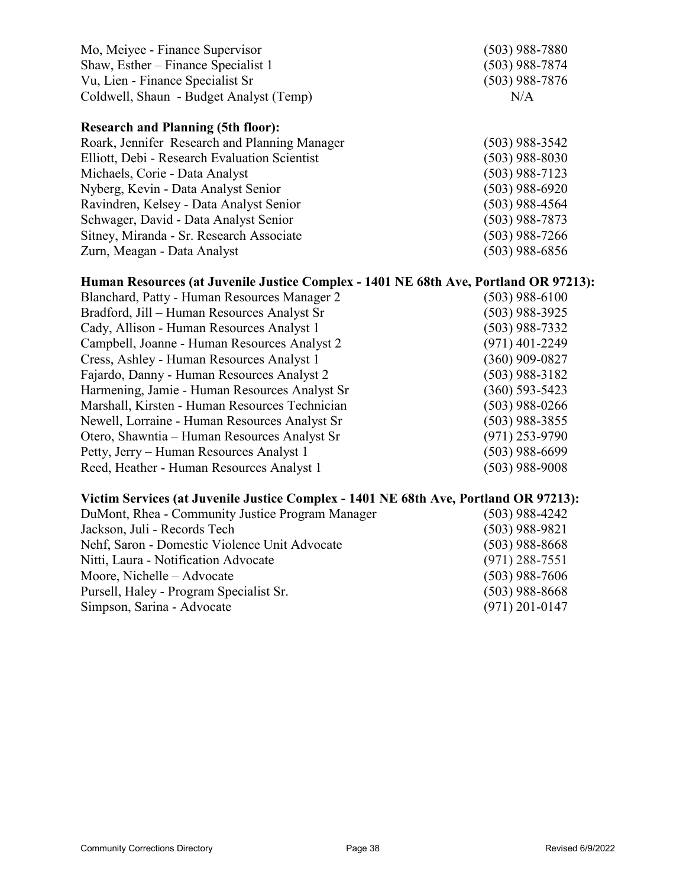Mo, Meiyee - Finance Supervisor (503) 988-7880
Shaw, Esther – Finance Specialist 1 (503) 988-7874
Vu, Lien - Finance Specialist Sr (503) 988-7876
Coldwell, Shaun - Budget Analyst (Temp) N/A

**Research and Planning (5th floor):**

Roark, Jennifer Research and Planning Manager (503) 988-3542
Elliott, Debi - Research Evaluation Scientist (503) 988-8030
Michaels, Corie - Data Analyst (503) 988-7123
Nyberg, Kevin - Data Analyst Senior (503) 988-6920
Ravindren, Kelsey - Data Analyst Senior (503) 988-4564
Schwager, David - Data Analyst Senior (503) 988-7873
Sitney, Miranda - Sr. Research Associate (503) 988-7266
Zurn, Meagan - Data Analyst (503) 988-6856

**Human Resources (at Juvenile Justice Complex - 1401 NE 68th Ave, Portland OR 97213):**

Blanchard, Patty - Human Resources Manager 2 (503) 988-6100
Bradford, Jill – Human Resources Analyst Sr (503) 988-3925
Cady, Allison - Human Resources Analyst 1 (503) 988-7332
Campbell, Joanne - Human Resources Analyst 2 (971) 401-2249
Cress, Ashley - Human Resources Analyst 1 (360) 909-0827
Fajardo, Danny - Human Resources Analyst 2 (503) 988-3182
Harmening, Jamie - Human Resources Analyst Sr (360) 593-5423
Marshall, Kirsten - Human Resources Technician (503) 988-0266
Newell, Lorraine - Human Resources Analyst Sr (503) 988-3855
Otero, Shawntia – Human Resources Analyst Sr (971) 253-9790
Petty, Jerry – Human Resources Analyst 1 (503) 988-6699
Reed, Heather - Human Resources Analyst 1 (503) 988-9008

**Victim Services (at Juvenile Justice Complex - 1401 NE 68th Ave, Portland OR 97213):**

DuMont, Rhea - Community Justice Program Manager (503) 988-4242
Jackson, Juli - Records Tech (503) 988-9821
Nehf, Saron - Domestic Violence Unit Advocate (503) 988-8668
Nitti, Laura - Notification Advocate (971) 288-7551
Moore, Nichelle – Advocate (503) 988-7606
Pursell, Haley - Program Specialist Sr. (503) 988-8668
Simpson, Sarina - Advocate (971) 201-0147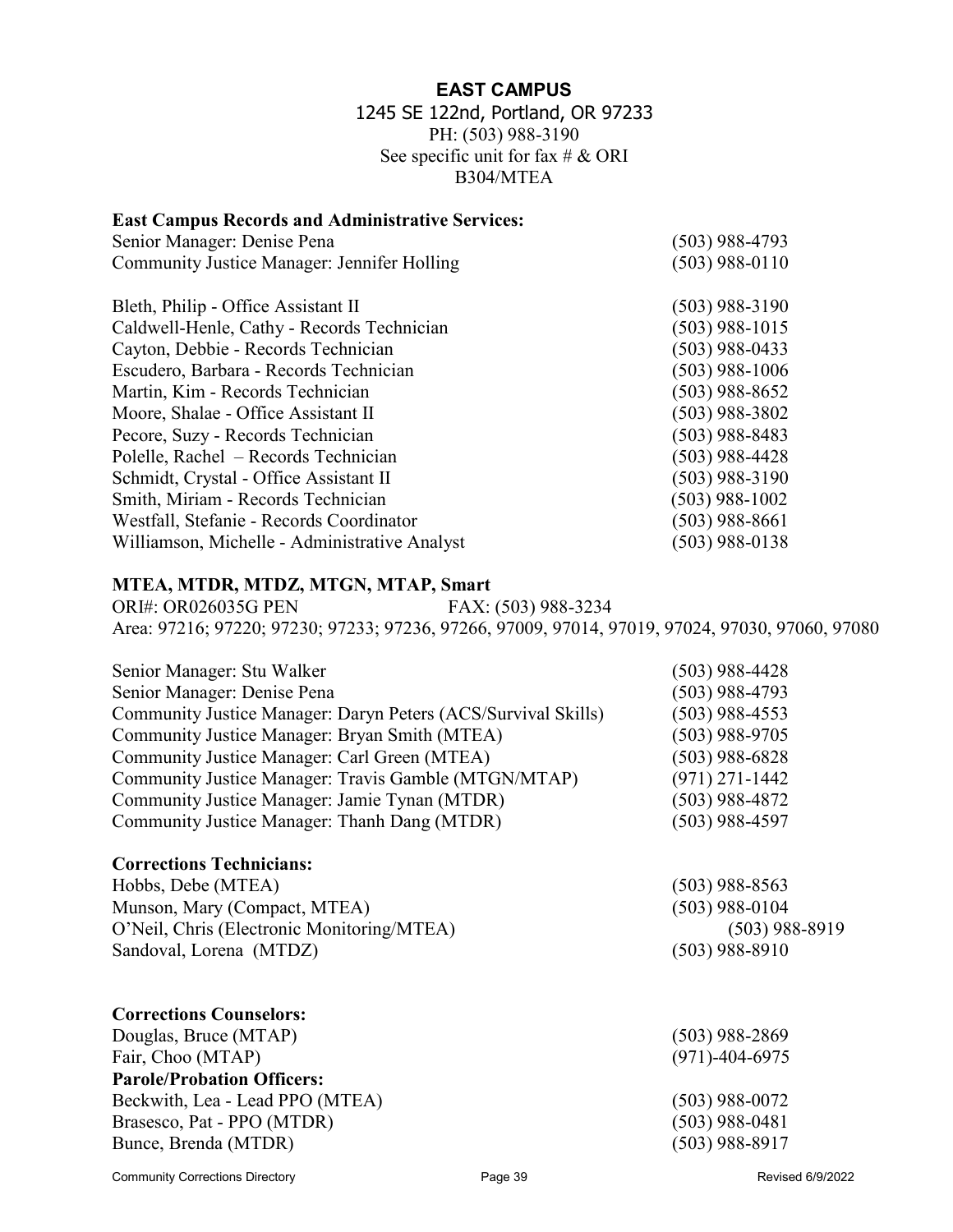## EAST CAMPUS

1245 SE 122nd, Portland, OR 97233
PH: (503) 988-3190
See specific unit for fax # & ORI
B304/MTEA

**East Campus Records and Administrative Services:**

| | |
|---|---|
| Senior Manager: Denise Pena | (503) 988-4793 |
| Community Justice Manager: Jennifer Holling | (503) 988-0110 |
| | |
| Bleth, Philip - Office Assistant II | (503) 988-3190 |
| Caldwell-Henle, Cathy - Records Technician | (503) 988-1015 |
| Cayton, Debbie - Records Technician | (503) 988-0433 |
| Escudero, Barbara - Records Technician | (503) 988-1006 |
| Martin, Kim - Records Technician | (503) 988-8652 |
| Moore, Shalae - Office Assistant II | (503) 988-3802 |
| Pecore, Suzy - Records Technician | (503) 988-8483 |
| Polelle, Rachel – Records Technician | (503) 988-4428 |
| Schmidt, Crystal - Office Assistant II | (503) 988-3190 |
| Smith, Miriam - Records Technician | (503) 988-1002 |
| Westfall, Stefanie - Records Coordinator | (503) 988-8661 |
| Williamson, Michelle - Administrative Analyst | (503) 988-0138 |

**MTEA, MTDR, MTDZ, MTGN, MTAP, Smart**

ORI#: OR026035G PEN FAX: (503) 988-3234
Area: 97216; 97220; 97230; 97233; 97236, 97266, 97009, 97014, 97019, 97024, 97030, 97060, 97080

| | |
|---|---|
| Senior Manager: Stu Walker | (503) 988-4428 |
| Senior Manager: Denise Pena | (503) 988-4793 |
| Community Justice Manager: Daryn Peters (ACS/Survival Skills) | (503) 988-4553 |
| Community Justice Manager: Bryan Smith (MTEA) | (503) 988-9705 |
| Community Justice Manager: Carl Green (MTEA) | (503) 988-6828 |
| Community Justice Manager: Travis Gamble (MTGN/MTAP) | (971) 271-1442 |
| Community Justice Manager: Jamie Tynan (MTDR) | (503) 988-4872 |
| Community Justice Manager: Thanh Dang (MTDR) | (503) 988-4597 |

**Corrections Technicians:**

| | |
|---|---|
| Hobbs, Debe (MTEA) | (503) 988-8563 |
| Munson, Mary (Compact, MTEA) | (503) 988-0104 |
| O'Neil, Chris (Electronic Monitoring/MTEA) | (503) 988-8919 |
| Sandoval, Lorena (MTDZ) | (503) 988-8910 |

**Corrections Counselors:**

| | |
|---|---|
| Douglas, Bruce (MTAP) | (503) 988-2869 |
| Fair, Choo (MTAP) | (971)-404-6975 |

**Parole/Probation Officers:**

| | |
|---|---|
| Beckwith, Lea - Lead PPO (MTEA) | (503) 988-0072 |
| Brasesco, Pat - PPO (MTDR) | (503) 988-0481 |
| Bunce, Brenda (MTDR) | (503) 988-8917 |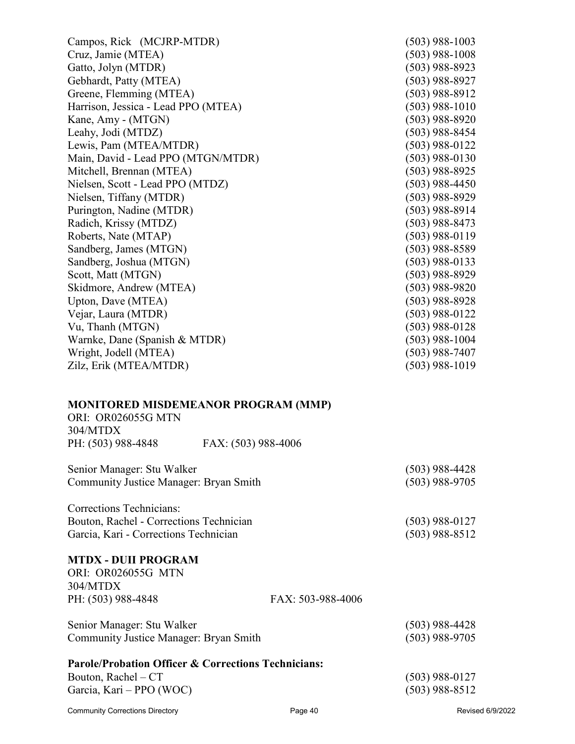| | |
|---|---|
| Campos, Rick (MCJRP-MTDR) | (503) 988-1003 |
| Cruz, Jamie (MTEA) | (503) 988-1008 |
| Gatto, Jolyn (MTDR) | (503) 988-8923 |
| Gebhardt, Patty (MTEA) | (503) 988-8927 |
| Greene, Flemming (MTEA) | (503) 988-8912 |
| Harrison, Jessica - Lead PPO (MTEA) | (503) 988-1010 |
| Kane, Amy - (MTGN) | (503) 988-8920 |
| Leahy, Jodi (MTDZ) | (503) 988-8454 |
| Lewis, Pam (MTEA/MTDR) | (503) 988-0122 |
| Main, David - Lead PPO (MTGN/MTDR) | (503) 988-0130 |
| Mitchell, Brennan (MTEA) | (503) 988-8925 |
| Nielsen, Scott - Lead PPO (MTDZ) | (503) 988-4450 |
| Nielsen, Tiffany (MTDR) | (503) 988-8929 |
| Purington, Nadine (MTDR) | (503) 988-8914 |
| Radich, Krissy (MTDZ) | (503) 988-8473 |
| Roberts, Nate (MTAP) | (503) 988-0119 |
| Sandberg, James (MTGN) | (503) 988-8589 |
| Sandberg, Joshua (MTGN) | (503) 988-0133 |
| Scott, Matt (MTGN) | (503) 988-8929 |
| Skidmore, Andrew (MTEA) | (503) 988-9820 |
| Upton, Dave (MTEA) | (503) 988-8928 |
| Vejar, Laura (MTDR) | (503) 988-0122 |
| Vu, Thanh (MTGN) | (503) 988-0128 |
| Warnke, Dane (Spanish & MTDR) | (503) 988-1004 |
| Wright, Jodell (MTEA) | (503) 988-7407 |
| Zilz, Erik (MTEA/MTDR) | (503) 988-1019 |

**MONITORED MISDEMEANOR PROGRAM (MMP)**

ORI: OR026055G MTN
304/MTDX
PH: (503) 988-4848 FAX: (503) 988-4006

| | |
|---|---|
| Senior Manager: Stu Walker | (503) 988-4428 |
| Community Justice Manager: Bryan Smith | (503) 988-9705 |

Corrections Technicians:

| | |
|---|---|
| Bouton, Rachel - Corrections Technician | (503) 988-0127 |
| Garcia, Kari - Corrections Technician | (503) 988-8512 |

**MTDX - DUII PROGRAM**

ORI: OR026055G MTN
304/MTDX
PH: (503) 988-4848 FAX: 503-988-4006

| | |
|---|---|
| Senior Manager: Stu Walker | (503) 988-4428 |
| Community Justice Manager: Bryan Smith | (503) 988-9705 |

**Parole/Probation Officer & Corrections Technicians:**

| | |
|---|---|
| Bouton, Rachel – CT | (503) 988-0127 |
| Garcia, Kari – PPO (WOC) | (503) 988-8512 |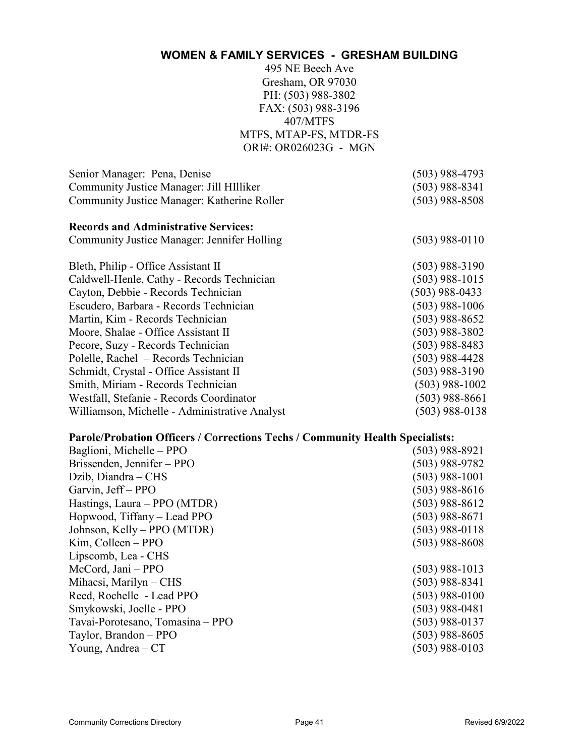## WOMEN & FAMILY SERVICES - GRESHAM BUILDING

495 NE Beech Ave
Gresham, OR 97030
PH: (503) 988-3802
FAX: (503) 988-3196
407/MTFS
MTFS, MTAP-FS, MTDR-FS
ORI#: OR026023G - MGN

| | |
|---|---|
| Senior Manager: Pena, Denise | (503) 988-4793 |
| Community Justice Manager: Jill HIlliker | (503) 988-8341 |
| Community Justice Manager: Katherine Roller | (503) 988-8508 |

**Records and Administrative Services:**

| | |
|---|---|
| Community Justice Manager: Jennifer Holling | (503) 988-0110 |
| Bleth, Philip - Office Assistant II | (503) 988-3190 |
| Caldwell-Henle, Cathy - Records Technician | (503) 988-1015 |
| Cayton, Debbie - Records Technician | (503) 988-0433 |
| Escudero, Barbara - Records Technician | (503) 988-1006 |
| Martin, Kim - Records Technician | (503) 988-8652 |
| Moore, Shalae - Office Assistant II | (503) 988-3802 |
| Pecore, Suzy - Records Technician | (503) 988-8483 |
| Polelle, Rachel – Records Technician | (503) 988-4428 |
| Schmidt, Crystal - Office Assistant II | (503) 988-3190 |
| Smith, Miriam - Records Technician | (503) 988-1002 |
| Westfall, Stefanie - Records Coordinator | (503) 988-8661 |
| Williamson, Michelle - Administrative Analyst | (503) 988-0138 |

**Parole/Probation Officers / Corrections Techs / Community Health Specialists:**

| | |
|---|---|
| Baglioni, Michelle – PPO | (503) 988-8921 |
| Brissenden, Jennifer – PPO | (503) 988-9782 |
| Dzib, Diandra – CHS | (503) 988-1001 |
| Garvin, Jeff – PPO | (503) 988-8616 |
| Hastings, Laura – PPO (MTDR) | (503) 988-8612 |
| Hopwood, Tiffany – Lead PPO | (503) 988-8671 |
| Johnson, Kelly – PPO (MTDR) | (503) 988-0118 |
| Kim, Colleen – PPO | (503) 988-8608 |
| Lipscomb, Lea - CHS | |
| McCord, Jani – PPO | (503) 988-1013 |
| Mihacsi, Marilyn – CHS | (503) 988-8341 |
| Reed, Rochelle - Lead PPO | (503) 988-0100 |
| Smykowski, Joelle - PPO | (503) 988-0481 |
| Tavai-Porotesano, Tomasina – PPO | (503) 988-0137 |
| Taylor, Brandon – PPO | (503) 988-8605 |
| Young, Andrea – CT | (503) 988-0103 |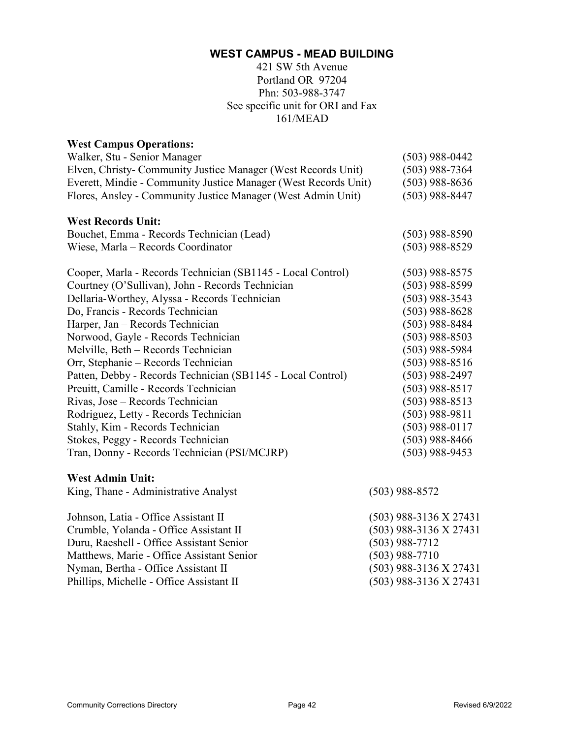## WEST CAMPUS - MEAD BUILDING

421 SW 5th Avenue
Portland OR 97204
Phn: 503-988-3747
See specific unit for ORI and Fax
161/MEAD

**West Campus Operations:**

| | |
|---|---|
| Walker, Stu - Senior Manager | (503) 988-0442 |
| Elven, Christy- Community Justice Manager (West Records Unit) | (503) 988-7364 |
| Everett, Mindie - Community Justice Manager (West Records Unit) | (503) 988-8636 |
| Flores, Ansley - Community Justice Manager (West Admin Unit) | (503) 988-8447 |

**West Records Unit:**

| | |
|---|---|
| Bouchet, Emma - Records Technician (Lead) | (503) 988-8590 |
| Wiese, Marla – Records Coordinator | (503) 988-8529 |
| | |
| Cooper, Marla - Records Technician (SB1145 - Local Control) | (503) 988-8575 |
| Courtney (O'Sullivan), John - Records Technician | (503) 988-8599 |
| Dellaria-Worthey, Alyssa - Records Technician | (503) 988-3543 |
| Do, Francis - Records Technician | (503) 988-8628 |
| Harper, Jan – Records Technician | (503) 988-8484 |
| Norwood, Gayle - Records Technician | (503) 988-8503 |
| Melville, Beth – Records Technician | (503) 988-5984 |
| Orr, Stephanie – Records Technician | (503) 988-8516 |
| Patten, Debby - Records Technician (SB1145 - Local Control) | (503) 988-2497 |
| Preuitt, Camille - Records Technician | (503) 988-8517 |
| Rivas, Jose – Records Technician | (503) 988-8513 |
| Rodriguez, Letty - Records Technician | (503) 988-9811 |
| Stahly, Kim - Records Technician | (503) 988-0117 |
| Stokes, Peggy - Records Technician | (503) 988-8466 |
| Tran, Donny - Records Technician (PSI/MCJRP) | (503) 988-9453 |

**West Admin Unit:**

| | |
|---|---|
| King, Thane - Administrative Analyst | (503) 988-8572 |
| | |
| Johnson, Latia - Office Assistant II | (503) 988-3136 X 27431 |
| Crumble, Yolanda - Office Assistant II | (503) 988-3136 X 27431 |
| Duru, Raeshell - Office Assistant Senior | (503) 988-7712 |
| Matthews, Marie - Office Assistant Senior | (503) 988-7710 |
| Nyman, Bertha - Office Assistant II | (503) 988-3136 X 27431 |
| Phillips, Michelle - Office Assistant II | (503) 988-3136 X 27431 |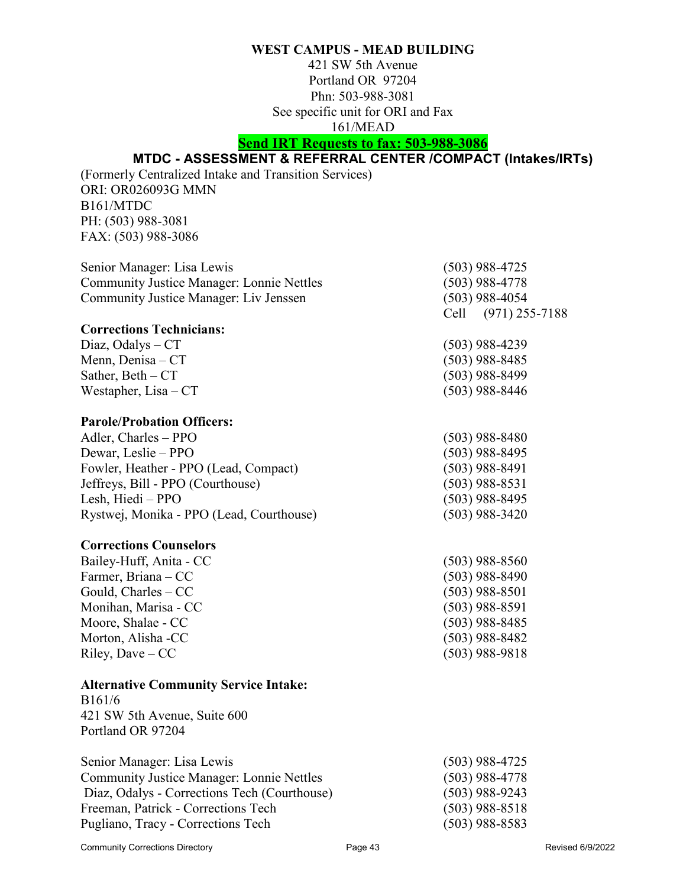**WEST CAMPUS - MEAD BUILDING**

421 SW 5th Avenue
Portland OR 97204
Phn: 503-988-3081
See specific unit for ORI and Fax
161/MEAD

**Send IRT Requests to fax: 503-988-3086**

## MTDC - ASSESSMENT & REFERRAL CENTER /COMPACT (Intakes/IRTs)

(Formerly Centralized Intake and Transition Services)
ORI: OR026093G MMN
B161/MTDC
PH: (503) 988-3081
FAX: (503) 988-3086

| | |
|---|---|
| Senior Manager: Lisa Lewis | (503) 988-4725 |
| Community Justice Manager: Lonnie Nettles | (503) 988-4778 |
| Community Justice Manager: Liv Jenssen | (503) 988-4054 |
| | Cell (971) 255-7188 |

**Corrections Technicians:**

| | |
|---|---|
| Diaz, Odalys – CT | (503) 988-4239 |
| Menn, Denisa – CT | (503) 988-8485 |
| Sather, Beth – CT | (503) 988-8499 |
| Westapher, Lisa – CT | (503) 988-8446 |

**Parole/Probation Officers:**

| | |
|---|---|
| Adler, Charles – PPO | (503) 988-8480 |
| Dewar, Leslie – PPO | (503) 988-8495 |
| Fowler, Heather - PPO (Lead, Compact) | (503) 988-8491 |
| Jeffreys, Bill - PPO (Courthouse) | (503) 988-8531 |
| Lesh, Hiedi – PPO | (503) 988-8495 |
| Rystwej, Monika - PPO (Lead, Courthouse) | (503) 988-3420 |

**Corrections Counselors**

| | |
|---|---|
| Bailey-Huff, Anita - CC | (503) 988-8560 |
| Farmer, Briana – CC | (503) 988-8490 |
| Gould, Charles – CC | (503) 988-8501 |
| Monihan, Marisa - CC | (503) 988-8591 |
| Moore, Shalae - CC | (503) 988-8485 |
| Morton, Alisha -CC | (503) 988-8482 |
| Riley, Dave – CC | (503) 988-9818 |

**Alternative Community Service Intake:**

B161/6
421 SW 5th Avenue, Suite 600
Portland OR 97204

| | |
|---|---|
| Senior Manager: Lisa Lewis | (503) 988-4725 |
| Community Justice Manager: Lonnie Nettles | (503) 988-4778 |
| Diaz, Odalys - Corrections Tech (Courthouse) | (503) 988-9243 |
| Freeman, Patrick - Corrections Tech | (503) 988-8518 |
| Pugliano, Tracy - Corrections Tech | (503) 988-8583 |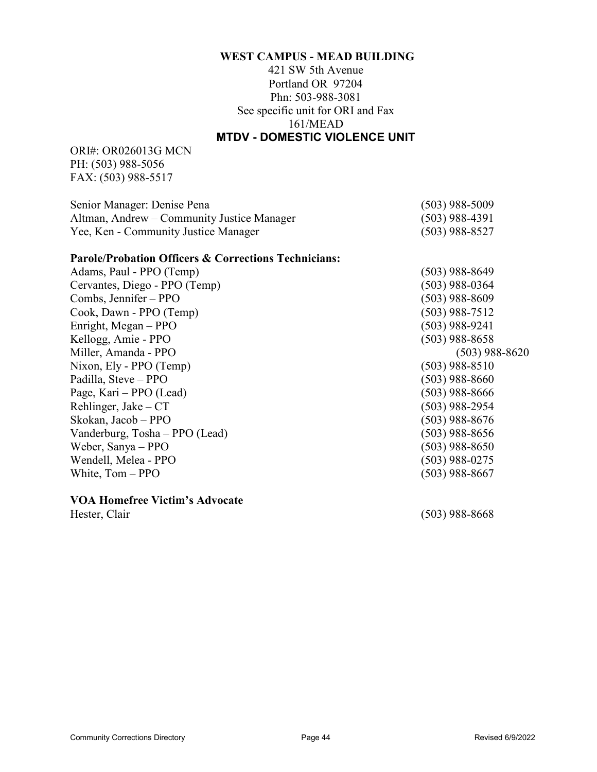**WEST CAMPUS - MEAD BUILDING**

421 SW 5th Avenue
Portland OR 97204
Phn: 503-988-3081
See specific unit for ORI and Fax
161/MEAD

## MTDV - DOMESTIC VIOLENCE UNIT

ORI#: OR026013G MCN
PH: (503) 988-5056
FAX: (503) 988-5517

| | |
|---|---|
| Senior Manager: Denise Pena | (503) 988-5009 |
| Altman, Andrew – Community Justice Manager | (503) 988-4391 |
| Yee, Ken - Community Justice Manager | (503) 988-8527 |

**Parole/Probation Officers & Corrections Technicians:**

| | |
|---|---|
| Adams, Paul - PPO (Temp) | (503) 988-8649 |
| Cervantes, Diego - PPO (Temp) | (503) 988-0364 |
| Combs, Jennifer – PPO | (503) 988-8609 |
| Cook, Dawn - PPO (Temp) | (503) 988-7512 |
| Enright, Megan – PPO | (503) 988-9241 |
| Kellogg, Amie - PPO | (503) 988-8658 |
| Miller, Amanda - PPO | (503) 988-8620 |
| Nixon, Ely - PPO (Temp) | (503) 988-8510 |
| Padilla, Steve – PPO | (503) 988-8660 |
| Page, Kari – PPO (Lead) | (503) 988-8666 |
| Rehlinger, Jake – CT | (503) 988-2954 |
| Skokan, Jacob – PPO | (503) 988-8676 |
| Vanderburg, Tosha – PPO (Lead) | (503) 988-8656 |
| Weber, Sanya – PPO | (503) 988-8650 |
| Wendell, Melea - PPO | (503) 988-0275 |
| White, Tom – PPO | (503) 988-8667 |

**VOA Homefree Victim's Advocate**

| | |
|---|---|
| Hester, Clair | (503) 988-8668 |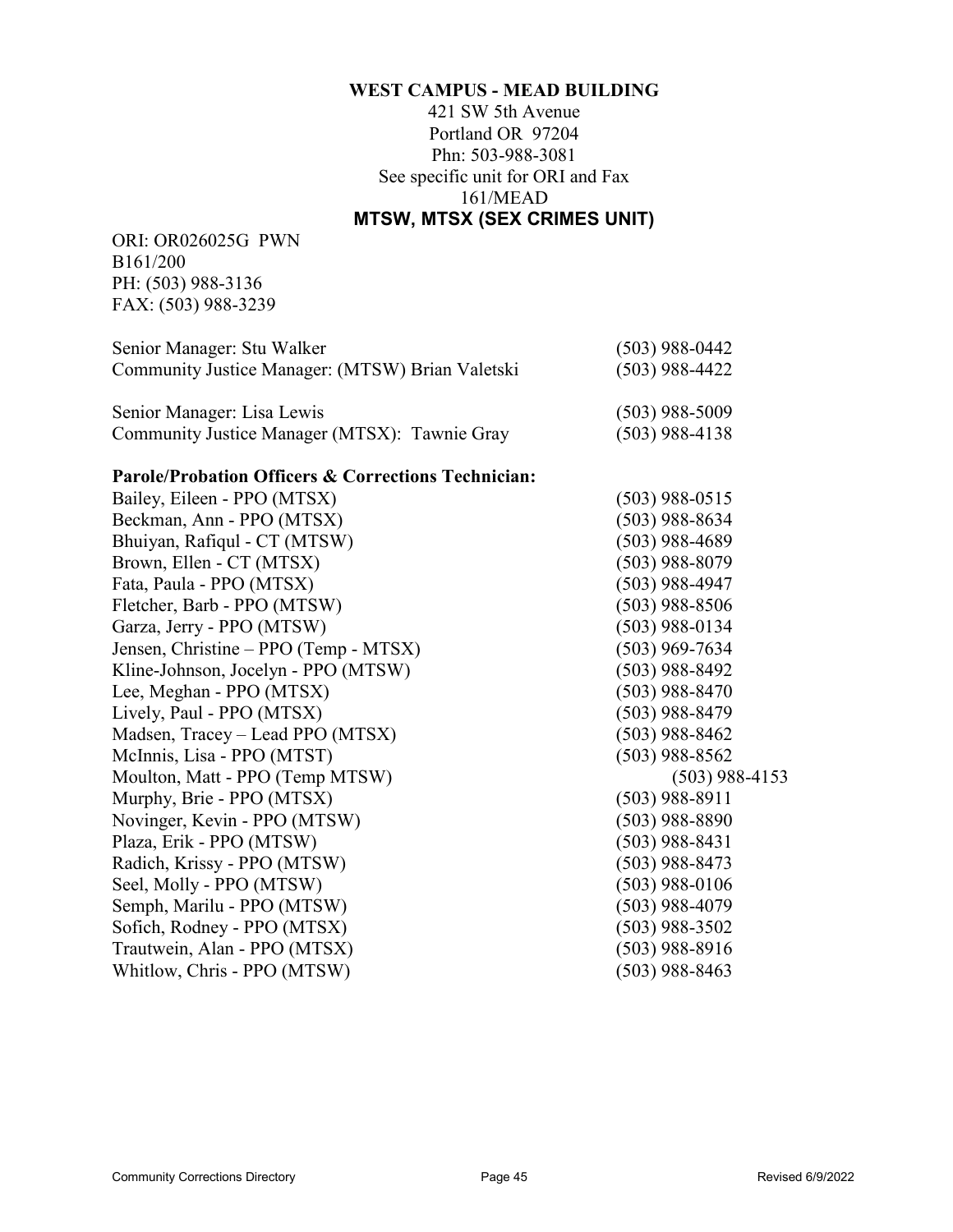**WEST CAMPUS - MEAD BUILDING**

421 SW 5th Avenue
Portland OR 97204
Phn: 503-988-3081
See specific unit for ORI and Fax
161/MEAD

## MTSW, MTSX (SEX CRIMES UNIT)

ORI: OR026025G PWN
B161/200
PH: (503) 988-3136
FAX: (503) 988-3239

| | |
|---|---|
| Senior Manager: Stu Walker | (503) 988-0442 |
| Community Justice Manager: (MTSW) Brian Valetski | (503) 988-4422 |
| | |
| Senior Manager: Lisa Lewis | (503) 988-5009 |
| Community Justice Manager (MTSX): Tawnie Gray | (503) 988-4138 |

**Parole/Probation Officers & Corrections Technician:**

| | |
|---|---|
| Bailey, Eileen - PPO (MTSX) | (503) 988-0515 |
| Beckman, Ann - PPO (MTSX) | (503) 988-8634 |
| Bhuiyan, Rafiqul - CT (MTSW) | (503) 988-4689 |
| Brown, Ellen - CT (MTSX) | (503) 988-8079 |
| Fata, Paula - PPO (MTSX) | (503) 988-4947 |
| Fletcher, Barb - PPO (MTSW) | (503) 988-8506 |
| Garza, Jerry - PPO (MTSW) | (503) 988-0134 |
| Jensen, Christine – PPO (Temp - MTSX) | (503) 969-7634 |
| Kline-Johnson, Jocelyn - PPO (MTSW) | (503) 988-8492 |
| Lee, Meghan - PPO (MTSX) | (503) 988-8470 |
| Lively, Paul - PPO (MTSX) | (503) 988-8479 |
| Madsen, Tracey – Lead PPO (MTSX) | (503) 988-8462 |
| McInnis, Lisa - PPO (MTST) | (503) 988-8562 |
| Moulton, Matt - PPO (Temp MTSW) | (503) 988-4153 |
| Murphy, Brie - PPO (MTSX) | (503) 988-8911 |
| Novinger, Kevin - PPO (MTSW) | (503) 988-8890 |
| Plaza, Erik - PPO (MTSW) | (503) 988-8431 |
| Radich, Krissy - PPO (MTSW) | (503) 988-8473 |
| Seel, Molly - PPO (MTSW) | (503) 988-0106 |
| Semph, Marilu - PPO (MTSW) | (503) 988-4079 |
| Sofich, Rodney - PPO (MTSX) | (503) 988-3502 |
| Trautwein, Alan - PPO (MTSX) | (503) 988-8916 |
| Whitlow, Chris - PPO (MTSW) | (503) 988-8463 |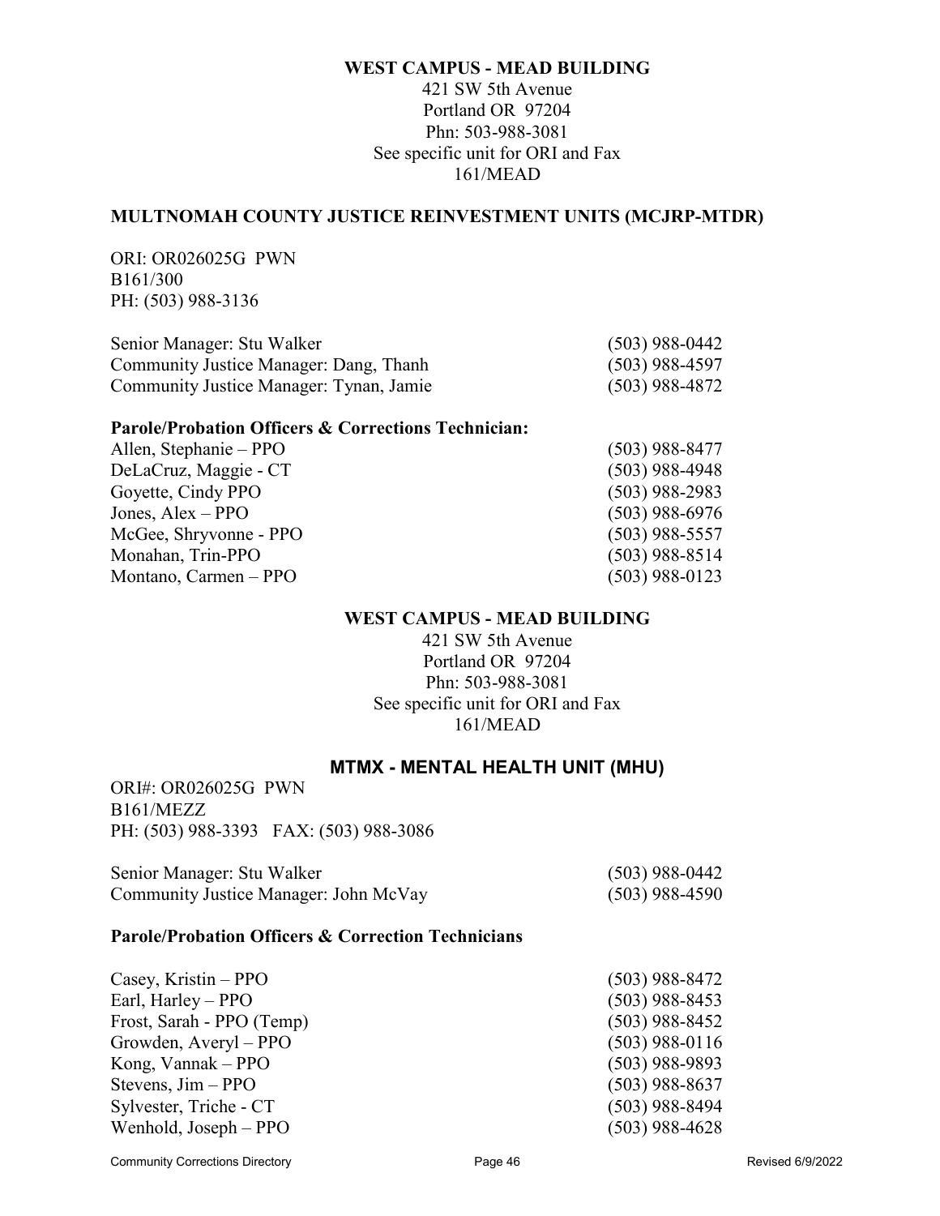**WEST CAMPUS - MEAD BUILDING**

421 SW 5th Avenue
Portland OR 97204
Phn: 503-988-3081
See specific unit for ORI and Fax
161/MEAD

## MULTNOMAH COUNTY JUSTICE REINVESTMENT UNITS (MCJRP-MTDR)

ORI: OR026025G PWN
B161/300
PH: (503) 988-3136

| | |
|---|---|
| Senior Manager: Stu Walker | (503) 988-0442 |
| Community Justice Manager: Dang, Thanh | (503) 988-4597 |
| Community Justice Manager: Tynan, Jamie | (503) 988-4872 |

**Parole/Probation Officers & Corrections Technician:**

| | |
|---|---|
| Allen, Stephanie – PPO | (503) 988-8477 |
| DeLaCruz, Maggie - CT | (503) 988-4948 |
| Goyette, Cindy PPO | (503) 988-2983 |
| Jones, Alex – PPO | (503) 988-6976 |
| McGee, Shryvonne - PPO | (503) 988-5557 |
| Monahan, Trin-PPO | (503) 988-8514 |
| Montano, Carmen – PPO | (503) 988-0123 |

**WEST CAMPUS - MEAD BUILDING**

421 SW 5th Avenue
Portland OR 97204
Phn: 503-988-3081
See specific unit for ORI and Fax
161/MEAD

## MTMX - MENTAL HEALTH UNIT (MHU)

ORI#: OR026025G PWN
B161/MEZZ
PH: (503) 988-3393 FAX: (503) 988-3086

| | |
|---|---|
| Senior Manager: Stu Walker | (503) 988-0442 |
| Community Justice Manager: John McVay | (503) 988-4590 |

**Parole/Probation Officers & Correction Technicians**

| | |
|---|---|
| Casey, Kristin – PPO | (503) 988-8472 |
| Earl, Harley – PPO | (503) 988-8453 |
| Frost, Sarah - PPO (Temp) | (503) 988-8452 |
| Growden, Averyl – PPO | (503) 988-0116 |
| Kong, Vannak – PPO | (503) 988-9893 |
| Stevens, Jim – PPO | (503) 988-8637 |
| Sylvester, Triche - CT | (503) 988-8494 |
| Wenhold, Joseph – PPO | (503) 988-4628 |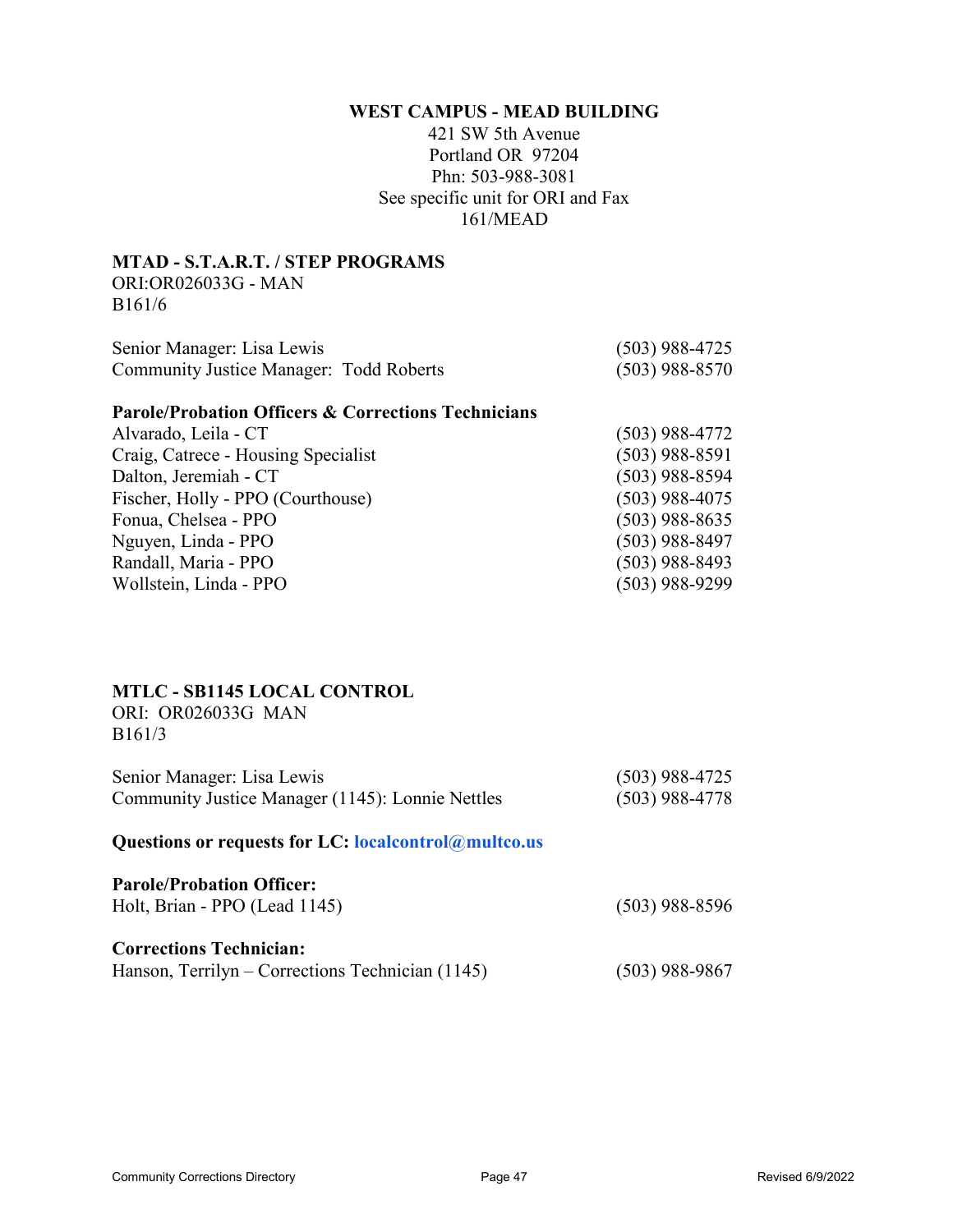## WEST CAMPUS - MEAD BUILDING

421 SW 5th Avenue
Portland OR 97204
Phn: 503-988-3081
See specific unit for ORI and Fax
161/MEAD

### MTAD - S.T.A.R.T. / STEP PROGRAMS

ORI:OR026033G - MAN
B161/6

| | |
|---|---|
| Senior Manager: Lisa Lewis | (503) 988-4725 |
| Community Justice Manager: Todd Roberts | (503) 988-8570 |

**Parole/Probation Officers & Corrections Technicians**

| | |
|---|---|
| Alvarado, Leila - CT | (503) 988-4772 |
| Craig, Catrece - Housing Specialist | (503) 988-8591 |
| Dalton, Jeremiah - CT | (503) 988-8594 |
| Fischer, Holly - PPO (Courthouse) | (503) 988-4075 |
| Fonua, Chelsea - PPO | (503) 988-8635 |
| Nguyen, Linda - PPO | (503) 988-8497 |
| Randall, Maria - PPO | (503) 988-8493 |
| Wollstein, Linda - PPO | (503) 988-9299 |

### MTLC - SB1145 LOCAL CONTROL

ORI: OR026033G MAN
B161/3

| | |
|---|---|
| Senior Manager: Lisa Lewis | (503) 988-4725 |
| Community Justice Manager (1145): Lonnie Nettles | (503) 988-4778 |

**Questions or requests for LC: localcontrol@multco.us**

**Parole/Probation Officer:**

| | |
|---|---|
| Holt, Brian - PPO (Lead 1145) | (503) 988-8596 |

**Corrections Technician:**

| | |
|---|---|
| Hanson, Terrilyn – Corrections Technician (1145) | (503) 988-9867 |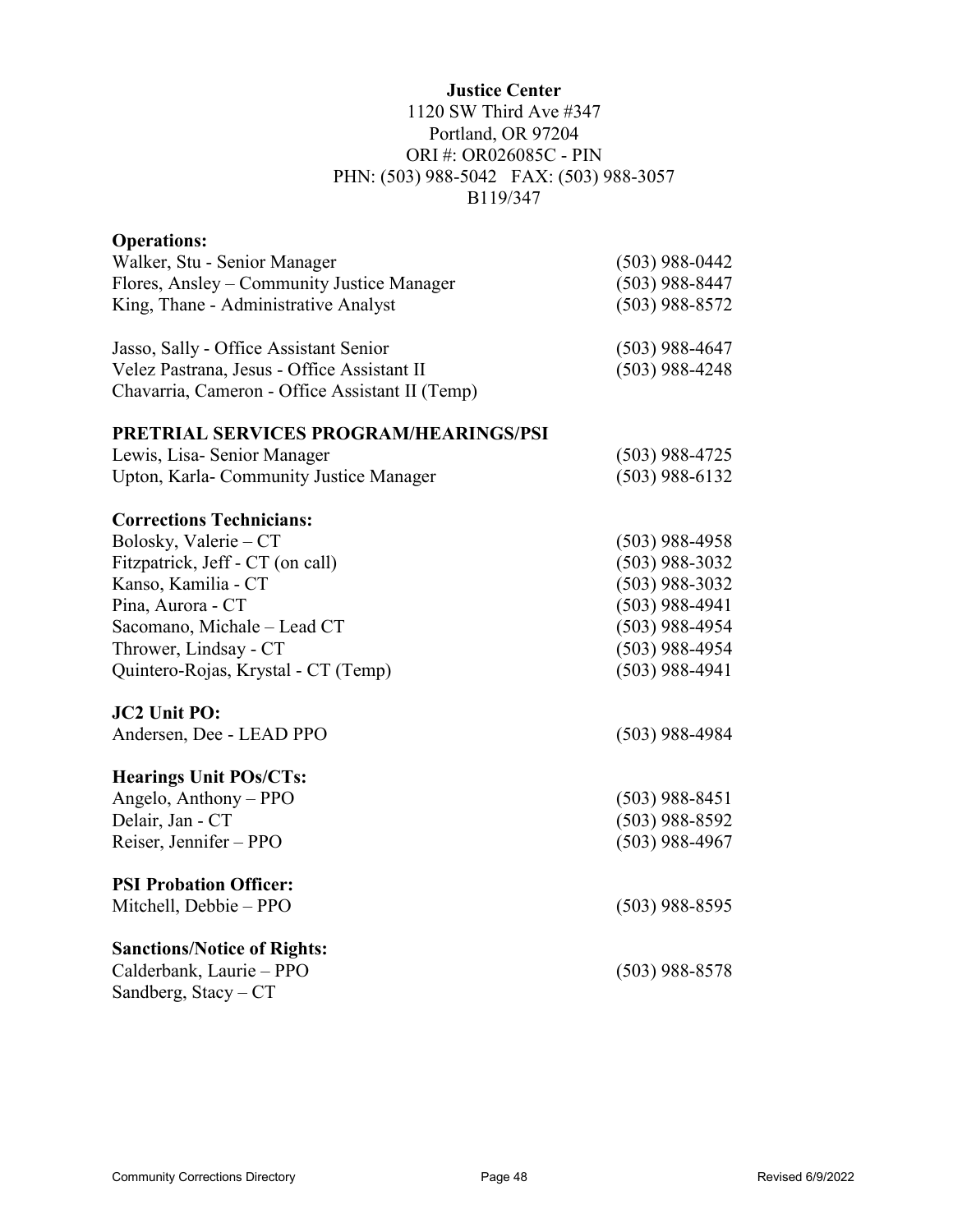**Justice Center**
1120 SW Third Ave #347
Portland, OR 97204
ORI #: OR026085C - PIN
PHN: (503) 988-5042 FAX: (503) 988-3057
B119/347

**Operations:**

| | |
|---|---|
| Walker, Stu - Senior Manager | (503) 988-0442 |
| Flores, Ansley – Community Justice Manager | (503) 988-8447 |
| King, Thane - Administrative Analyst | (503) 988-8572 |
| | |
| Jasso, Sally - Office Assistant Senior | (503) 988-4647 |
| Velez Pastrana, Jesus - Office Assistant II | (503) 988-4248 |
| Chavarria, Cameron - Office Assistant II (Temp) | |

**PRETRIAL SERVICES PROGRAM/HEARINGS/PSI**

| | |
|---|---|
| Lewis, Lisa- Senior Manager | (503) 988-4725 |
| Upton, Karla- Community Justice Manager | (503) 988-6132 |

**Corrections Technicians:**

| | |
|---|---|
| Bolosky, Valerie – CT | (503) 988-4958 |
| Fitzpatrick, Jeff - CT (on call) | (503) 988-3032 |
| Kanso, Kamilia - CT | (503) 988-3032 |
| Pina, Aurora - CT | (503) 988-4941 |
| Sacomano, Michale – Lead CT | (503) 988-4954 |
| Thrower, Lindsay - CT | (503) 988-4954 |
| Quintero-Rojas, Krystal - CT (Temp) | (503) 988-4941 |

**JC2 Unit PO:**

| | |
|---|---|
| Andersen, Dee - LEAD PPO | (503) 988-4984 |

**Hearings Unit POs/CTs:**

| | |
|---|---|
| Angelo, Anthony – PPO | (503) 988-8451 |
| Delair, Jan - CT | (503) 988-8592 |
| Reiser, Jennifer – PPO | (503) 988-4967 |

**PSI Probation Officer:**

| | |
|---|---|
| Mitchell, Debbie – PPO | (503) 988-8595 |

**Sanctions/Notice of Rights:**

| | |
|---|---|
| Calderbank, Laurie – PPO | (503) 988-8578 |
| Sandberg, Stacy – CT | |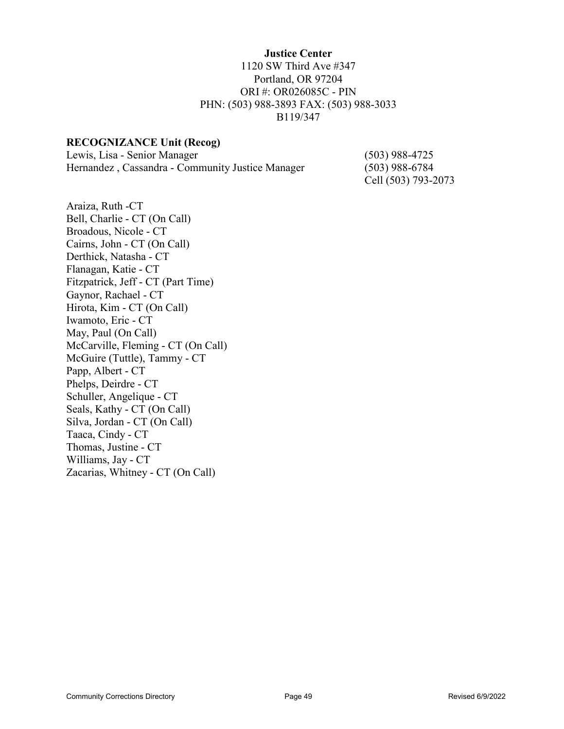**Justice Center**
1120 SW Third Ave #347
Portland, OR 97204
ORI #: OR026085C - PIN
PHN: (503) 988-3893 FAX: (503) 988-3033
B119/347

**RECOGNIZANCE Unit (Recog)**

| | |
|---|---|
| Lewis, Lisa - Senior Manager | (503) 988-4725 |
| Hernandez , Cassandra - Community Justice Manager | (503) 988-6784<br>Cell (503) 793-2073 |

Araiza, Ruth -CT
Bell, Charlie - CT (On Call)
Broadous, Nicole - CT
Cairns, John - CT (On Call)
Derthick, Natasha - CT
Flanagan, Katie - CT
Fitzpatrick, Jeff - CT (Part Time)
Gaynor, Rachael - CT
Hirota, Kim - CT (On Call)
Iwamoto, Eric - CT
May, Paul (On Call)
McCarville, Fleming - CT (On Call)
McGuire (Tuttle), Tammy - CT
Papp, Albert - CT
Phelps, Deirdre - CT
Schuller, Angelique - CT
Seals, Kathy - CT (On Call)
Silva, Jordan - CT (On Call)
Taaca, Cindy - CT
Thomas, Justine - CT
Williams, Jay - CT
Zacarias, Whitney - CT (On Call)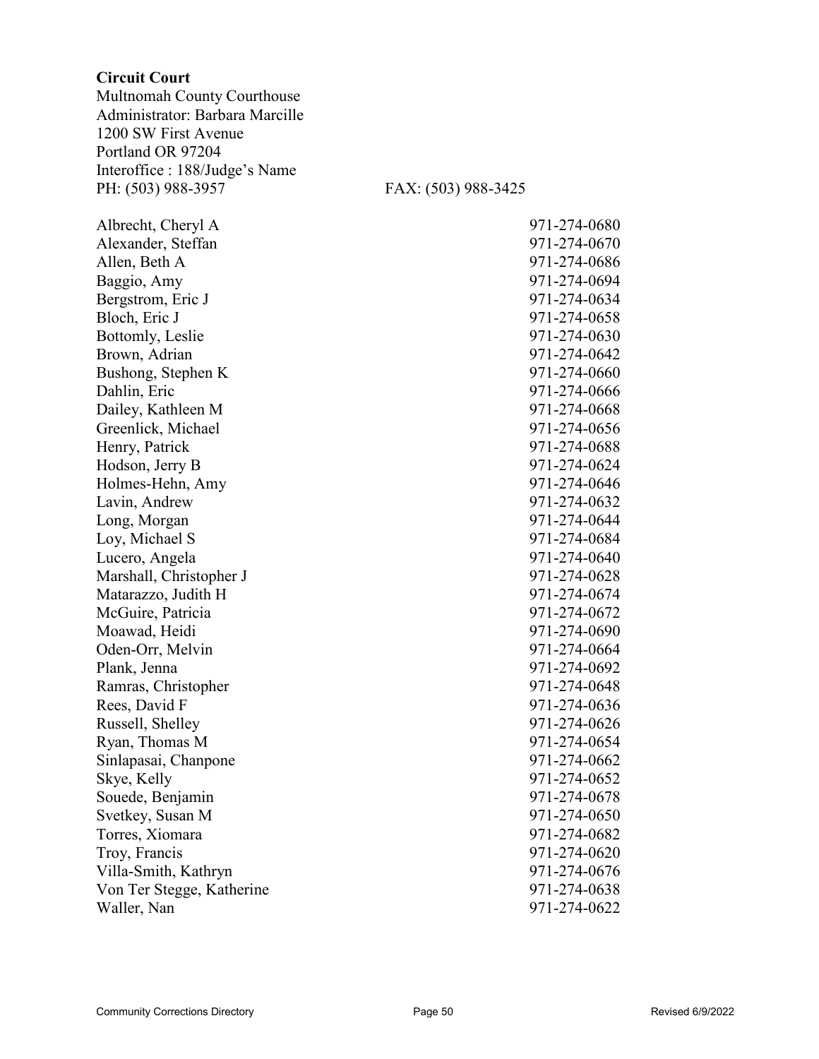**Circuit Court**
Multnomah County Courthouse
Administrator: Barbara Marcille
1200 SW First Avenue
Portland OR 97204
Interoffice : 188/Judge's Name
PH: (503) 988-3957 FAX: (503) 988-3425

| | |
|---|---|
| Albrecht, Cheryl A | 971-274-0680 |
| Alexander, Steffan | 971-274-0670 |
| Allen, Beth A | 971-274-0686 |
| Baggio, Amy | 971-274-0694 |
| Bergstrom, Eric J | 971-274-0634 |
| Bloch, Eric J | 971-274-0658 |
| Bottomly, Leslie | 971-274-0630 |
| Brown, Adrian | 971-274-0642 |
| Bushong, Stephen K | 971-274-0660 |
| Dahlin, Eric | 971-274-0666 |
| Dailey, Kathleen M | 971-274-0668 |
| Greenlick, Michael | 971-274-0656 |
| Henry, Patrick | 971-274-0688 |
| Hodson, Jerry B | 971-274-0624 |
| Holmes-Hehn, Amy | 971-274-0646 |
| Lavin, Andrew | 971-274-0632 |
| Long, Morgan | 971-274-0644 |
| Loy, Michael S | 971-274-0684 |
| Lucero, Angela | 971-274-0640 |
| Marshall, Christopher J | 971-274-0628 |
| Matarazzo, Judith H | 971-274-0674 |
| McGuire, Patricia | 971-274-0672 |
| Moawad, Heidi | 971-274-0690 |
| Oden-Orr, Melvin | 971-274-0664 |
| Plank, Jenna | 971-274-0692 |
| Ramras, Christopher | 971-274-0648 |
| Rees, David F | 971-274-0636 |
| Russell, Shelley | 971-274-0626 |
| Ryan, Thomas M | 971-274-0654 |
| Sinlapasai, Chanpone | 971-274-0662 |
| Skye, Kelly | 971-274-0652 |
| Souede, Benjamin | 971-274-0678 |
| Svetkey, Susan M | 971-274-0650 |
| Torres, Xiomara | 971-274-0682 |
| Troy, Francis | 971-274-0620 |
| Villa-Smith, Kathryn | 971-274-0676 |
| Von Ter Stegge, Katherine | 971-274-0638 |
| Waller, Nan | 971-274-0622 |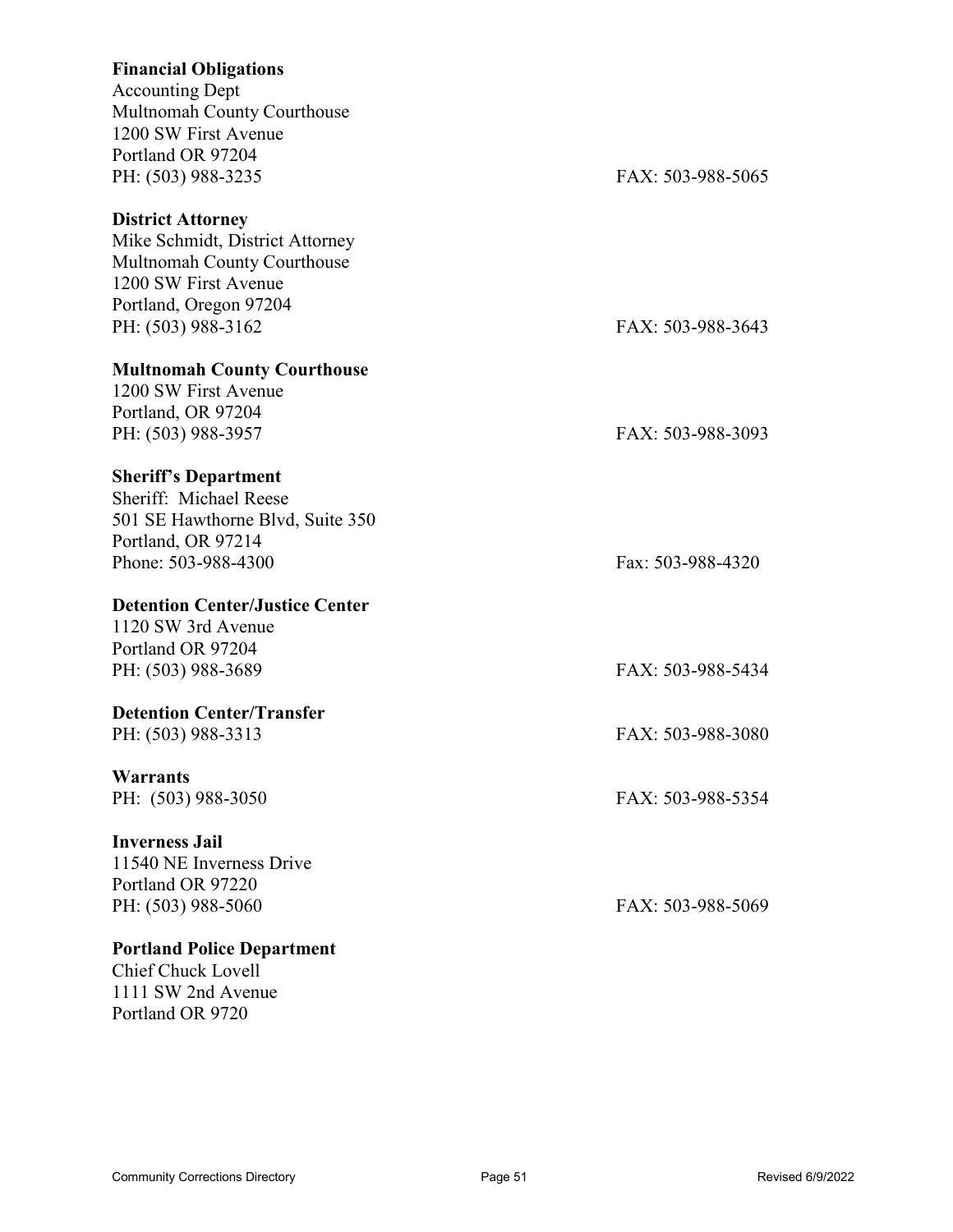**Financial Obligations**
Accounting Dept
Multnomah County Courthouse
1200 SW First Avenue
Portland OR 97204
PH: (503) 988-3235 FAX: 503-988-5065

**District Attorney**
Mike Schmidt, District Attorney
Multnomah County Courthouse
1200 SW First Avenue
Portland, Oregon 97204
PH: (503) 988-3162 FAX: 503-988-3643

**Multnomah County Courthouse**
1200 SW First Avenue
Portland, OR 97204
PH: (503) 988-3957 FAX: 503-988-3093

**Sheriff's Department**
Sheriff: Michael Reese
501 SE Hawthorne Blvd, Suite 350
Portland, OR 97214
Phone: 503-988-4300 Fax: 503-988-4320

**Detention Center/Justice Center**
1120 SW 3rd Avenue
Portland OR 97204
PH: (503) 988-3689 FAX: 503-988-5434

**Detention Center/Transfer**
PH: (503) 988-3313 FAX: 503-988-3080

**Warrants**
PH: (503) 988-3050 FAX: 503-988-5354

**Inverness Jail**
11540 NE Inverness Drive
Portland OR 97220
PH: (503) 988-5060 FAX: 503-988-5069

**Portland Police Department**
Chief Chuck Lovell
1111 SW 2nd Avenue
Portland OR 9720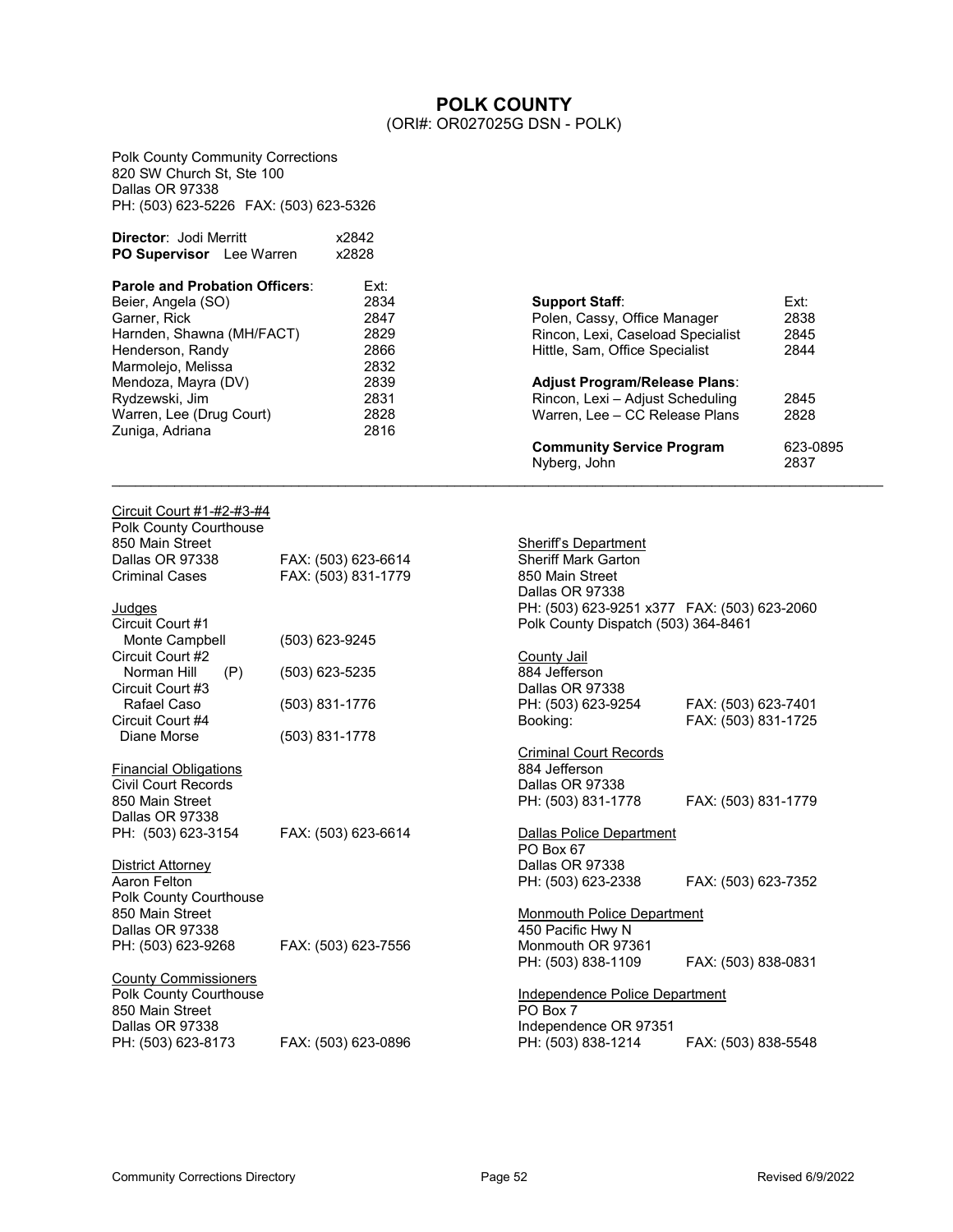# POLK COUNTY

(ORI#: OR027025G DSN - POLK)

Polk County Community Corrections
820 SW Church St, Ste 100
Dallas OR 97338
PH: (503) 623-5226 FAX: (503) 623-5326

**Director**: Jodi Merritt x2842
**PO Supervisor** Lee Warren x2828

| **Parole and Probation Officers**: | Ext: |
|---|---|
| Beier, Angela (SO) | 2834 |
| Garner, Rick | 2847 |
| Harnden, Shawna (MH/FACT) | 2829 |
| Henderson, Randy | 2866 |
| Marmolejo, Melissa | 2832 |
| Mendoza, Mayra (DV) | 2839 |
| Rydzewski, Jim | 2831 |
| Warren, Lee (Drug Court) | 2828 |
| Zuniga, Adriana | 2816 |

| **Support Staff**: | Ext: |
|---|---|
| Polen, Cassy, Office Manager | 2838 |
| Rincon, Lexi, Caseload Specialist | 2845 |
| Hittle, Sam, Office Specialist | 2844 |

| **Adjust Program/Release Plans**: | |
|---|---|
| Rincon, Lexi – Adjust Scheduling | 2845 |
| Warren, Lee – CC Release Plans | 2828 |

| **Community Service Program** | 623-0895 |
|---|---|
| Nyberg, John | 2837 |

---

Circuit Court #1-#2-#3-#4
Polk County Courthouse
850 Main Street
Dallas OR 97338 FAX: (503) 623-6614
Criminal Cases FAX: (503) 831-1779

Judges
Circuit Court #1
Monte Campbell (503) 623-9245
Circuit Court #2
Norman Hill (P) (503) 623-5235
Circuit Court #3
Rafael Caso (503) 831-1776
Circuit Court #4
Diane Morse (503) 831-1778

Financial Obligations
Civil Court Records
850 Main Street
Dallas OR 97338
PH: (503) 623-3154 FAX: (503) 623-6614

District Attorney
Aaron Felton
Polk County Courthouse
850 Main Street
Dallas OR 97338
PH: (503) 623-9268 FAX: (503) 623-7556

County Commissioners
Polk County Courthouse
850 Main Street
Dallas OR 97338
PH: (503) 623-8173 FAX: (503) 623-0896

Sheriff's Department
Sheriff Mark Garton
850 Main Street
Dallas OR 97338
PH: (503) 623-9251 x377 FAX: (503) 623-2060
Polk County Dispatch (503) 364-8461

County Jail
884 Jefferson
Dallas OR 97338
PH: (503) 623-9254 FAX: (503) 623-7401
Booking: FAX: (503) 831-1725

Criminal Court Records
884 Jefferson
Dallas OR 97338
PH: (503) 831-1778 FAX: (503) 831-1779

Dallas Police Department
PO Box 67
Dallas OR 97338
PH: (503) 623-2338 FAX: (503) 623-7352

Monmouth Police Department
450 Pacific Hwy N
Monmouth OR 97361
PH: (503) 838-1109 FAX: (503) 838-0831

Independence Police Department
PO Box 7
Independence OR 97351
PH: (503) 838-1214 FAX: (503) 838-5548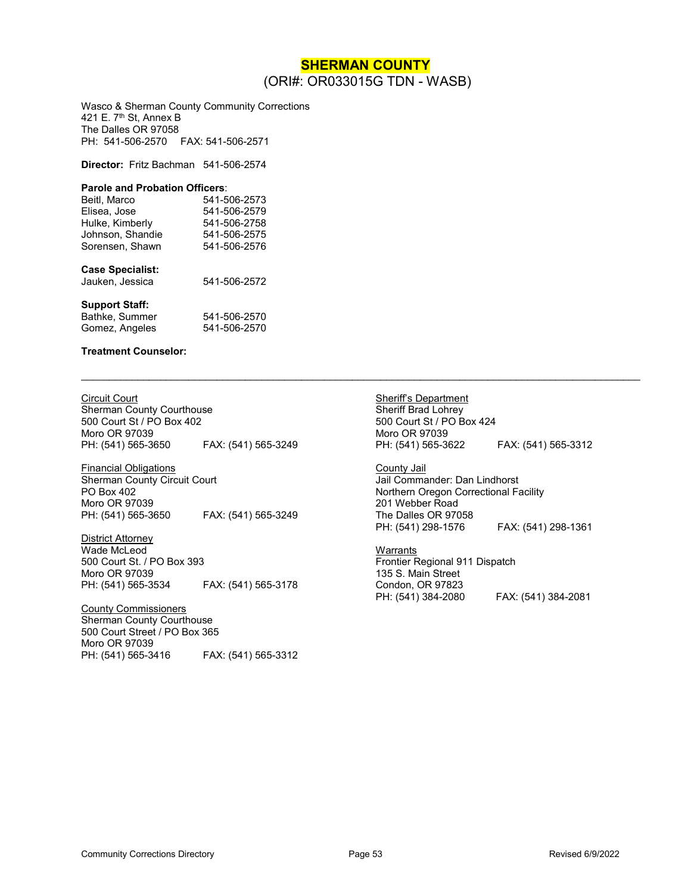# SHERMAN COUNTY

(ORI#: OR033015G TDN - WASB)

Wasco & Sherman County Community Corrections
421 E. 7th St, Annex B
The Dalles OR 97058
PH: 541-506-2570 FAX: 541-506-2571

**Director:** Fritz Bachman 541-506-2574

**Parole and Probation Officers**:

| | |
|---|---|
| Beitl, Marco | 541-506-2573 |
| Elisea, Jose | 541-506-2579 |
| Hulke, Kimberly | 541-506-2758 |
| Johnson, Shandie | 541-506-2575 |
| Sorensen, Shawn | 541-506-2576 |

**Case Specialist:**

| | |
|---|---|
| Jauken, Jessica | 541-506-2572 |

**Support Staff:**

| | |
|---|---|
| Bathke, Summer | 541-506-2570 |
| Gomez, Angeles | 541-506-2570 |

**Treatment Counselor:**

---

Circuit Court
Sherman County Courthouse
500 Court St / PO Box 402
Moro OR 97039
PH: (541) 565-3650 FAX: (541) 565-3249

Financial Obligations
Sherman County Circuit Court
PO Box 402
Moro OR 97039
PH: (541) 565-3650 FAX: (541) 565-3249

District Attorney
Wade McLeod
500 Court St. / PO Box 393
Moro OR 97039
PH: (541) 565-3534 FAX: (541) 565-3178

County Commissioners
Sherman County Courthouse
500 Court Street / PO Box 365
Moro OR 97039
PH: (541) 565-3416 FAX: (541) 565-3312

Sheriff's Department
Sheriff Brad Lohrey
500 Court St / PO Box 424
Moro OR 97039
PH: (541) 565-3622 FAX: (541) 565-3312

County Jail
Jail Commander: Dan Lindhorst
Northern Oregon Correctional Facility
201 Webber Road
The Dalles OR 97058
PH: (541) 298-1576 FAX: (541) 298-1361

Warrants
Frontier Regional 911 Dispatch
135 S. Main Street
Condon, OR 97823
PH: (541) 384-2080 FAX: (541) 384-2081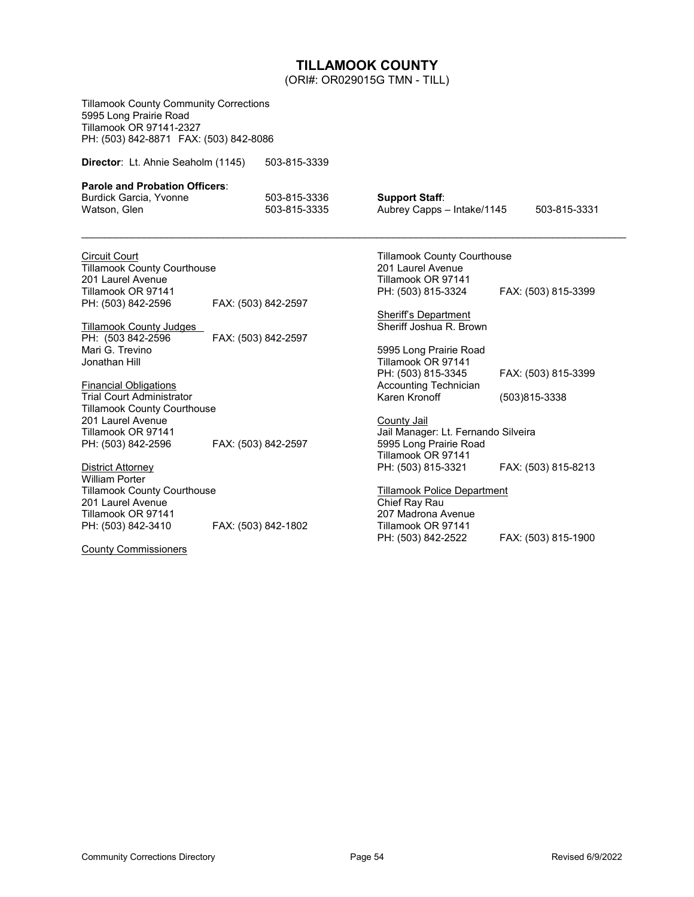# TILLAMOOK COUNTY

(ORI#: OR029015G TMN - TILL)

Tillamook County Community Corrections
5995 Long Prairie Road
Tillamook OR 97141-2327
PH: (503) 842-8871 FAX: (503) 842-8086

**Director**: Lt. Ahnie Seaholm (1145) 503-815-3339

**Parole and Probation Officers**:
Burdick Garcia, Yvonne 503-815-3336
Watson, Glen 503-815-3335

**Support Staff**:
Aubrey Capps – Intake/1145 503-815-3331

---

Circuit Court
Tillamook County Courthouse
201 Laurel Avenue
Tillamook OR 97141
PH: (503) 842-2596 FAX: (503) 842-2597

Tillamook County Judges
PH: (503 842-2596 FAX: (503) 842-2597
Mari G. Trevino
Jonathan Hill

Financial Obligations
Trial Court Administrator
Tillamook County Courthouse
201 Laurel Avenue
Tillamook OR 97141
PH: (503) 842-2596 FAX: (503) 842-2597

District Attorney
William Porter
Tillamook County Courthouse
201 Laurel Avenue
Tillamook OR 97141
PH: (503) 842-3410 FAX: (503) 842-1802

County Commissioners
Tillamook County Courthouse
201 Laurel Avenue
Tillamook OR 97141
PH: (503) 815-3324 FAX: (503) 815-3399

Sheriff's Department
Sheriff Joshua R. Brown

5995 Long Prairie Road
Tillamook OR 97141
PH: (503) 815-3345 FAX: (503) 815-3399
Accounting Technician
Karen Kronoff (503)815-3338

County Jail
Jail Manager: Lt. Fernando Silveira
5995 Long Prairie Road
Tillamook OR 97141
PH: (503) 815-3321 FAX: (503) 815-8213

Tillamook Police Department
Chief Ray Rau
207 Madrona Avenue
Tillamook OR 97141
PH: (503) 842-2522 FAX: (503) 815-1900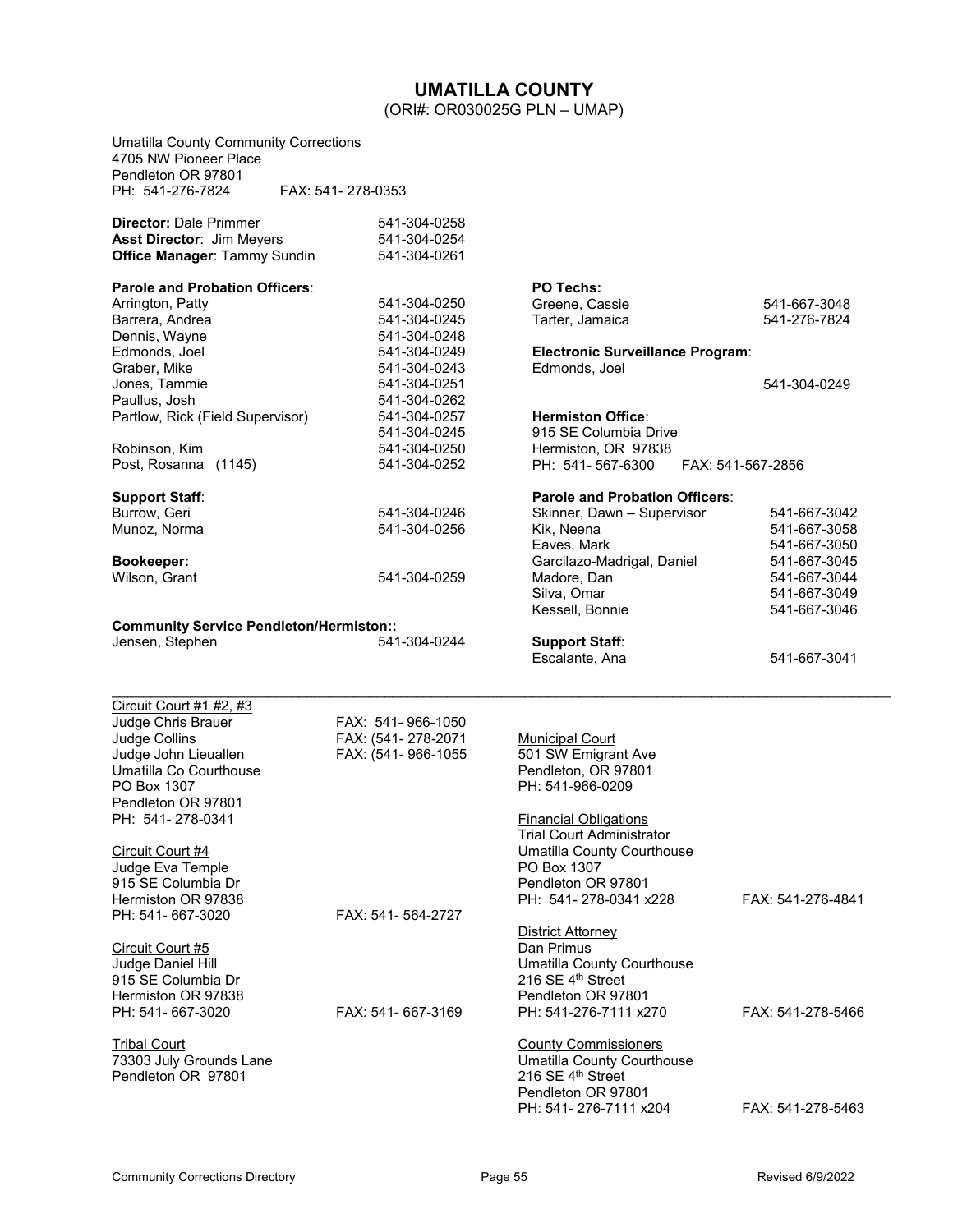# UMATILLA COUNTY

(ORI#: OR030025G PLN – UMAP)

Umatilla County Community Corrections
4705 NW Pioneer Place
Pendleton OR 97801
PH: 541-276-7824 FAX: 541- 278-0353

**Director:** Dale Primmer 541-304-0258
**Asst Director**: Jim Meyers 541-304-0254
**Office Manager**: Tammy Sundin 541-304-0261

**Parole and Probation Officers**:

| | |
|---|---|
| Arrington, Patty | 541-304-0250 |
| Barrera, Andrea | 541-304-0245 |
| Dennis, Wayne | 541-304-0248 |
| Edmonds, Joel | 541-304-0249 |
| Graber, Mike | 541-304-0243 |
| Jones, Tammie | 541-304-0251 |
| Paullus, Josh | 541-304-0262 |
| Partlow, Rick (Field Supervisor) | 541-304-0257 |
| | 541-304-0245 |
| Robinson, Kim | 541-304-0250 |
| Post, Rosanna (1145) | 541-304-0252 |

**Support Staff**:

| | |
|---|---|
| Burrow, Geri | 541-304-0246 |
| Munoz, Norma | 541-304-0256 |

**Bookeeper:**

Wilson, Grant 541-304-0259

**Community Service Pendleton/Hermiston::**

Jensen, Stephen 541-304-0244

**PO Techs:**

| | |
|---|---|
| Greene, Cassie | 541-667-3048 |
| Tarter, Jamaica | 541-276-7824 |

**Electronic Surveillance Program**:

Edmonds, Joel 541-304-0249

**Hermiston Office**:
915 SE Columbia Drive
Hermiston, OR 97838
PH: 541- 567-6300 FAX: 541-567-2856

**Parole and Probation Officers**:

| | |
|---|---|
| Skinner, Dawn – Supervisor | 541-667-3042 |
| Kik, Neena | 541-667-3058 |
| Eaves, Mark | 541-667-3050 |
| Garcilazo-Madrigal, Daniel | 541-667-3045 |
| Madore, Dan | 541-667-3044 |
| Silva, Omar | 541-667-3049 |
| Kessell, Bonnie | 541-667-3046 |

**Support Staff**:

Escalante, Ana 541-667-3041

---

Circuit Court #1 #2, #3
Judge Chris Brauer FAX: 541- 966-1050
Judge Collins FAX: (541- 278-2071
Judge John Lieuallen FAX: (541- 966-1055
Umatilla Co Courthouse
PO Box 1307
Pendleton OR 97801
PH: 541- 278-0341

Circuit Court #4
Judge Eva Temple
915 SE Columbia Dr
Hermiston OR 97838
PH: 541- 667-3020 FAX: 541- 564-2727

Circuit Court #5
Judge Daniel Hill
915 SE Columbia Dr
Hermiston OR 97838
PH: 541- 667-3020 FAX: 541- 667-3169

Tribal Court
73303 July Grounds Lane
Pendleton OR 97801

Municipal Court
501 SW Emigrant Ave
Pendleton, OR 97801
PH: 541-966-0209

Financial Obligations
Trial Court Administrator
Umatilla County Courthouse
PO Box 1307
Pendleton OR 97801
PH: 541- 278-0341 x228 FAX: 541-276-4841

District Attorney
Dan Primus
Umatilla County Courthouse
216 SE 4th Street
Pendleton OR 97801
PH: 541-276-7111 x270 FAX: 541-278-5466

County Commissioners
Umatilla County Courthouse
216 SE 4th Street
Pendleton OR 97801
PH: 541- 276-7111 x204 FAX: 541-278-5463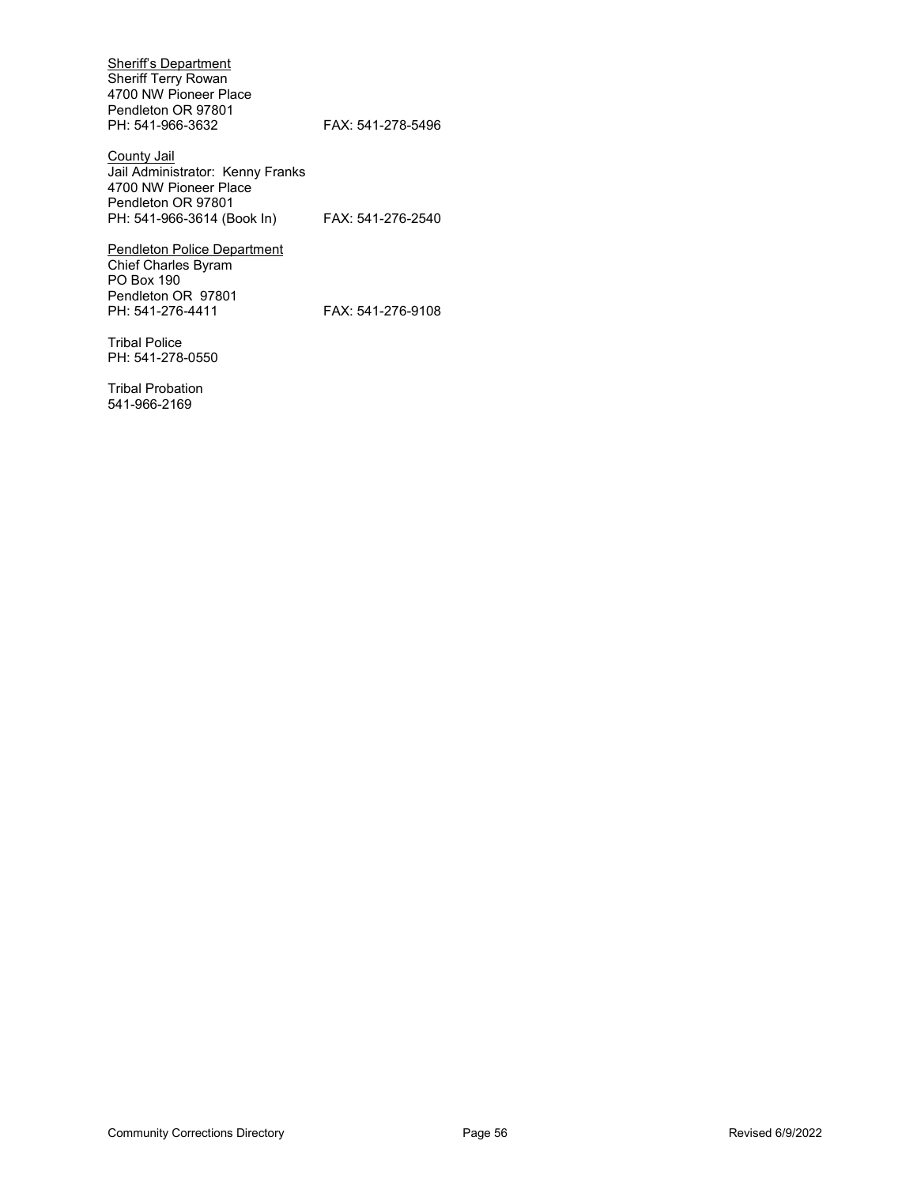<u>Sheriff's Department</u>
Sheriff Terry Rowan
4700 NW Pioneer Place
Pendleton OR 97801
PH: 541-966-3632 FAX: 541-278-5496

<u>County Jail</u>
Jail Administrator: Kenny Franks
4700 NW Pioneer Place
Pendleton OR 97801
PH: 541-966-3614 (Book In) FAX: 541-276-2540

<u>Pendleton Police Department</u>
Chief Charles Byram
PO Box 190
Pendleton OR 97801
PH: 541-276-4411 FAX: 541-276-9108

Tribal Police
PH: 541-278-0550

Tribal Probation
541-966-2169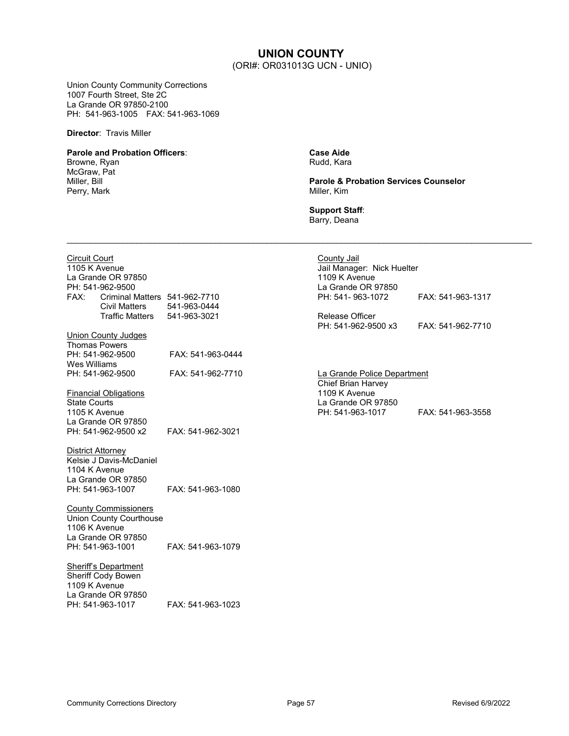# UNION COUNTY

(ORI#: OR031013G UCN - UNIO)

Union County Community Corrections
1007 Fourth Street, Ste 2C
La Grande OR 97850-2100
PH: 541-963-1005 FAX: 541-963-1069

**Director**: Travis Miller

**Parole and Probation Officers**:
Browne, Ryan
McGraw, Pat
Miller, Bill
Perry, Mark

**Case Aide**
Rudd, Kara

**Parole & Probation Services Counselor**
Miller, Kim

**Support Staff**:
Barry, Deana

---

Circuit Court
1105 K Avenue
La Grande OR 97850
PH: 541-962-9500
FAX: Criminal Matters 541-962-7710
Civil Matters 541-963-0444
Traffic Matters 541-963-3021

Union County Judges
Thomas Powers
PH: 541-962-9500 FAX: 541-963-0444
Wes Williams
PH: 541-962-9500 FAX: 541-962-7710

Financial Obligations
State Courts
1105 K Avenue
La Grande OR 97850
PH: 541-962-9500 x2 FAX: 541-962-3021

District Attorney
Kelsie J Davis-McDaniel
1104 K Avenue
La Grande OR 97850
PH: 541-963-1007 FAX: 541-963-1080

County Commissioners
Union County Courthouse
1106 K Avenue
La Grande OR 97850
PH: 541-963-1001 FAX: 541-963-1079

Sheriff's Department
Sheriff Cody Bowen
1109 K Avenue
La Grande OR 97850
PH: 541-963-1017 FAX: 541-963-1023

County Jail
Jail Manager: Nick Huelter
1109 K Avenue
La Grande OR 97850
PH: 541- 963-1072 FAX: 541-963-1317

Release Officer
PH: 541-962-9500 x3 FAX: 541-962-7710

La Grande Police Department
Chief Brian Harvey
1109 K Avenue
La Grande OR 97850
PH: 541-963-1017 FAX: 541-963-3558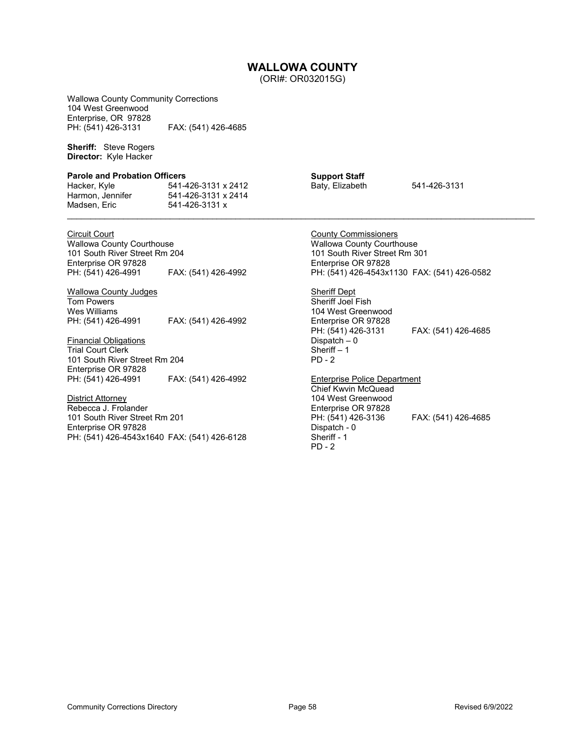# WALLOWA COUNTY

(ORI#: OR032015G)

Wallowa County Community Corrections
104 West Greenwood
Enterprise, OR 97828
PH: (541) 426-3131 FAX: (541) 426-4685

**Sheriff:** Steve Rogers
**Director:** Kyle Hacker

**Parole and Probation Officers**

| | |
|---|---|
| Hacker, Kyle | 541-426-3131 x 2412 |
| Harmon, Jennifer | 541-426-3131 x 2414 |
| Madsen, Eric | 541-426-3131 x |

**Support Staff**

| | |
|---|---|
| Baty, Elizabeth | 541-426-3131 |

---

Circuit Court
Wallowa County Courthouse
101 South River Street Rm 204
Enterprise OR 97828
PH: (541) 426-4991 FAX: (541) 426-4992

Wallowa County Judges
Tom Powers
Wes Williams
PH: (541) 426-4991 FAX: (541) 426-4992

Financial Obligations
Trial Court Clerk
101 South River Street Rm 204
Enterprise OR 97828
PH: (541) 426-4991 FAX: (541) 426-4992

District Attorney
Rebecca J. Frolander
101 South River Street Rm 201
Enterprise OR 97828
PH: (541) 426-4543x1640 FAX: (541) 426-6128

County Commissioners
Wallowa County Courthouse
101 South River Street Rm 301
Enterprise OR 97828
PH: (541) 426-4543x1130 FAX: (541) 426-0582

Sheriff Dept
Sheriff Joel Fish
104 West Greenwood
Enterprise OR 97828
PH: (541) 426-3131 FAX: (541) 426-4685
Dispatch – 0
Sheriff – 1
PD - 2

Enterprise Police Department
Chief Kwvin McQuead
104 West Greenwood
Enterprise OR 97828
PH: (541) 426-3136 FAX: (541) 426-4685
Dispatch - 0
Sheriff - 1
PD - 2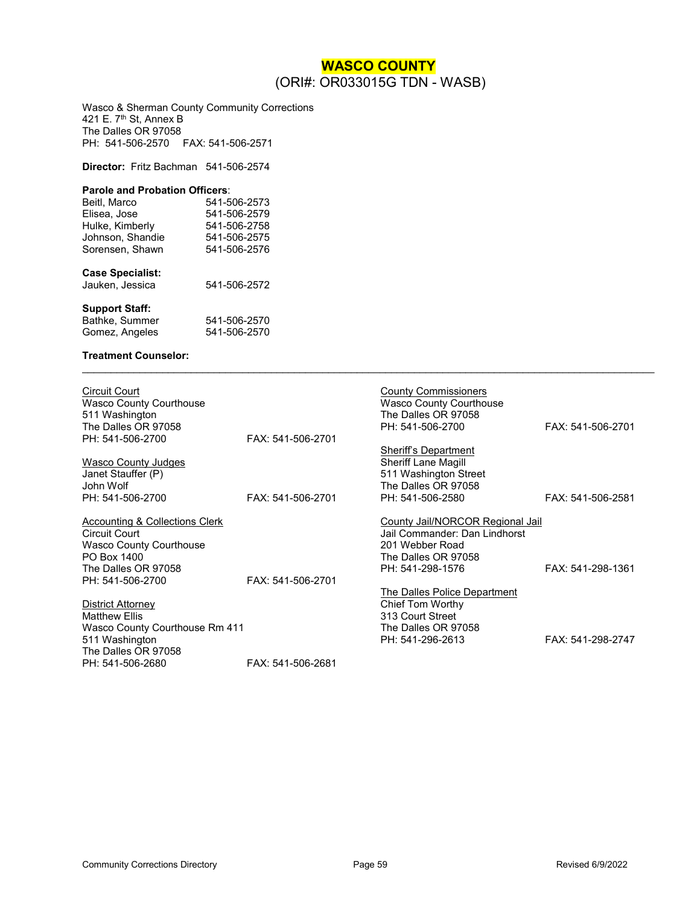# WASCO COUNTY

(ORI#: OR033015G TDN - WASB)

Wasco & Sherman County Community Corrections
421 E. 7th St, Annex B
The Dalles OR 97058
PH: 541-506-2570 FAX: 541-506-2571

**Director:** Fritz Bachman 541-506-2574

**Parole and Probation Officers**:

| | |
|---|---|
| Beitl, Marco | 541-506-2573 |
| Elisea, Jose | 541-506-2579 |
| Hulke, Kimberly | 541-506-2758 |
| Johnson, Shandie | 541-506-2575 |
| Sorensen, Shawn | 541-506-2576 |

**Case Specialist:**

| | |
|---|---|
| Jauken, Jessica | 541-506-2572 |

**Support Staff:**

| | |
|---|---|
| Bathke, Summer | 541-506-2570 |
| Gomez, Angeles | 541-506-2570 |

**Treatment Counselor:**

---

Circuit Court
Wasco County Courthouse
511 Washington
The Dalles OR 97058
PH: 541-506-2700 FAX: 541-506-2701

Wasco County Judges
Janet Stauffer (P)
John Wolf
PH: 541-506-2700 FAX: 541-506-2701

Accounting & Collections Clerk
Circuit Court
Wasco County Courthouse
PO Box 1400
The Dalles OR 97058
PH: 541-506-2700 FAX: 541-506-2701

District Attorney
Matthew Ellis
Wasco County Courthouse Rm 411
511 Washington
The Dalles OR 97058
PH: 541-506-2680 FAX: 541-506-2681

County Commissioners
Wasco County Courthouse
The Dalles OR 97058
PH: 541-506-2700 FAX: 541-506-2701

Sheriff's Department
Sheriff Lane Magill
511 Washington Street
The Dalles OR 97058
PH: 541-506-2580 FAX: 541-506-2581

County Jail/NORCOR Regional Jail
Jail Commander: Dan Lindhorst
201 Webber Road
The Dalles OR 97058
PH: 541-298-1576 FAX: 541-298-1361

The Dalles Police Department
Chief Tom Worthy
313 Court Street
The Dalles OR 97058
PH: 541-296-2613 FAX: 541-298-2747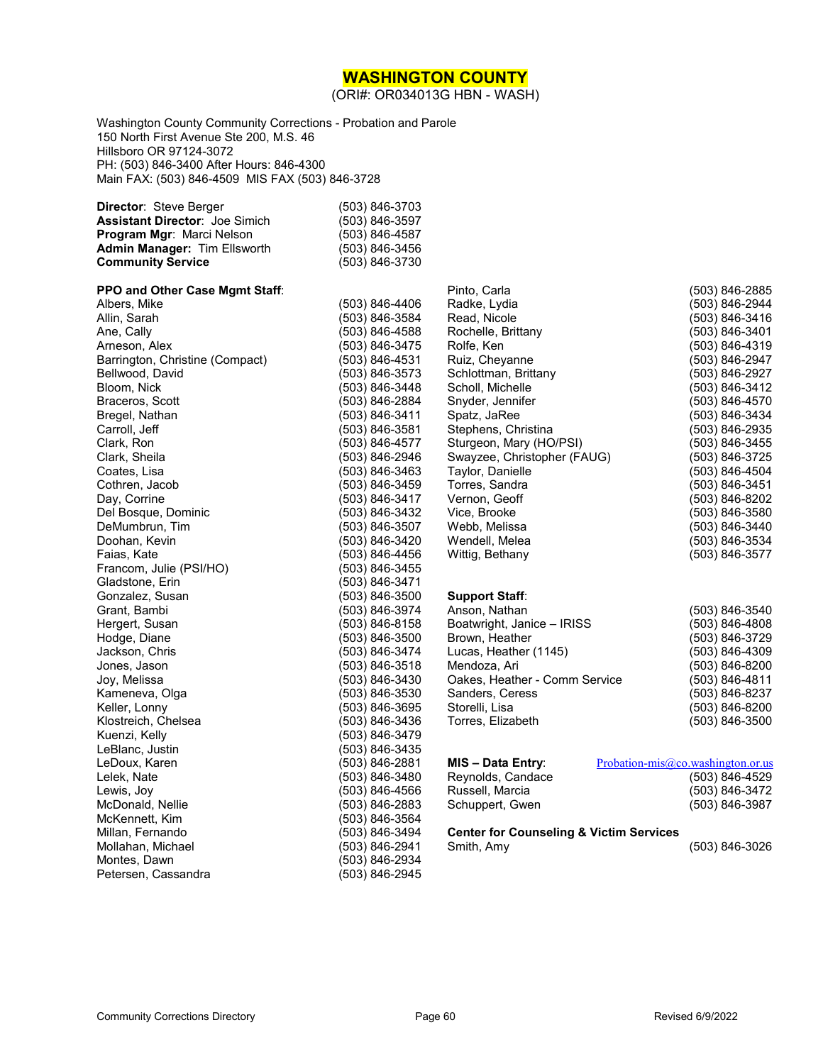# WASHINGTON COUNTY

(ORI#: OR034013G HBN - WASH)

Washington County Community Corrections - Probation and Parole
150 North First Avenue Ste 200, M.S. 46
Hillsboro OR 97124-3072
PH: (503) 846-3400 After Hours: 846-4300
Main FAX: (503) 846-4509 MIS FAX (503) 846-3728

| | |
|---|---|
| **Director**: Steve Berger | (503) 846-3703 |
| **Assistant Director**: Joe Simich | (503) 846-3597 |
| **Program Mgr**: Marci Nelson | (503) 846-4587 |
| **Admin Manager:** Tim Ellsworth | (503) 846-3456 |
| **Community Service** | (503) 846-3730 |

**PPO and Other Case Mgmt Staff**:

| | |
|---|---|
| Albers, Mike | (503) 846-4406 |
| Allin, Sarah | (503) 846-3584 |
| Ane, Cally | (503) 846-4588 |
| Arneson, Alex | (503) 846-3475 |
| Barrington, Christine (Compact) | (503) 846-4531 |
| Bellwood, David | (503) 846-3573 |
| Bloom, Nick | (503) 846-3448 |
| Braceros, Scott | (503) 846-2884 |
| Bregel, Nathan | (503) 846-3411 |
| Carroll, Jeff | (503) 846-3581 |
| Clark, Ron | (503) 846-4577 |
| Clark, Sheila | (503) 846-2946 |
| Coates, Lisa | (503) 846-3463 |
| Cothren, Jacob | (503) 846-3459 |
| Day, Corrine | (503) 846-3417 |
| Del Bosque, Dominic | (503) 846-3432 |
| DeMumbrun, Tim | (503) 846-3507 |
| Doohan, Kevin | (503) 846-3420 |
| Faias, Kate | (503) 846-4456 |
| Francom, Julie (PSI/HO) | (503) 846-3455 |
| Gladstone, Erin | (503) 846-3471 |
| Gonzalez, Susan | (503) 846-3500 |
| Grant, Bambi | (503) 846-3974 |
| Hergert, Susan | (503) 846-8158 |
| Hodge, Diane | (503) 846-3500 |
| Jackson, Chris | (503) 846-3474 |
| Jones, Jason | (503) 846-3518 |
| Joy, Melissa | (503) 846-3430 |
| Kameneva, Olga | (503) 846-3530 |
| Keller, Lonny | (503) 846-3695 |
| Klostreich, Chelsea | (503) 846-3436 |
| Kuenzi, Kelly | (503) 846-3479 |
| LeBlanc, Justin | (503) 846-3435 |
| LeDoux, Karen | (503) 846-2881 |
| Lelek, Nate | (503) 846-3480 |
| Lewis, Joy | (503) 846-4566 |
| McDonald, Nellie | (503) 846-2883 |
| McKennett, Kim | (503) 846-3564 |
| Millan, Fernando | (503) 846-3494 |
| Mollahan, Michael | (503) 846-2941 |
| Montes, Dawn | (503) 846-2934 |
| Petersen, Cassandra | (503) 846-2945 |
| Pinto, Carla | (503) 846-2885 |
| Radke, Lydia | (503) 846-2944 |
| Read, Nicole | (503) 846-3416 |
| Rochelle, Brittany | (503) 846-3401 |
| Rolfe, Ken | (503) 846-4319 |
| Ruiz, Cheyanne | (503) 846-2947 |
| Schlottman, Brittany | (503) 846-2927 |
| Scholl, Michelle | (503) 846-3412 |
| Snyder, Jennifer | (503) 846-4570 |
| Spatz, JaRee | (503) 846-3434 |
| Stephens, Christina | (503) 846-2935 |
| Sturgeon, Mary (HO/PSI) | (503) 846-3455 |
| Swayzee, Christopher (FAUG) | (503) 846-3725 |
| Taylor, Danielle | (503) 846-4504 |
| Torres, Sandra | (503) 846-3451 |
| Vernon, Geoff | (503) 846-8202 |
| Vice, Brooke | (503) 846-3580 |
| Webb, Melissa | (503) 846-3440 |
| Wendell, Melea | (503) 846-3534 |
| Wittig, Bethany | (503) 846-3577 |

**Support Staff**:

| | |
|---|---|
| Anson, Nathan | (503) 846-3540 |
| Boatwright, Janice – IRISS | (503) 846-4808 |
| Brown, Heather | (503) 846-3729 |
| Lucas, Heather (1145) | (503) 846-4309 |
| Mendoza, Ari | (503) 846-8200 |
| Oakes, Heather - Comm Service | (503) 846-4811 |
| Sanders, Ceress | (503) 846-8237 |
| Storelli, Lisa | (503) 846-8200 |
| Torres, Elizabeth | (503) 846-3500 |

| **MIS – Data Entry**: | Probation-mis@co.washington.or.us |
|---|---|
| Reynolds, Candace | (503) 846-4529 |
| Russell, Marcia | (503) 846-3472 |
| Schuppert, Gwen | (503) 846-3987 |

**Center for Counseling & Victim Services**

| | |
|---|---|
| Smith, Amy | (503) 846-3026 |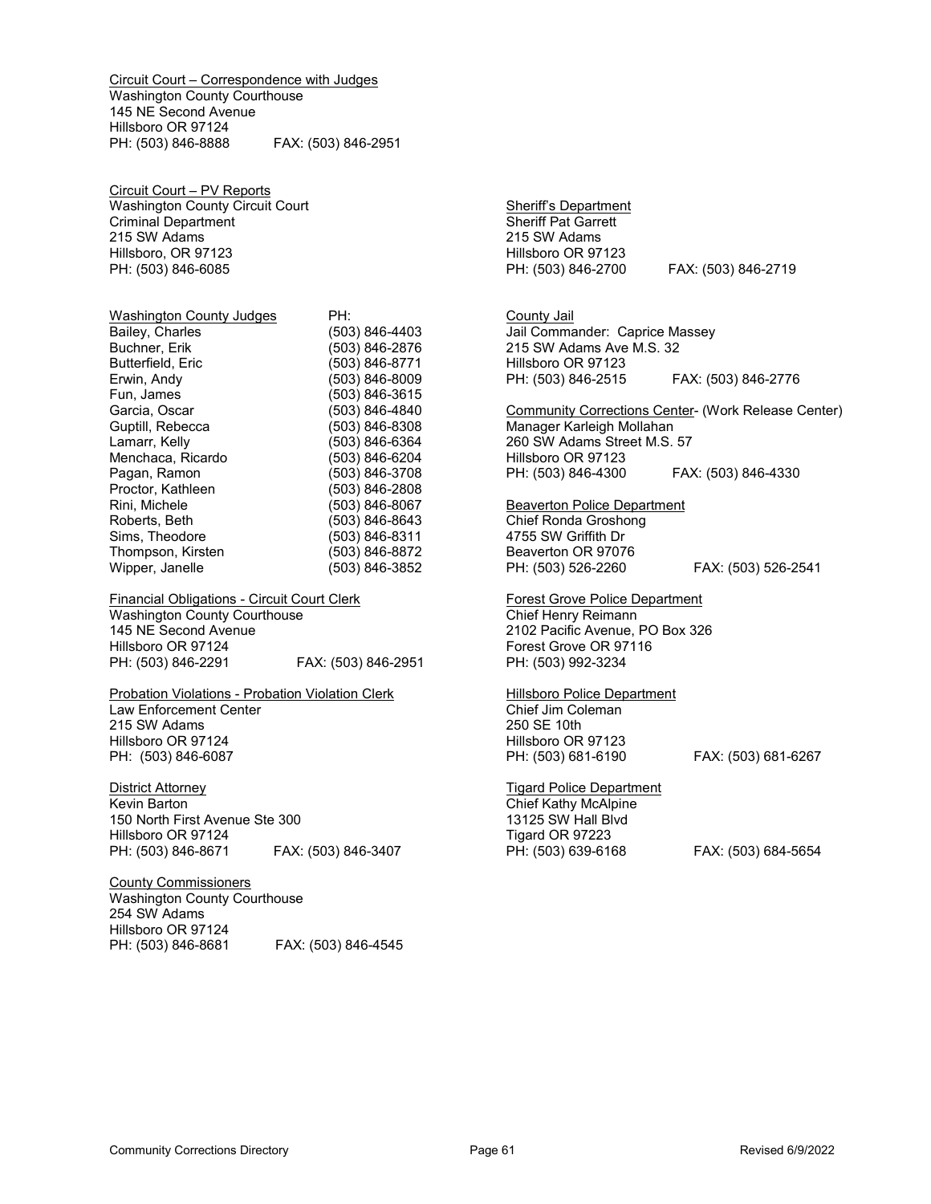Circuit Court – Correspondence with Judges
Washington County Courthouse
145 NE Second Avenue
Hillsboro OR 97124
PH: (503) 846-8888 FAX: (503) 846-2951

Circuit Court – PV Reports
Washington County Circuit Court
Criminal Department
215 SW Adams
Hillsboro, OR 97123
PH: (503) 846-6085

| Washington County Judges | PH: |
|---|---|
| Bailey, Charles | (503) 846-4403 |
| Buchner, Erik | (503) 846-2876 |
| Butterfield, Eric | (503) 846-8771 |
| Erwin, Andy | (503) 846-8009 |
| Fun, James | (503) 846-3615 |
| Garcia, Oscar | (503) 846-4840 |
| Guptill, Rebecca | (503) 846-8308 |
| Lamarr, Kelly | (503) 846-6364 |
| Menchaca, Ricardo | (503) 846-6204 |
| Pagan, Ramon | (503) 846-3708 |
| Proctor, Kathleen | (503) 846-2808 |
| Rini, Michele | (503) 846-8067 |
| Roberts, Beth | (503) 846-8643 |
| Sims, Theodore | (503) 846-8311 |
| Thompson, Kirsten | (503) 846-8872 |
| Wipper, Janelle | (503) 846-3852 |

Financial Obligations - Circuit Court Clerk
Washington County Courthouse
145 NE Second Avenue
Hillsboro OR 97124
PH: (503) 846-2291 FAX: (503) 846-2951

Probation Violations - Probation Violation Clerk
Law Enforcement Center
215 SW Adams
Hillsboro OR 97124
PH: (503) 846-6087

District Attorney
Kevin Barton
150 North First Avenue Ste 300
Hillsboro OR 97124
PH: (503) 846-8671 FAX: (503) 846-3407

County Commissioners
Washington County Courthouse
254 SW Adams
Hillsboro OR 97124
PH: (503) 846-8681 FAX: (503) 846-4545

Sheriff's Department
Sheriff Pat Garrett
215 SW Adams
Hillsboro OR 97123
PH: (503) 846-2700 FAX: (503) 846-2719

County Jail
Jail Commander: Caprice Massey
215 SW Adams Ave M.S. 32
Hillsboro OR 97123
PH: (503) 846-2515 FAX: (503) 846-2776

Community Corrections Center- (Work Release Center)
Manager Karleigh Mollahan
260 SW Adams Street M.S. 57
Hillsboro OR 97123
PH: (503) 846-4300 FAX: (503) 846-4330

Beaverton Police Department
Chief Ronda Groshong
4755 SW Griffith Dr
Beaverton OR 97076
PH: (503) 526-2260 FAX: (503) 526-2541

Forest Grove Police Department
Chief Henry Reimann
2102 Pacific Avenue, PO Box 326
Forest Grove OR 97116
PH: (503) 992-3234

Hillsboro Police Department
Chief Jim Coleman
250 SE 10th
Hillsboro OR 97123
PH: (503) 681-6190 FAX: (503) 681-6267

Tigard Police Department
Chief Kathy McAlpine
13125 SW Hall Blvd
Tigard OR 97223
PH: (503) 639-6168 FAX: (503) 684-5654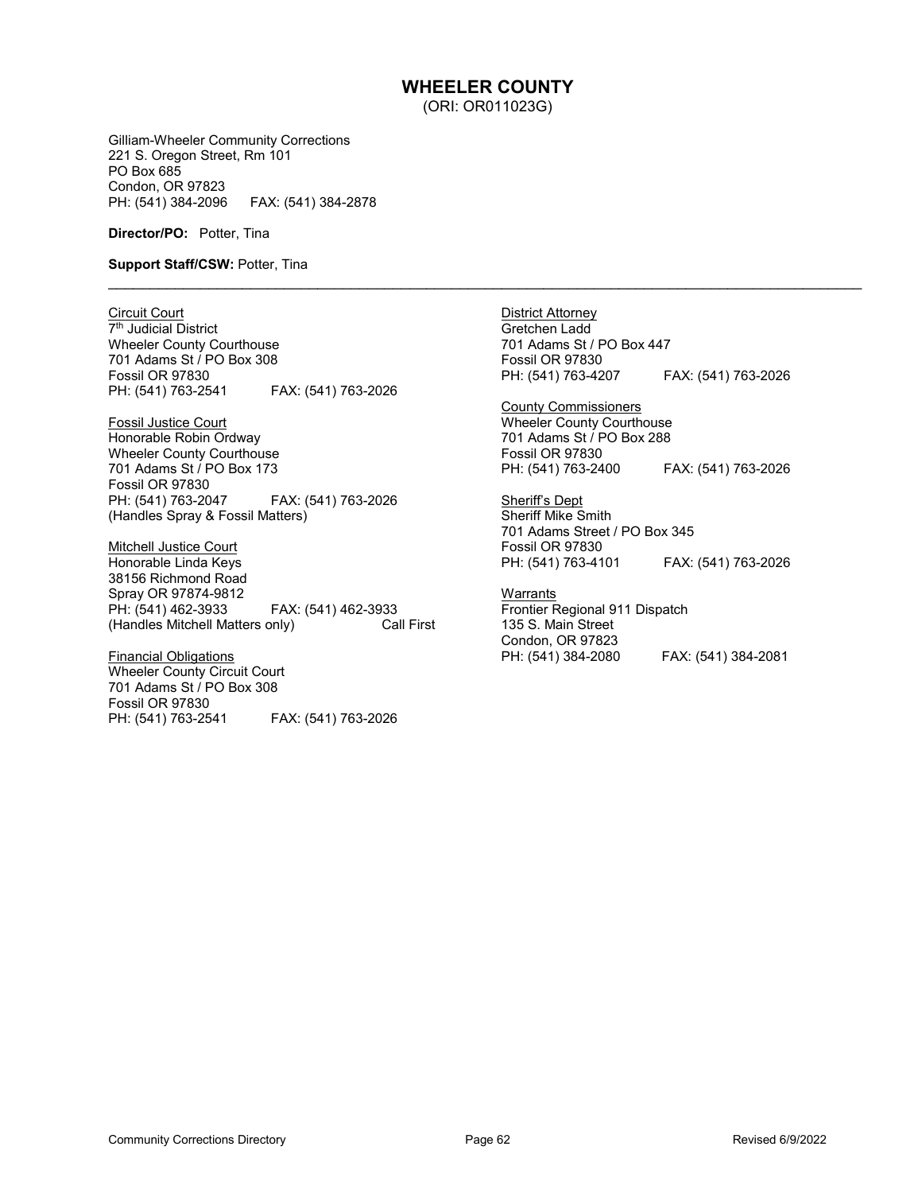# WHEELER COUNTY

(ORI: OR011023G)

Gilliam-Wheeler Community Corrections
221 S. Oregon Street, Rm 101
PO Box 685
Condon, OR 97823
PH: (541) 384-2096 FAX: (541) 384-2878

**Director/PO:** Potter, Tina

**Support Staff/CSW:** Potter, Tina

---

Circuit Court
7th Judicial District
Wheeler County Courthouse
701 Adams St / PO Box 308
Fossil OR 97830
PH: (541) 763-2541 FAX: (541) 763-2026

Fossil Justice Court
Honorable Robin Ordway
Wheeler County Courthouse
701 Adams St / PO Box 173
Fossil OR 97830
PH: (541) 763-2047 FAX: (541) 763-2026
(Handles Spray & Fossil Matters)

Mitchell Justice Court
Honorable Linda Keys
38156 Richmond Road
Spray OR 97874-9812
PH: (541) 462-3933 FAX: (541) 462-3933
(Handles Mitchell Matters only) Call First

Financial Obligations
Wheeler County Circuit Court
701 Adams St / PO Box 308
Fossil OR 97830
PH: (541) 763-2541 FAX: (541) 763-2026

District Attorney
Gretchen Ladd
701 Adams St / PO Box 447
Fossil OR 97830
PH: (541) 763-4207 FAX: (541) 763-2026

County Commissioners
Wheeler County Courthouse
701 Adams St / PO Box 288
Fossil OR 97830
PH: (541) 763-2400 FAX: (541) 763-2026

Sheriff's Dept
Sheriff Mike Smith
701 Adams Street / PO Box 345
Fossil OR 97830
PH: (541) 763-4101 FAX: (541) 763-2026

Warrants
Frontier Regional 911 Dispatch
135 S. Main Street
Condon, OR 97823
PH: (541) 384-2080 FAX: (541) 384-2081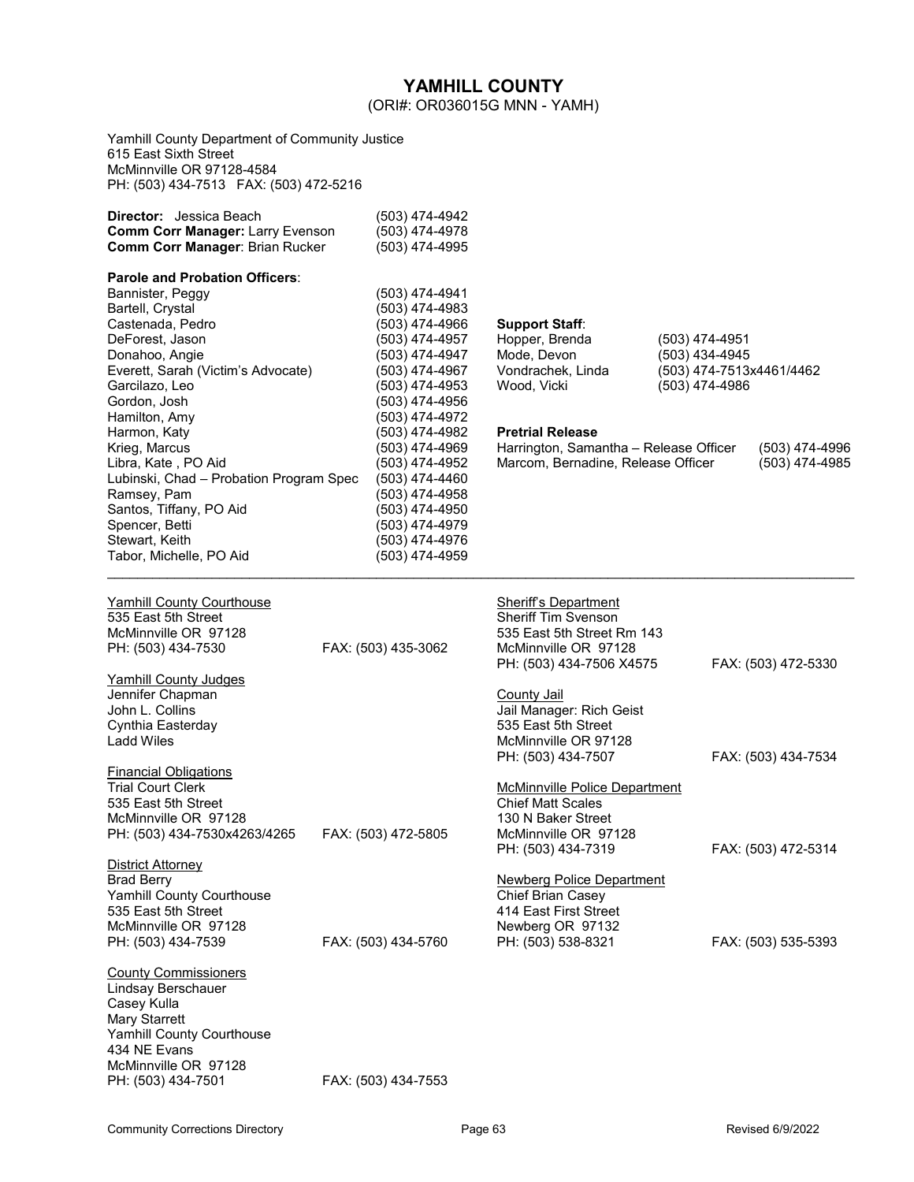# YAMHILL COUNTY

(ORI#: OR036015G MNN - YAMH)

Yamhill County Department of Community Justice
615 East Sixth Street
McMinnville OR 97128-4584
PH: (503) 434-7513 FAX: (503) 472-5216

**Director:** Jessica Beach (503) 474-4942
**Comm Corr Manager:** Larry Evenson (503) 474-4978
**Comm Corr Manager**: Brian Rucker (503) 474-4995

**Parole and Probation Officers**:

| Name | Phone |
|---|---|
| Bannister, Peggy | (503) 474-4941 |
| Bartell, Crystal | (503) 474-4983 |
| Castenada, Pedro | (503) 474-4966 |
| DeForest, Jason | (503) 474-4957 |
| Donahoo, Angie | (503) 474-4947 |
| Everett, Sarah (Victim's Advocate) | (503) 474-4967 |
| Garcilazo, Leo | (503) 474-4953 |
| Gordon, Josh | (503) 474-4956 |
| Hamilton, Amy | (503) 474-4972 |
| Harmon, Katy | (503) 474-4982 |
| Krieg, Marcus | (503) 474-4969 |
| Libra, Kate , PO Aid | (503) 474-4952 |
| Lubinski, Chad – Probation Program Spec | (503) 474-4460 |
| Ramsey, Pam | (503) 474-4958 |
| Santos, Tiffany, PO Aid | (503) 474-4950 |
| Spencer, Betti | (503) 474-4979 |
| Stewart, Keith | (503) 474-4976 |
| Tabor, Michelle, PO Aid | (503) 474-4959 |

**Support Staff**:

| Name | Phone |
|---|---|
| Hopper, Brenda | (503) 474-4951 |
| Mode, Devon | (503) 434-4945 |
| Vondrachek, Linda | (503) 474-7513x4461/4462 |
| Wood, Vicki | (503) 474-4986 |

**Pretrial Release**

| Name | Phone |
|---|---|
| Harrington, Samantha – Release Officer | (503) 474-4996 |
| Marcom, Bernadine, Release Officer | (503) 474-4985 |

---

Yamhill County Courthouse
535 East 5th Street
McMinnville OR 97128
PH: (503) 434-7530 FAX: (503) 435-3062

Yamhill County Judges
Jennifer Chapman
John L. Collins
Cynthia Easterday
Ladd Wiles

Financial Obligations
Trial Court Clerk
535 East 5th Street
McMinnville OR 97128
PH: (503) 434-7530x4263/4265 FAX: (503) 472-5805

District Attorney
Brad Berry
Yamhill County Courthouse
535 East 5th Street
McMinnville OR 97128
PH: (503) 434-7539 FAX: (503) 434-5760

County Commissioners
Lindsay Berschauer
Casey Kulla
Mary Starrett
Yamhill County Courthouse
434 NE Evans
McMinnville OR 97128
PH: (503) 434-7501 FAX: (503) 434-7553

Sheriff's Department
Sheriff Tim Svenson
535 East 5th Street Rm 143
McMinnville OR 97128
PH: (503) 434-7506 X4575 FAX: (503) 472-5330

County Jail
Jail Manager: Rich Geist
535 East 5th Street
McMinnville OR 97128
PH: (503) 434-7507 FAX: (503) 434-7534

McMinnville Police Department
Chief Matt Scales
130 N Baker Street
McMinnville OR 97128
PH: (503) 434-7319 FAX: (503) 472-5314

Newberg Police Department
Chief Brian Casey
414 East First Street
Newberg OR 97132
PH: (503) 538-8321 FAX: (503) 535-5393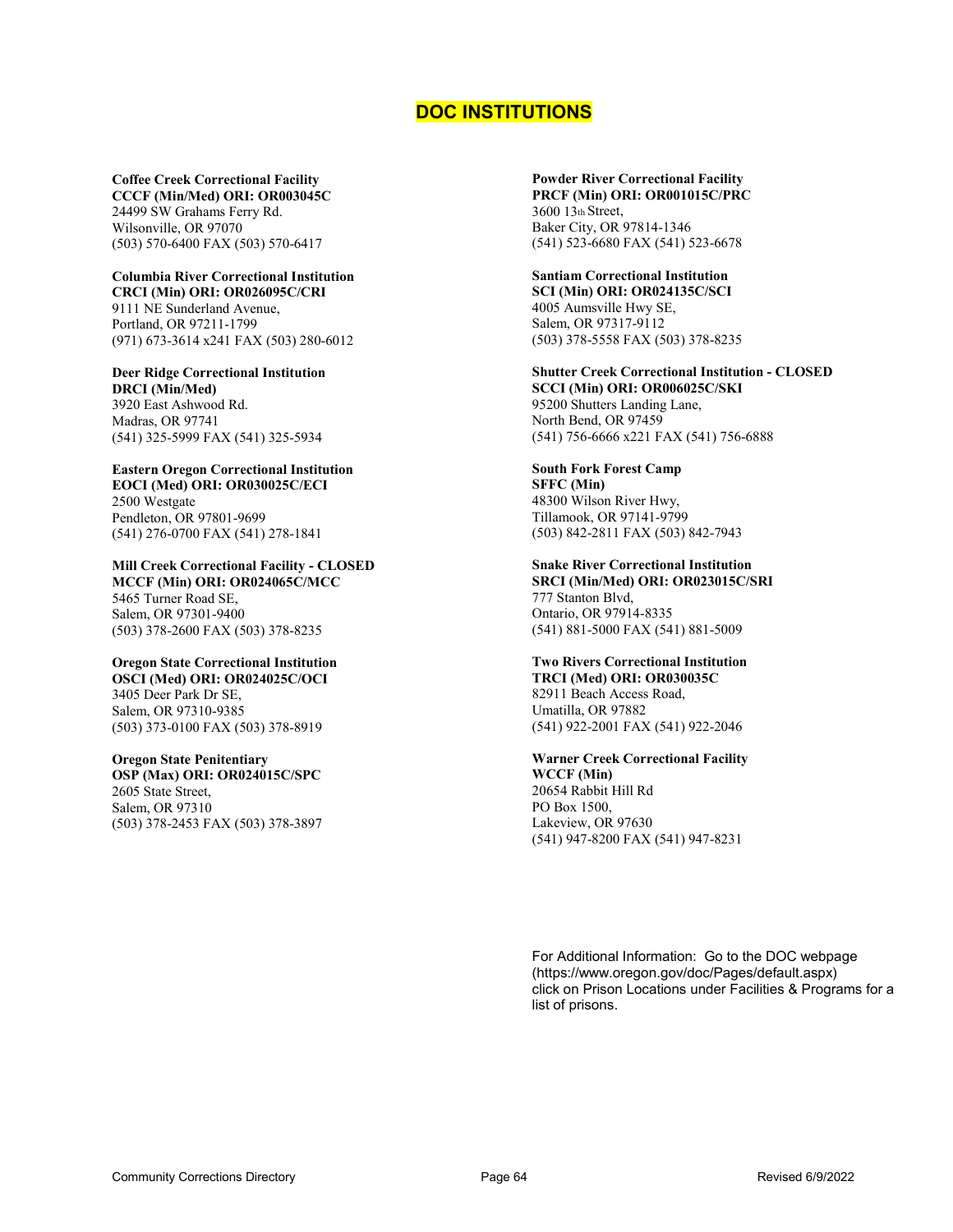# DOC INSTITUTIONS

**Coffee Creek Correctional Facility**
**CCCF (Min/Med) ORI: OR003045C**
24499 SW Grahams Ferry Rd.
Wilsonville, OR 97070
(503) 570-6400 FAX (503) 570-6417

**Columbia River Correctional Institution**
**CRCI (Min) ORI: OR026095C/CRI**
9111 NE Sunderland Avenue,
Portland, OR 97211-1799
(971) 673-3614 x241 FAX (503) 280-6012

**Deer Ridge Correctional Institution**
**DRCI (Min/Med)**
3920 East Ashwood Rd.
Madras, OR 97741
(541) 325-5999 FAX (541) 325-5934

**Eastern Oregon Correctional Institution**
**EOCI (Med) ORI: OR030025C/ECI**
2500 Westgate
Pendleton, OR 97801-9699
(541) 276-0700 FAX (541) 278-1841

**Mill Creek Correctional Facility - CLOSED**
**MCCF (Min) ORI: OR024065C/MCC**
5465 Turner Road SE,
Salem, OR 97301-9400
(503) 378-2600 FAX (503) 378-8235

**Oregon State Correctional Institution**
**OSCI (Med) ORI: OR024025C/OCI**
3405 Deer Park Dr SE,
Salem, OR 97310-9385
(503) 373-0100 FAX (503) 378-8919

**Oregon State Penitentiary**
**OSP (Max) ORI: OR024015C/SPC**
2605 State Street,
Salem, OR 97310
(503) 378-2453 FAX (503) 378-3897

**Powder River Correctional Facility**
**PRCF (Min) ORI: OR001015C/PRC**
3600 13th Street,
Baker City, OR 97814-1346
(541) 523-6680 FAX (541) 523-6678

**Santiam Correctional Institution**
**SCI (Min) ORI: OR024135C/SCI**
4005 Aumsville Hwy SE,
Salem, OR 97317-9112
(503) 378-5558 FAX (503) 378-8235

**Shutter Creek Correctional Institution - CLOSED**
**SCCI (Min) ORI: OR006025C/SKI**
95200 Shutters Landing Lane,
North Bend, OR 97459
(541) 756-6666 x221 FAX (541) 756-6888

**South Fork Forest Camp**
**SFFC (Min)**
48300 Wilson River Hwy,
Tillamook, OR 97141-9799
(503) 842-2811 FAX (503) 842-7943

**Snake River Correctional Institution**
**SRCI (Min/Med) ORI: OR023015C/SRI**
777 Stanton Blvd,
Ontario, OR 97914-8335
(541) 881-5000 FAX (541) 881-5009

**Two Rivers Correctional Institution**
**TRCI (Med) ORI: OR030035C**
82911 Beach Access Road,
Umatilla, OR 97882
(541) 922-2001 FAX (541) 922-2046

**Warner Creek Correctional Facility**
**WCCF (Min)**
20654 Rabbit Hill Rd
PO Box 1500,
Lakeview, OR 97630
(541) 947-8200 FAX (541) 947-8231

For Additional Information: Go to the DOC webpage (https://www.oregon.gov/doc/Pages/default.aspx) click on Prison Locations under Facilities & Programs for a list of prisons.